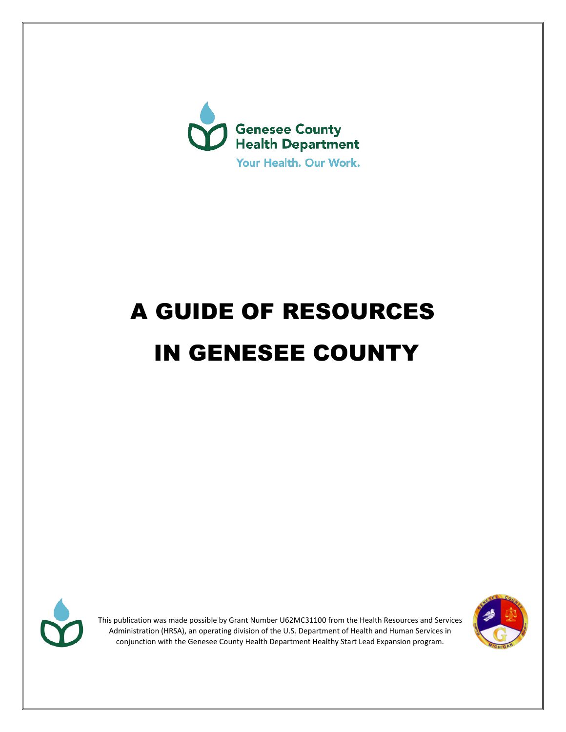Genesee County Health Department

Your Health. Our Work.

# A GUIDE OF RESOURCES IN GENESEE COUNTY

This publication was made possible by Grant Number U62MC31100 from the Health Resources and Services Administration (HRSA), an operating division of the U.S. Department of Health and Human Services in conjunction with the Genesee County Health Department Healthy Start Lead Expansion program.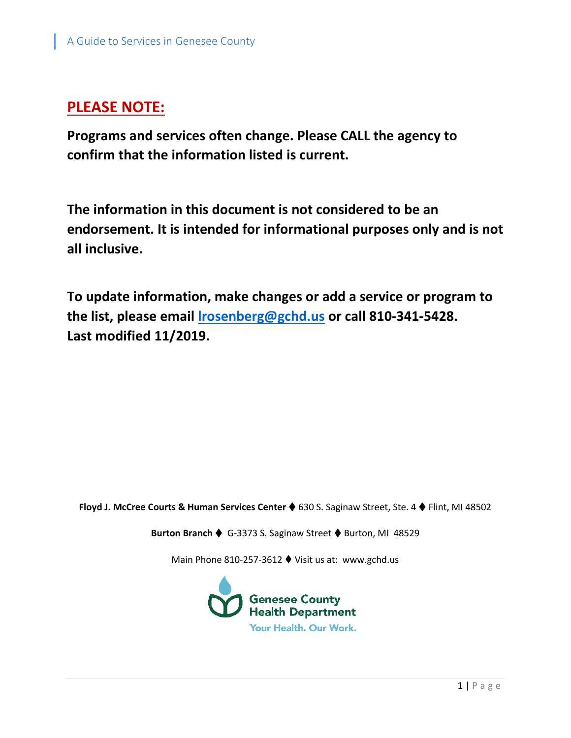## PLEASE NOTE:

**Programs and services often change. Please CALL the agency to confirm that the information listed is current.**

**The information in this document is not considered to be an endorsement. It is intended for informational purposes only and is not all inclusive.**

**To update information, make changes or add a service or program to the list, please email lrosenberg@gchd.us or call 810-341-5428.**
**Last modified 11/2019.**

**Floyd J. McCree Courts & Human Services Center** ♦ 630 S. Saginaw Street, Ste. 4 ♦ Flint, MI 48502

**Burton Branch** ♦ G-3373 S. Saginaw Street ♦ Burton, MI 48529

Main Phone 810-257-3612 ♦ Visit us at: www.gchd.us

Genesee County Health Department
Your Health. Our Work.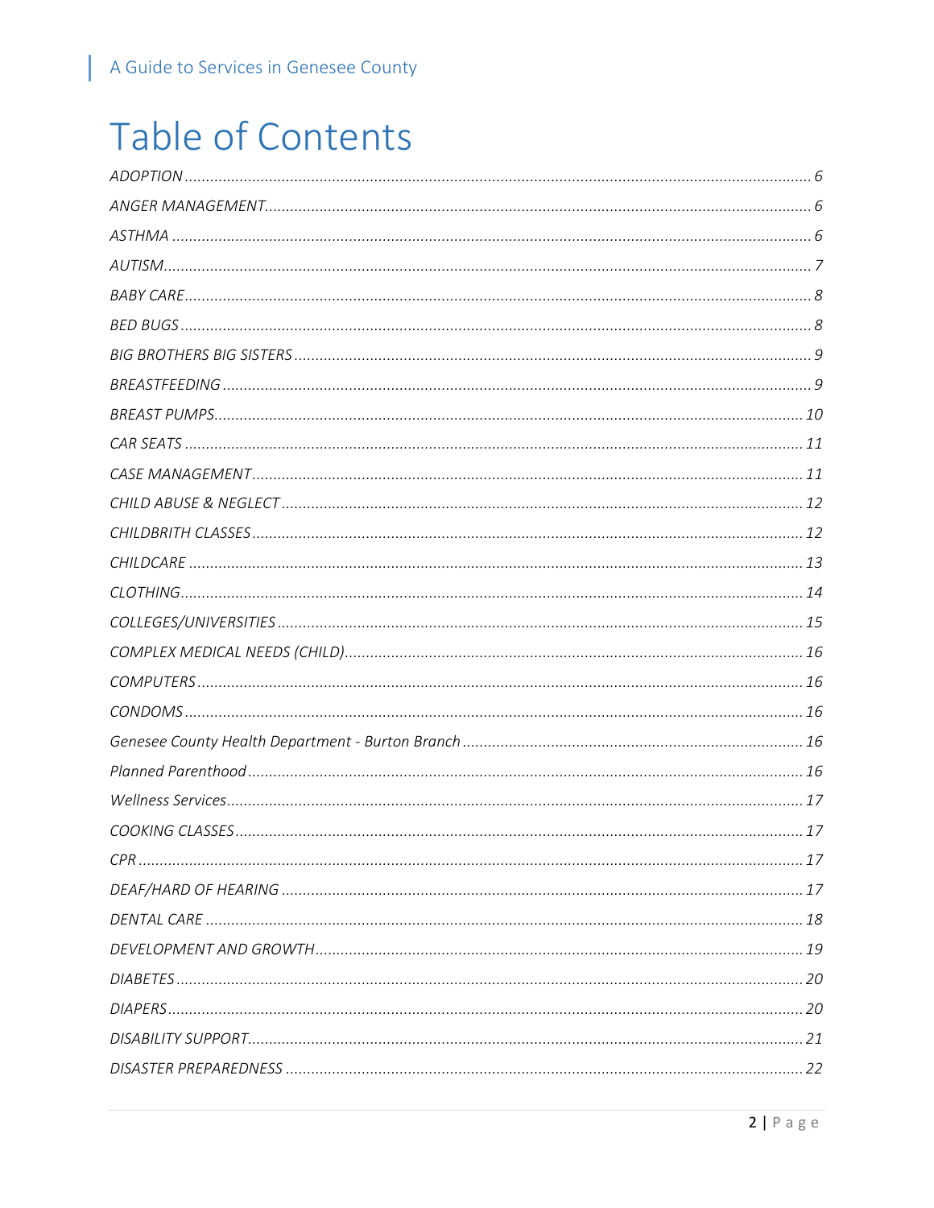# Table of Contents

*ADOPTION* ........ 6
*ANGER MANAGEMENT* ........ 6
*ASTHMA* ........ 6
*AUTISM* ........ 7
*BABY CARE* ........ 8
*BED BUGS* ........ 8
*BIG BROTHERS BIG SISTERS* ........ 9
*BREASTFEEDING* ........ 9
*BREAST PUMPS* ........ 10
*CAR SEATS* ........ 11
*CASE MANAGEMENT* ........ 11
*CHILD ABUSE & NEGLECT* ........ 12
*CHILDBRITH CLASSES* ........ 12
*CHILDCARE* ........ 13
*CLOTHING* ........ 14
*COLLEGES/UNIVERSITIES* ........ 15
*COMPLEX MEDICAL NEEDS (CHILD)* ........ 16
*COMPUTERS* ........ 16
*CONDOMS* ........ 16
*Genesee County Health Department - Burton Branch* ........ 16
*Planned Parenthood* ........ 16
*Wellness Services* ........ 17
*COOKING CLASSES* ........ 17
*CPR* ........ 17
*DEAF/HARD OF HEARING* ........ 17
*DENTAL CARE* ........ 18
*DEVELOPMENT AND GROWTH* ........ 19
*DIABETES* ........ 20
*DIAPERS* ........ 20
*DISABILITY SUPPORT* ........ 21
*DISASTER PREPAREDNESS* ........ 22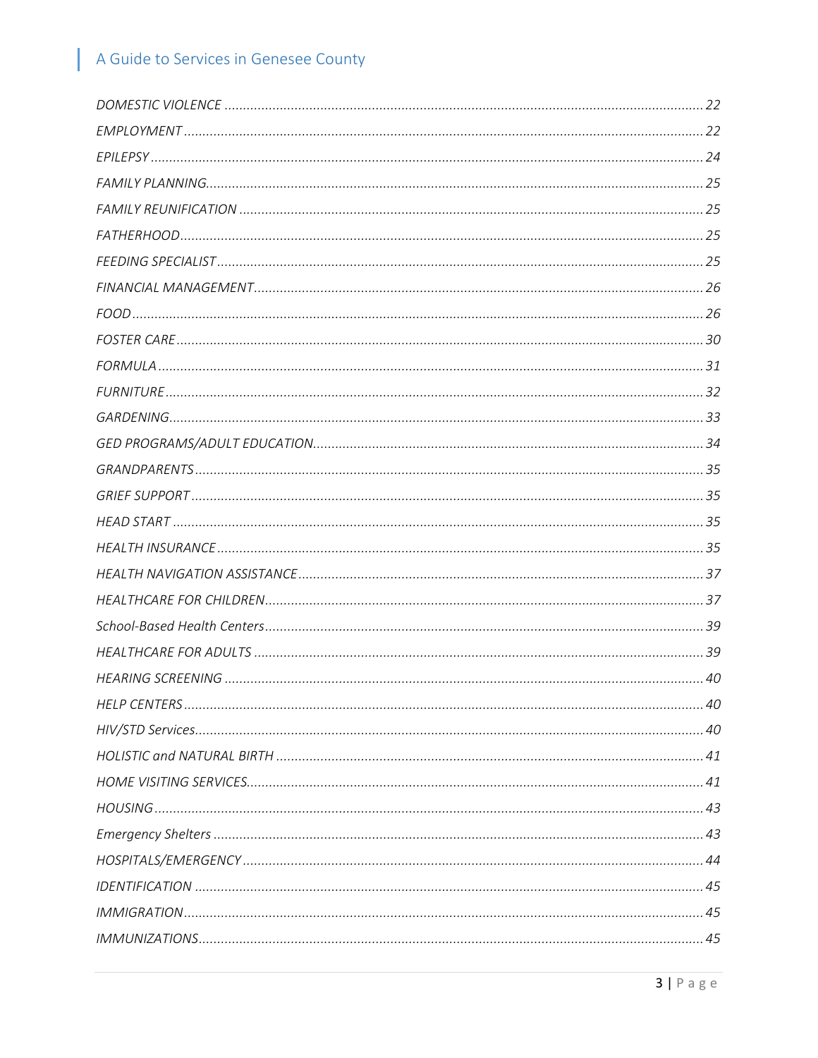*DOMESTIC VIOLENCE* ........ 22
*EMPLOYMENT* ........ 22
*EPILEPSY* ........ 24
*FAMILY PLANNING* ........ 25
*FAMILY REUNIFICATION* ........ 25
*FATHERHOOD* ........ 25
*FEEDING SPECIALIST* ........ 25
*FINANCIAL MANAGEMENT* ........ 26
*FOOD* ........ 26
*FOSTER CARE* ........ 30
*FORMULA* ........ 31
*FURNITURE* ........ 32
*GARDENING* ........ 33
*GED PROGRAMS/ADULT EDUCATION* ........ 34
*GRANDPARENTS* ........ 35
*GRIEF SUPPORT* ........ 35
*HEAD START* ........ 35
*HEALTH INSURANCE* ........ 35
*HEALTH NAVIGATION ASSISTANCE* ........ 37
*HEALTHCARE FOR CHILDREN* ........ 37
*School-Based Health Centers* ........ 39
*HEALTHCARE FOR ADULTS* ........ 39
*HEARING SCREENING* ........ 40
*HELP CENTERS* ........ 40
*HIV/STD Services* ........ 40
*HOLISTIC and NATURAL BIRTH* ........ 41
*HOME VISITING SERVICES* ........ 41
*HOUSING* ........ 43
*Emergency Shelters* ........ 43
*HOSPITALS/EMERGENCY* ........ 44
*IDENTIFICATION* ........ 45
*IMMIGRATION* ........ 45
*IMMUNIZATIONS* ........ 45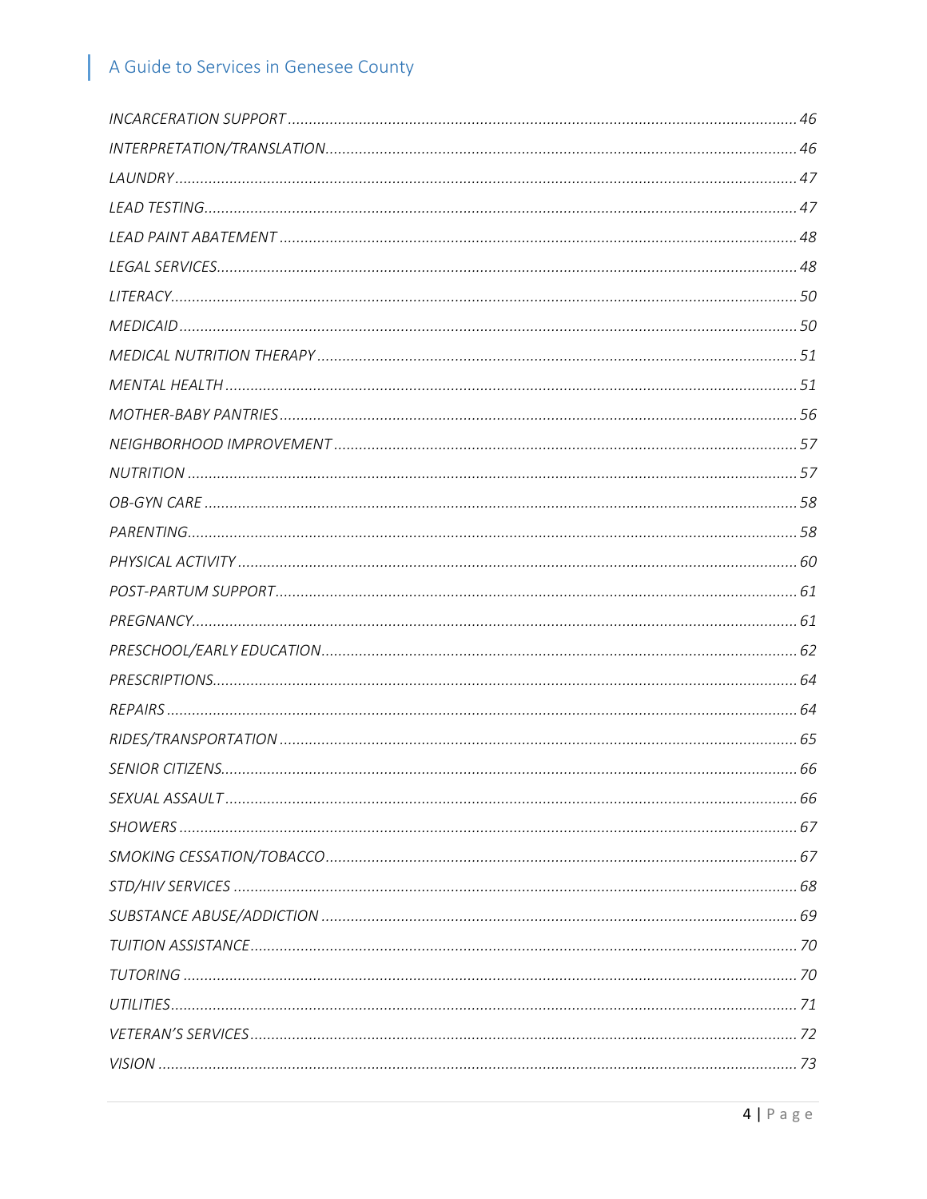*INCARCERATION SUPPORT* ........ 46
*INTERPRETATION/TRANSLATION* ........ 46
*LAUNDRY* ........ 47
*LEAD TESTING* ........ 47
*LEAD PAINT ABATEMENT* ........ 48
*LEGAL SERVICES* ........ 48
*LITERACY* ........ 50
*MEDICAID* ........ 50
*MEDICAL NUTRITION THERAPY* ........ 51
*MENTAL HEALTH* ........ 51
*MOTHER-BABY PANTRIES* ........ 56
*NEIGHBORHOOD IMPROVEMENT* ........ 57
*NUTRITION* ........ 57
*OB-GYN CARE* ........ 58
*PARENTING* ........ 58
*PHYSICAL ACTIVITY* ........ 60
*POST-PARTUM SUPPORT* ........ 61
*PREGNANCY* ........ 61
*PRESCHOOL/EARLY EDUCATION* ........ 62
*PRESCRIPTIONS* ........ 64
*REPAIRS* ........ 64
*RIDES/TRANSPORTATION* ........ 65
*SENIOR CITIZENS* ........ 66
*SEXUAL ASSAULT* ........ 66
*SHOWERS* ........ 67
*SMOKING CESSATION/TOBACCO* ........ 67
*STD/HIV SERVICES* ........ 68
*SUBSTANCE ABUSE/ADDICTION* ........ 69
*TUITION ASSISTANCE* ........ 70
*TUTORING* ........ 70
*UTILITIES* ........ 71
*VETERAN'S SERVICES* ........ 72
*VISION* ........ 73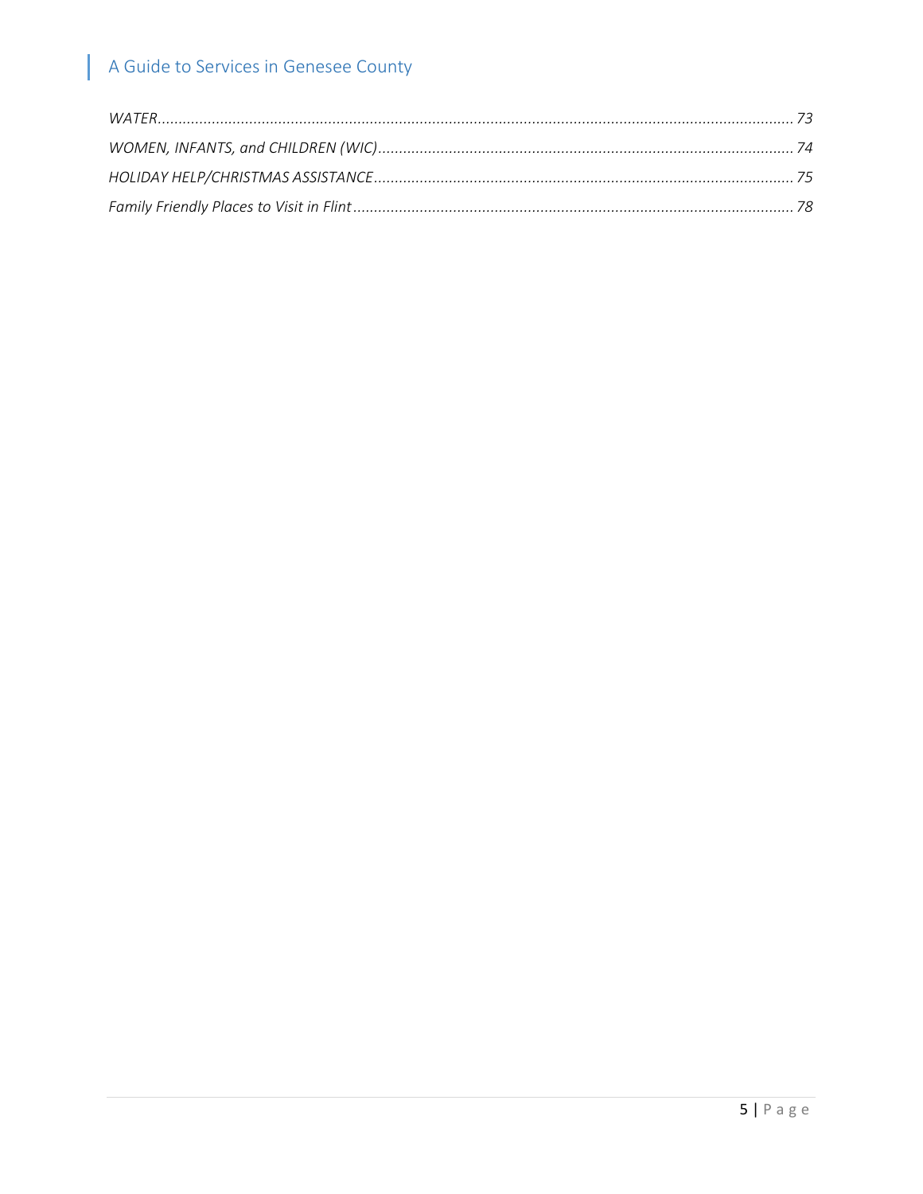*WATER* ........................................................................................................................................... *73*

*WOMEN, INFANTS, and CHILDREN (WIC)* ................................................................................... *74*

*HOLIDAY HELP/CHRISTMAS ASSISTANCE* ................................................................................... *75*

*Family Friendly Places to Visit in Flint* ......................................................................................... *78*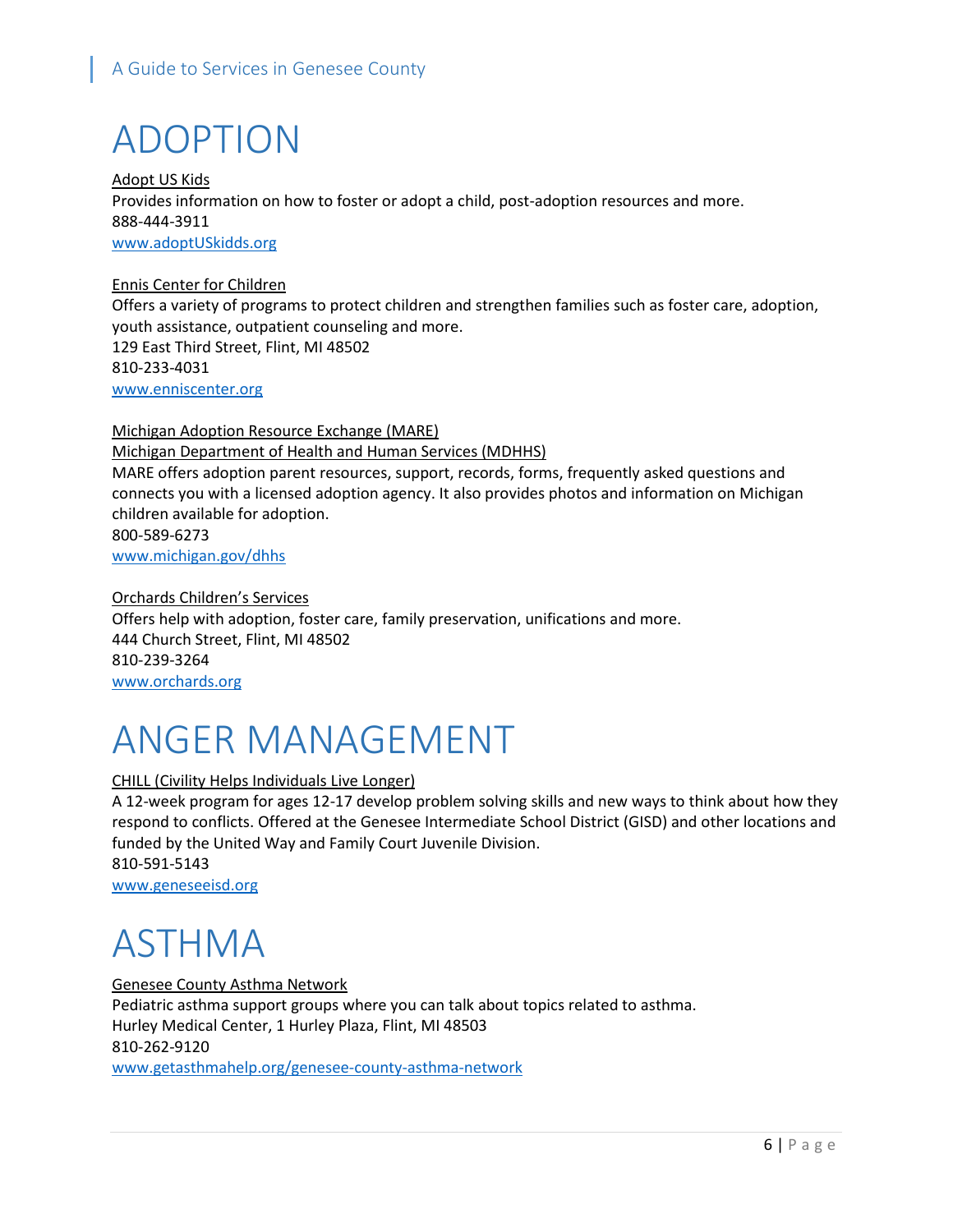# ADOPTION

Adopt US Kids
Provides information on how to foster or adopt a child, post-adoption resources and more.
888-444-3911
www.adoptUSkidds.org

Ennis Center for Children
Offers a variety of programs to protect children and strengthen families such as foster care, adoption, youth assistance, outpatient counseling and more.
129 East Third Street, Flint, MI 48502
810-233-4031
www.enniscenter.org

Michigan Adoption Resource Exchange (MARE)
Michigan Department of Health and Human Services (MDHHS)
MARE offers adoption parent resources, support, records, forms, frequently asked questions and connects you with a licensed adoption agency. It also provides photos and information on Michigan children available for adoption.
800-589-6273
www.michigan.gov/dhhs

Orchards Children's Services
Offers help with adoption, foster care, family preservation, unifications and more.
444 Church Street, Flint, MI 48502
810-239-3264
www.orchards.org

# ANGER MANAGEMENT

CHILL (Civility Helps Individuals Live Longer)
A 12-week program for ages 12-17 develop problem solving skills and new ways to think about how they respond to conflicts. Offered at the Genesee Intermediate School District (GISD) and other locations and funded by the United Way and Family Court Juvenile Division.
810-591-5143
www.geneseeisd.org

# ASTHMA

Genesee County Asthma Network
Pediatric asthma support groups where you can talk about topics related to asthma.
Hurley Medical Center, 1 Hurley Plaza, Flint, MI 48503
810-262-9120
www.getasthmahelp.org/genesee-county-asthma-network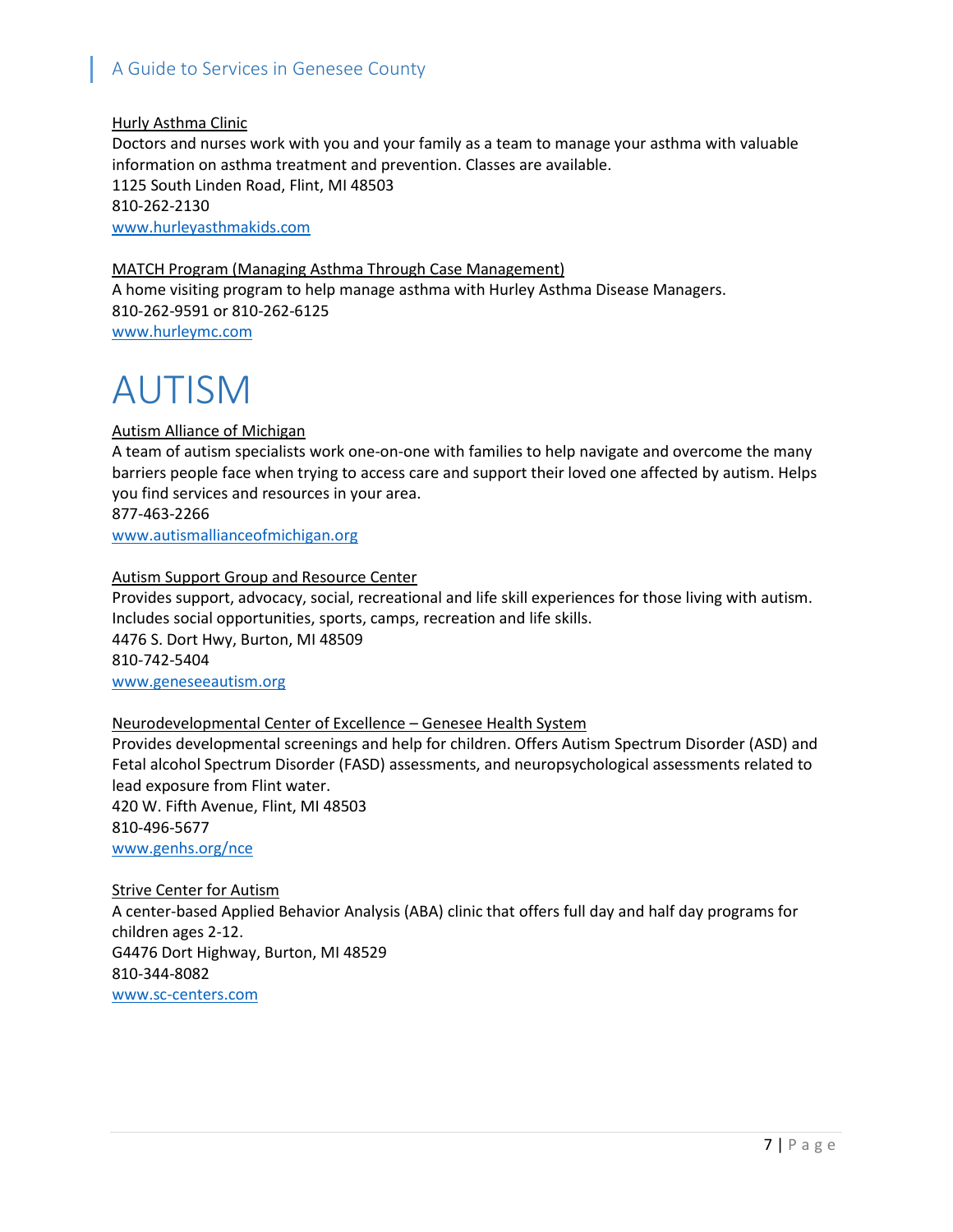Hurly Asthma Clinic

Doctors and nurses work with you and your family as a team to manage your asthma with valuable information on asthma treatment and prevention. Classes are available.
1125 South Linden Road, Flint, MI 48503
810-262-2130
www.hurleyasthmakids.com

MATCH Program (Managing Asthma Through Case Management)

A home visiting program to help manage asthma with Hurley Asthma Disease Managers.
810-262-9591 or 810-262-6125
www.hurleymc.com

# AUTISM

Autism Alliance of Michigan

A team of autism specialists work one-on-one with families to help navigate and overcome the many barriers people face when trying to access care and support their loved one affected by autism. Helps you find services and resources in your area.
877-463-2266
www.autismallianceofmichigan.org

Autism Support Group and Resource Center

Provides support, advocacy, social, recreational and life skill experiences for those living with autism. Includes social opportunities, sports, camps, recreation and life skills.
4476 S. Dort Hwy, Burton, MI 48509
810-742-5404
www.geneseeautism.org

Neurodevelopmental Center of Excellence – Genesee Health System

Provides developmental screenings and help for children. Offers Autism Spectrum Disorder (ASD) and Fetal alcohol Spectrum Disorder (FASD) assessments, and neuropsychological assessments related to lead exposure from Flint water.
420 W. Fifth Avenue, Flint, MI 48503
810-496-5677
www.genhs.org/nce

Strive Center for Autism

A center-based Applied Behavior Analysis (ABA) clinic that offers full day and half day programs for children ages 2-12.
G4476 Dort Highway, Burton, MI 48529
810-344-8082
www.sc-centers.com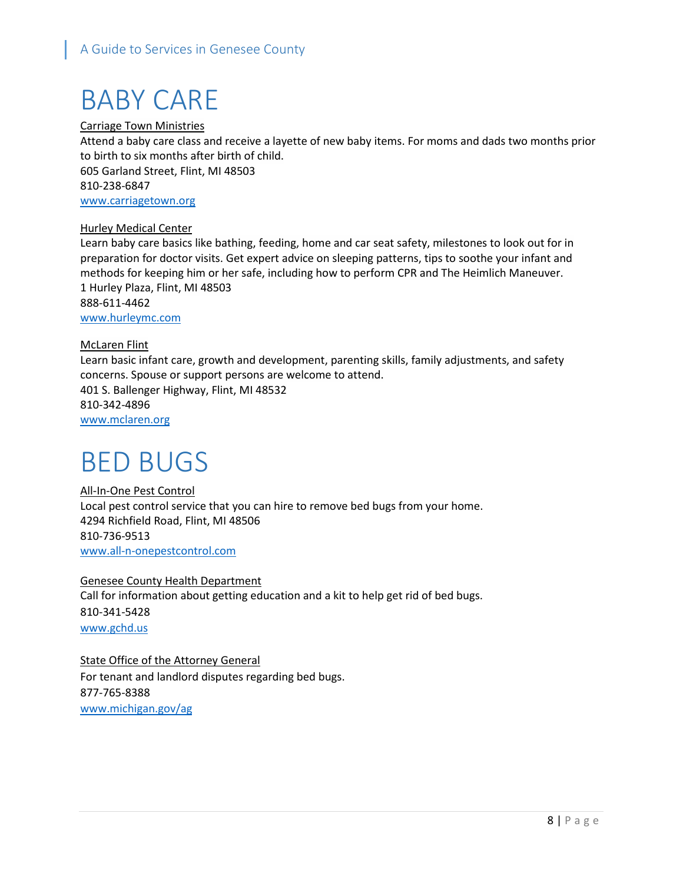# BABY CARE

Carriage Town Ministries
Attend a baby care class and receive a layette of new baby items. For moms and dads two months prior to birth to six months after birth of child.
605 Garland Street, Flint, MI 48503
810-238-6847
www.carriagetown.org

Hurley Medical Center
Learn baby care basics like bathing, feeding, home and car seat safety, milestones to look out for in preparation for doctor visits. Get expert advice on sleeping patterns, tips to soothe your infant and methods for keeping him or her safe, including how to perform CPR and The Heimlich Maneuver.
1 Hurley Plaza, Flint, MI 48503
888-611-4462
www.hurleymc.com

McLaren Flint
Learn basic infant care, growth and development, parenting skills, family adjustments, and safety concerns. Spouse or support persons are welcome to attend.
401 S. Ballenger Highway, Flint, MI 48532
810-342-4896
www.mclaren.org

# BED BUGS

All-In-One Pest Control
Local pest control service that you can hire to remove bed bugs from your home.
4294 Richfield Road, Flint, MI 48506
810-736-9513
www.all-n-onepestcontrol.com

Genesee County Health Department
Call for information about getting education and a kit to help get rid of bed bugs.
810-341-5428
www.gchd.us

State Office of the Attorney General
For tenant and landlord disputes regarding bed bugs.
877-765-8388
www.michigan.gov/ag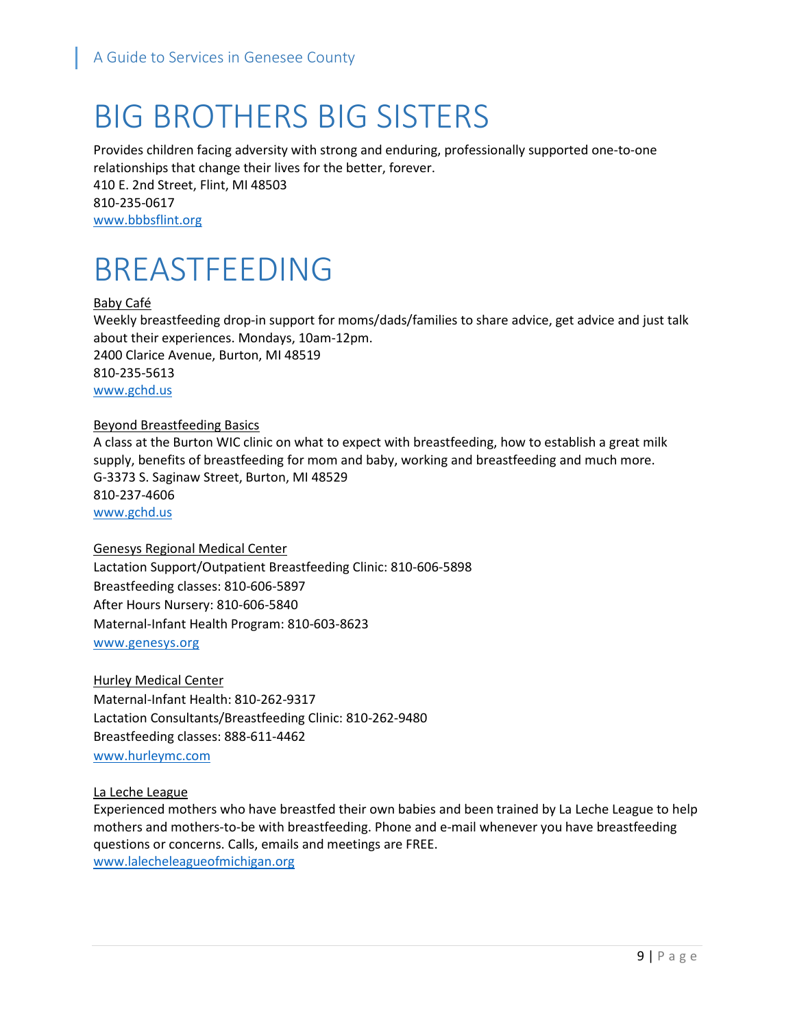# BIG BROTHERS BIG SISTERS

Provides children facing adversity with strong and enduring, professionally supported one-to-one relationships that change their lives for the better, forever.
410 E. 2nd Street, Flint, MI 48503
810-235-0617
www.bbbsflint.org

# BREASTFEEDING

Baby Café
Weekly breastfeeding drop-in support for moms/dads/families to share advice, get advice and just talk about their experiences. Mondays, 10am-12pm.
2400 Clarice Avenue, Burton, MI 48519
810-235-5613
www.gchd.us

Beyond Breastfeeding Basics
A class at the Burton WIC clinic on what to expect with breastfeeding, how to establish a great milk supply, benefits of breastfeeding for mom and baby, working and breastfeeding and much more.
G-3373 S. Saginaw Street, Burton, MI 48529
810-237-4606
www.gchd.us

Genesys Regional Medical Center
Lactation Support/Outpatient Breastfeeding Clinic: 810-606-5898
Breastfeeding classes: 810-606-5897
After Hours Nursery: 810-606-5840
Maternal-Infant Health Program: 810-603-8623
www.genesys.org

Hurley Medical Center
Maternal-Infant Health: 810-262-9317
Lactation Consultants/Breastfeeding Clinic: 810-262-9480
Breastfeeding classes: 888-611-4462
www.hurleymc.com

La Leche League
Experienced mothers who have breastfed their own babies and been trained by La Leche League to help mothers and mothers-to-be with breastfeeding. Phone and e-mail whenever you have breastfeeding questions or concerns. Calls, emails and meetings are FREE.
www.lalecheleagueofmichigan.org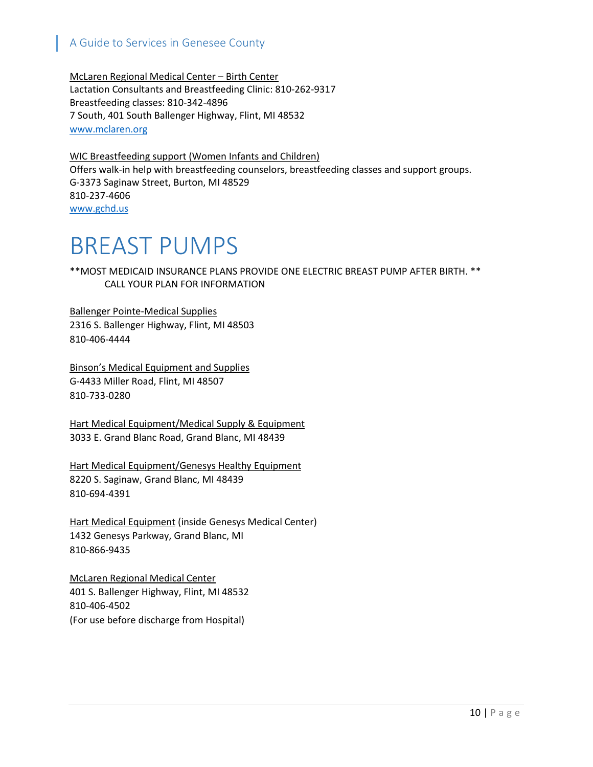McLaren Regional Medical Center – Birth Center
Lactation Consultants and Breastfeeding Clinic: 810-262-9317
Breastfeeding classes: 810-342-4896
7 South, 401 South Ballenger Highway, Flint, MI 48532
www.mclaren.org

WIC Breastfeeding support (Women Infants and Children)
Offers walk-in help with breastfeeding counselors, breastfeeding classes and support groups.
G-3373 Saginaw Street, Burton, MI 48529
810-237-4606
www.gchd.us

# BREAST PUMPS

**MOST MEDICAID INSURANCE PLANS PROVIDE ONE ELECTRIC BREAST PUMP AFTER BIRTH. **
CALL YOUR PLAN FOR INFORMATION

Ballenger Pointe-Medical Supplies
2316 S. Ballenger Highway, Flint, MI 48503
810-406-4444

Binson's Medical Equipment and Supplies
G-4433 Miller Road, Flint, MI 48507
810-733-0280

Hart Medical Equipment/Medical Supply & Equipment
3033 E. Grand Blanc Road, Grand Blanc, MI 48439

Hart Medical Equipment/Genesys Healthy Equipment
8220 S. Saginaw, Grand Blanc, MI 48439
810-694-4391

Hart Medical Equipment (inside Genesys Medical Center)
1432 Genesys Parkway, Grand Blanc, MI
810-866-9435

McLaren Regional Medical Center
401 S. Ballenger Highway, Flint, MI 48532
810-406-4502
(For use before discharge from Hospital)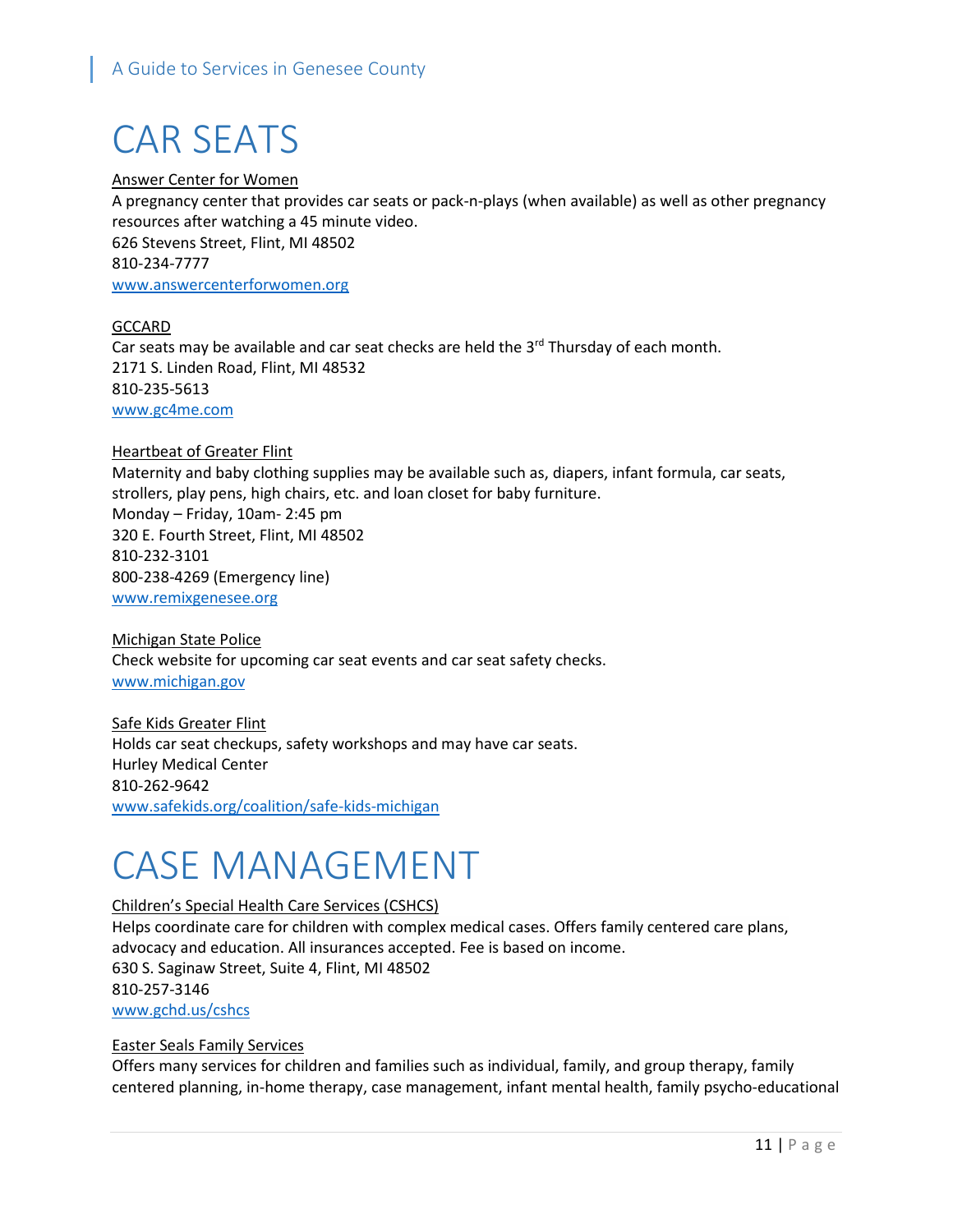# CAR SEATS

Answer Center for Women

A pregnancy center that provides car seats or pack-n-plays (when available) as well as other pregnancy resources after watching a 45 minute video.
626 Stevens Street, Flint, MI 48502
810-234-7777
www.answercenterforwomen.org

GCCARD

Car seats may be available and car seat checks are held the 3rd Thursday of each month.
2171 S. Linden Road, Flint, MI 48532
810-235-5613
www.gc4me.com

Heartbeat of Greater Flint

Maternity and baby clothing supplies may be available such as, diapers, infant formula, car seats, strollers, play pens, high chairs, etc. and loan closet for baby furniture.
Monday – Friday, 10am- 2:45 pm
320 E. Fourth Street, Flint, MI 48502
810-232-3101
800-238-4269 (Emergency line)
www.remixgenesee.org

Michigan State Police

Check website for upcoming car seat events and car seat safety checks.
www.michigan.gov

Safe Kids Greater Flint

Holds car seat checkups, safety workshops and may have car seats.
Hurley Medical Center
810-262-9642
www.safekids.org/coalition/safe-kids-michigan

# CASE MANAGEMENT

Children's Special Health Care Services (CSHCS)

Helps coordinate care for children with complex medical cases. Offers family centered care plans, advocacy and education. All insurances accepted. Fee is based on income.
630 S. Saginaw Street, Suite 4, Flint, MI 48502
810-257-3146
www.gchd.us/cshcs

Easter Seals Family Services

Offers many services for children and families such as individual, family, and group therapy, family centered planning, in-home therapy, case management, infant mental health, family psycho-educational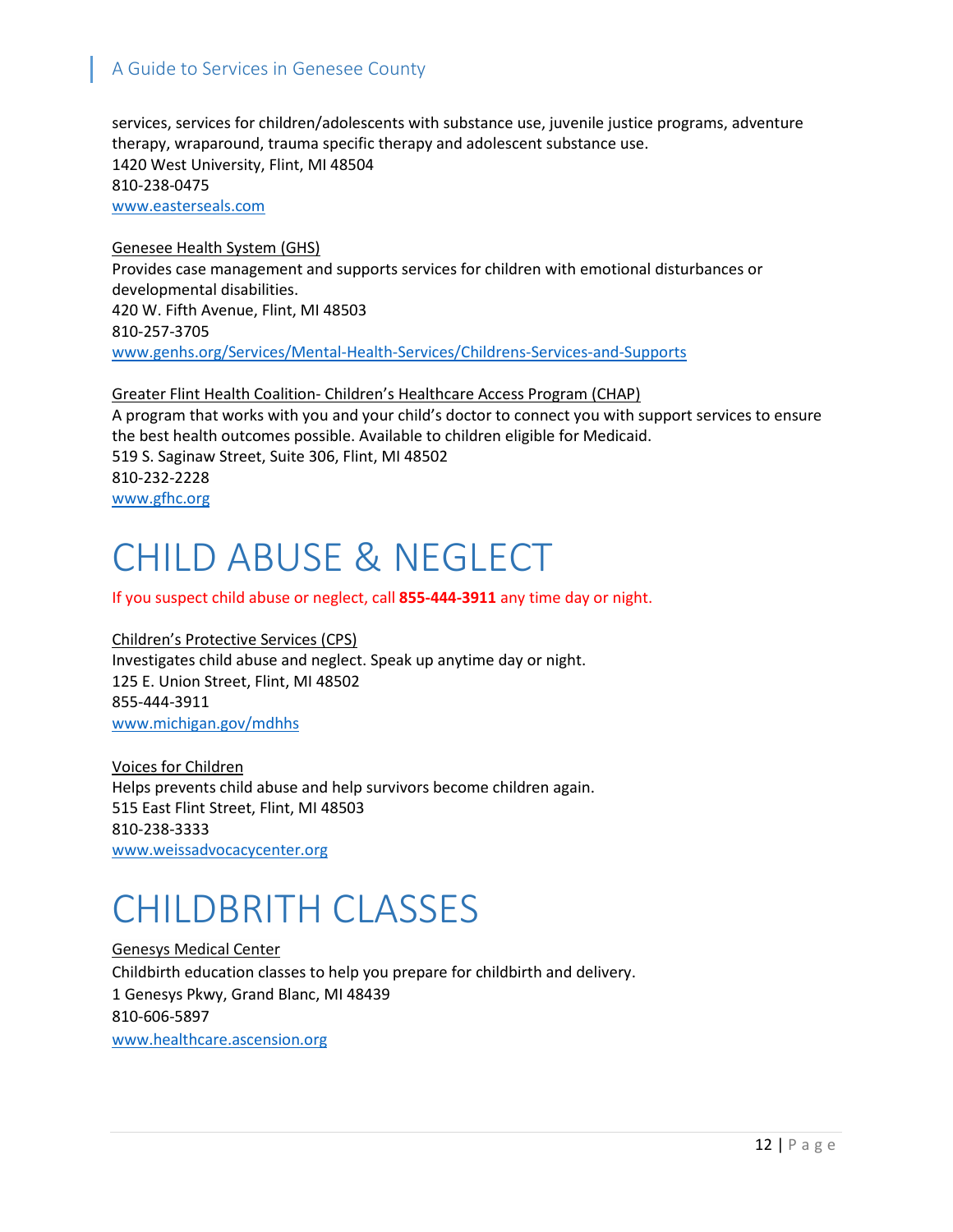services, services for children/adolescents with substance use, juvenile justice programs, adventure therapy, wraparound, trauma specific therapy and adolescent substance use.
1420 West University, Flint, MI 48504
810-238-0475
[www.easterseals.com](http://www.easterseals.com)

Genesee Health System (GHS)
Provides case management and supports services for children with emotional disturbances or developmental disabilities.
420 W. Fifth Avenue, Flint, MI 48503
810-257-3705
[www.genhs.org/Services/Mental-Health-Services/Childrens-Services-and-Supports](http://www.genhs.org/Services/Mental-Health-Services/Childrens-Services-and-Supports)

Greater Flint Health Coalition- Children's Healthcare Access Program (CHAP)
A program that works with you and your child's doctor to connect you with support services to ensure the best health outcomes possible. Available to children eligible for Medicaid.
519 S. Saginaw Street, Suite 306, Flint, MI 48502
810-232-2228
[www.gfhc.org](http://www.gfhc.org)

# CHILD ABUSE & NEGLECT

If you suspect child abuse or neglect, call **855-444-3911** any time day or night.

Children's Protective Services (CPS)
Investigates child abuse and neglect. Speak up anytime day or night.
125 E. Union Street, Flint, MI 48502
855-444-3911
[www.michigan.gov/mdhhs](http://www.michigan.gov/mdhhs)

Voices for Children
Helps prevents child abuse and help survivors become children again.
515 East Flint Street, Flint, MI 48503
810-238-3333
[www.weissadvocacycenter.org](http://www.weissadvocacycenter.org)

# CHILDBRITH CLASSES

Genesys Medical Center
Childbirth education classes to help you prepare for childbirth and delivery.
1 Genesys Pkwy, Grand Blanc, MI 48439
810-606-5897
[www.healthcare.ascension.org](http://www.healthcare.ascension.org)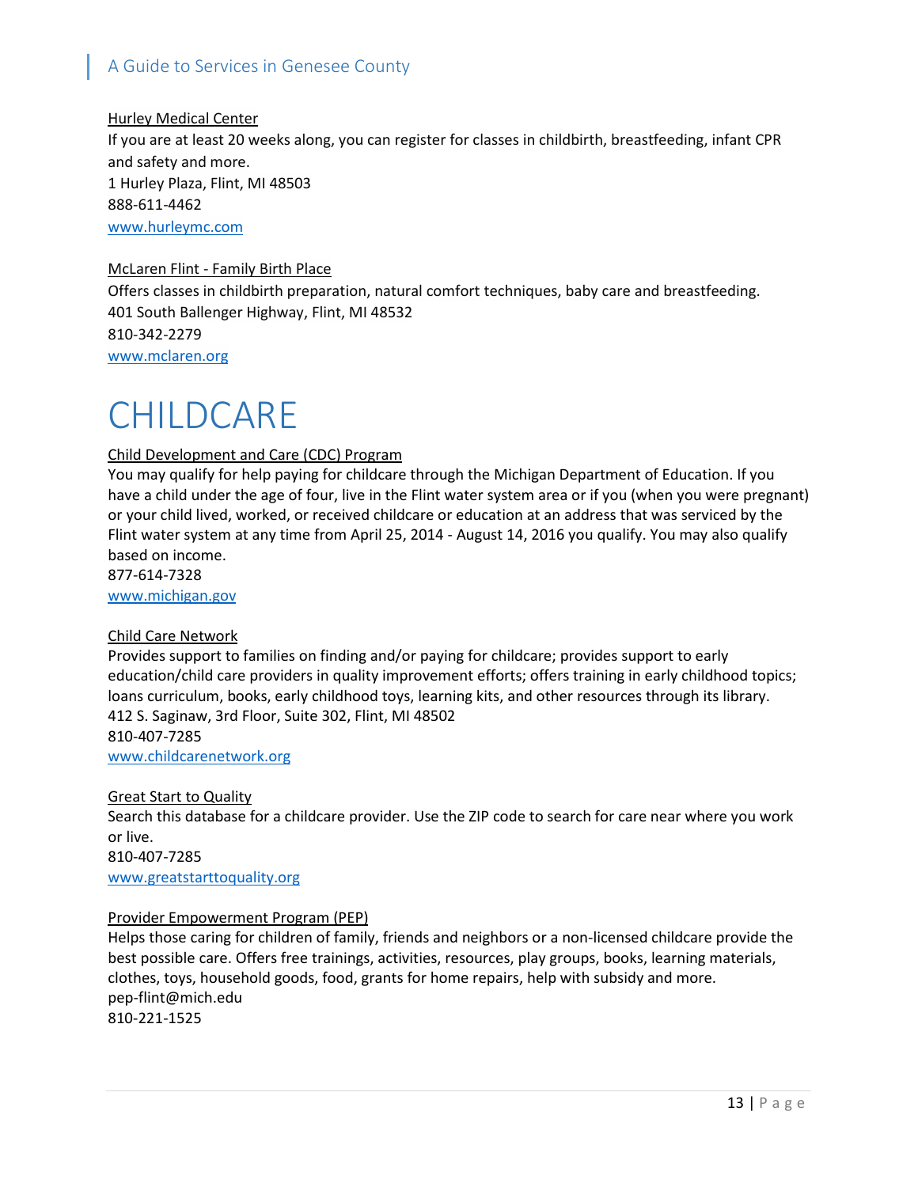Hurley Medical Center

If you are at least 20 weeks along, you can register for classes in childbirth, breastfeeding, infant CPR and safety and more.
1 Hurley Plaza, Flint, MI 48503
888-611-4462
www.hurleymc.com

McLaren Flint - Family Birth Place

Offers classes in childbirth preparation, natural comfort techniques, baby care and breastfeeding.
401 South Ballenger Highway, Flint, MI 48532
810-342-2279
www.mclaren.org

# CHILDCARE

Child Development and Care (CDC) Program

You may qualify for help paying for childcare through the Michigan Department of Education. If you have a child under the age of four, live in the Flint water system area or if you (when you were pregnant) or your child lived, worked, or received childcare or education at an address that was serviced by the Flint water system at any time from April 25, 2014 - August 14, 2016 you qualify. You may also qualify based on income.
877-614-7328
www.michigan.gov

Child Care Network

Provides support to families on finding and/or paying for childcare; provides support to early education/child care providers in quality improvement efforts; offers training in early childhood topics; loans curriculum, books, early childhood toys, learning kits, and other resources through its library.
412 S. Saginaw, 3rd Floor, Suite 302, Flint, MI 48502
810-407-7285
www.childcarenetwork.org

Great Start to Quality

Search this database for a childcare provider. Use the ZIP code to search for care near where you work or live.
810-407-7285
www.greatstarttoquality.org

Provider Empowerment Program (PEP)

Helps those caring for children of family, friends and neighbors or a non-licensed childcare provide the best possible care. Offers free trainings, activities, resources, play groups, books, learning materials, clothes, toys, household goods, food, grants for home repairs, help with subsidy and more.
pep-flint@mich.edu
810-221-1525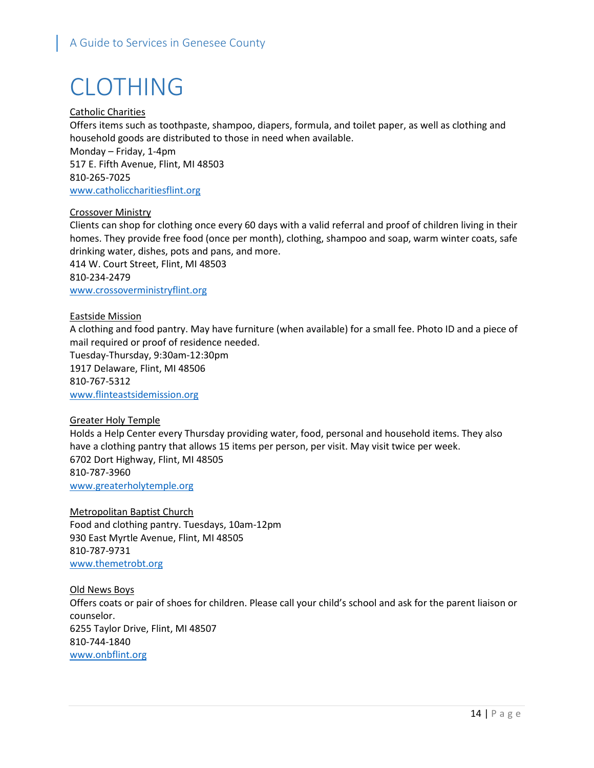# CLOTHING

Catholic Charities
Offers items such as toothpaste, shampoo, diapers, formula, and toilet paper, as well as clothing and household goods are distributed to those in need when available.
Monday – Friday, 1-4pm
517 E. Fifth Avenue, Flint, MI 48503
810-265-7025
www.catholiccharitiesflint.org

Crossover Ministry
Clients can shop for clothing once every 60 days with a valid referral and proof of children living in their homes. They provide free food (once per month), clothing, shampoo and soap, warm winter coats, safe drinking water, dishes, pots and pans, and more.
414 W. Court Street, Flint, MI 48503
810-234-2479
www.crossoverministryflint.org

Eastside Mission
A clothing and food pantry. May have furniture (when available) for a small fee. Photo ID and a piece of mail required or proof of residence needed.
Tuesday-Thursday, 9:30am-12:30pm
1917 Delaware, Flint, MI 48506
810-767-5312
www.flinteastsidemission.org

Greater Holy Temple
Holds a Help Center every Thursday providing water, food, personal and household items. They also have a clothing pantry that allows 15 items per person, per visit. May visit twice per week.
6702 Dort Highway, Flint, MI 48505
810-787-3960
www.greaterholytemple.org

Metropolitan Baptist Church
Food and clothing pantry. Tuesdays, 10am-12pm
930 East Myrtle Avenue, Flint, MI 48505
810-787-9731
www.themetrobt.org

Old News Boys
Offers coats or pair of shoes for children. Please call your child's school and ask for the parent liaison or counselor.
6255 Taylor Drive, Flint, MI 48507
810-744-1840
www.onbflint.org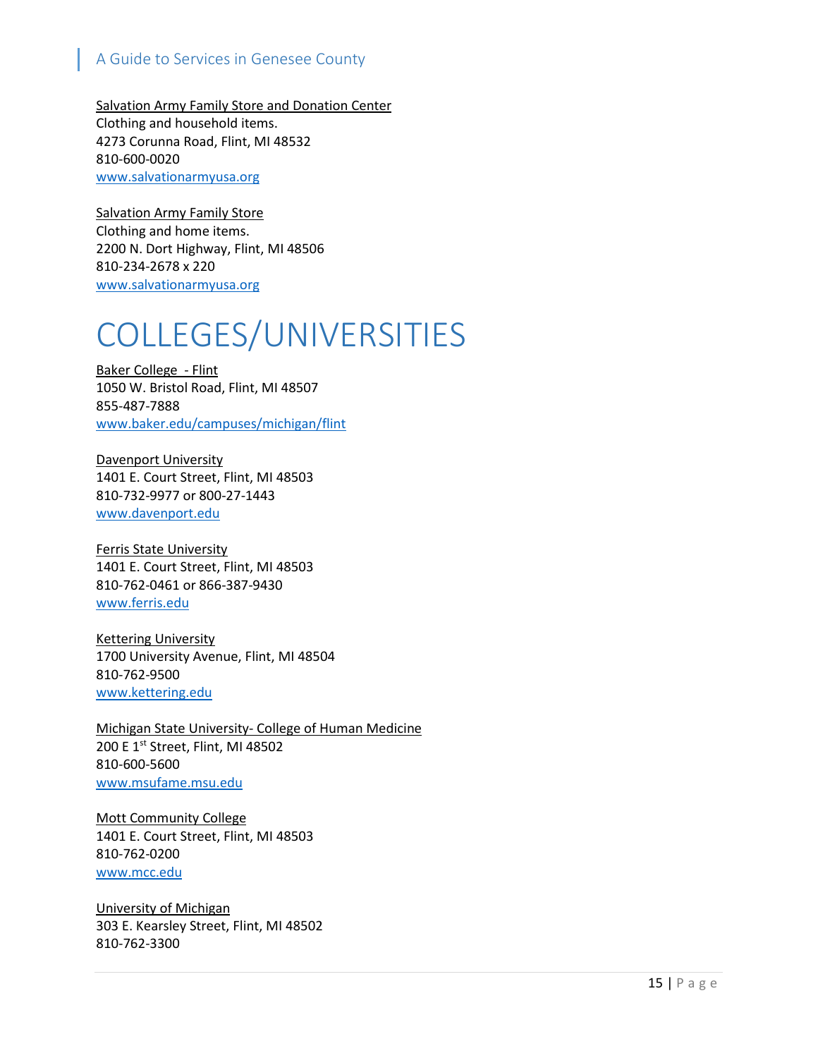Salvation Army Family Store and Donation Center
Clothing and household items.
4273 Corunna Road, Flint, MI 48532
810-600-0020
www.salvationarmyusa.org

Salvation Army Family Store
Clothing and home items.
2200 N. Dort Highway, Flint, MI 48506
810-234-2678 x 220
www.salvationarmyusa.org

# COLLEGES/UNIVERSITIES

Baker College - Flint
1050 W. Bristol Road, Flint, MI 48507
855-487-7888
www.baker.edu/campuses/michigan/flint

Davenport University
1401 E. Court Street, Flint, MI 48503
810-732-9977 or 800-27-1443
www.davenport.edu

Ferris State University
1401 E. Court Street, Flint, MI 48503
810-762-0461 or 866-387-9430
www.ferris.edu

Kettering University
1700 University Avenue, Flint, MI 48504
810-762-9500
www.kettering.edu

Michigan State University- College of Human Medicine
200 E 1st Street, Flint, MI 48502
810-600-5600
www.msufame.msu.edu

Mott Community College
1401 E. Court Street, Flint, MI 48503
810-762-0200
www.mcc.edu

University of Michigan
303 E. Kearsley Street, Flint, MI 48502
810-762-3300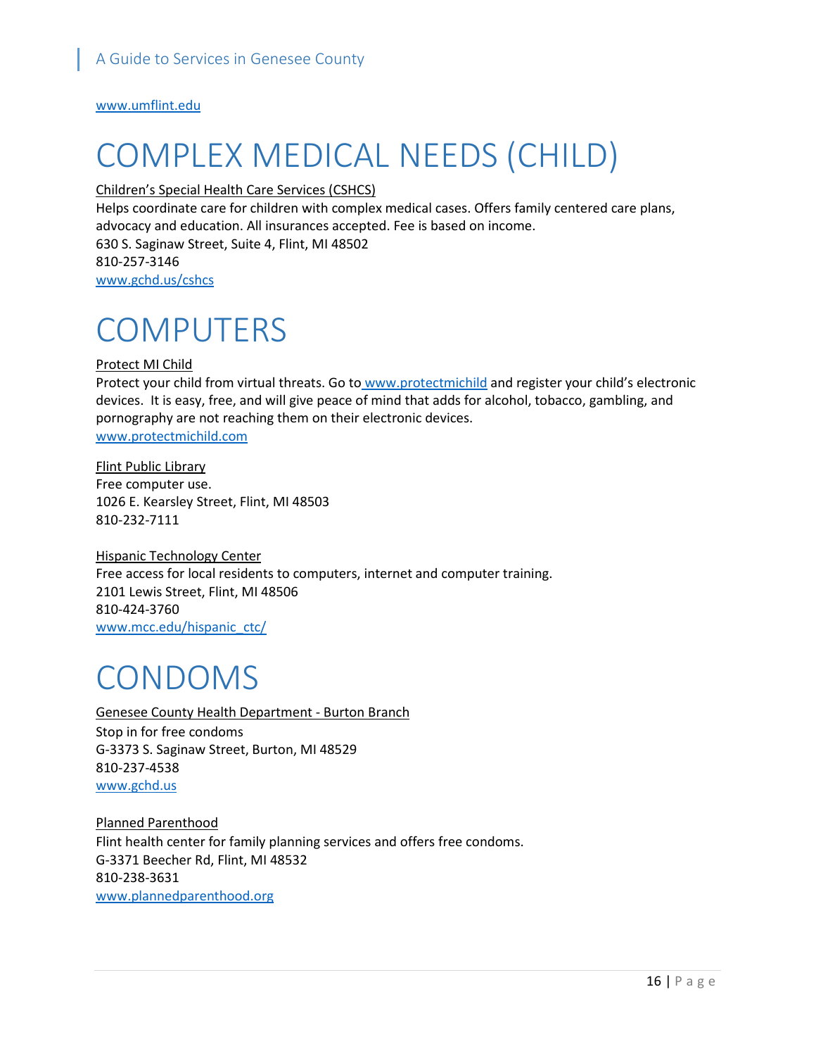www.umflint.edu

# COMPLEX MEDICAL NEEDS (CHILD)

Children's Special Health Care Services (CSHCS)
Helps coordinate care for children with complex medical cases. Offers family centered care plans, advocacy and education. All insurances accepted. Fee is based on income.
630 S. Saginaw Street, Suite 4, Flint, MI 48502
810-257-3146
www.gchd.us/cshcs

# COMPUTERS

Protect MI Child
Protect your child from virtual threats. Go to www.protectmichild and register your child's electronic devices. It is easy, free, and will give peace of mind that adds for alcohol, tobacco, gambling, and pornography are not reaching them on their electronic devices.
www.protectmichild.com

Flint Public Library
Free computer use.
1026 E. Kearsley Street, Flint, MI 48503
810-232-7111

Hispanic Technology Center
Free access for local residents to computers, internet and computer training.
2101 Lewis Street, Flint, MI 48506
810-424-3760
www.mcc.edu/hispanic_ctc/

# CONDOMS

Genesee County Health Department - Burton Branch
Stop in for free condoms
G-3373 S. Saginaw Street, Burton, MI 48529
810-237-4538
www.gchd.us

Planned Parenthood
Flint health center for family planning services and offers free condoms.
G-3371 Beecher Rd, Flint, MI 48532
810-238-3631
www.plannedparenthood.org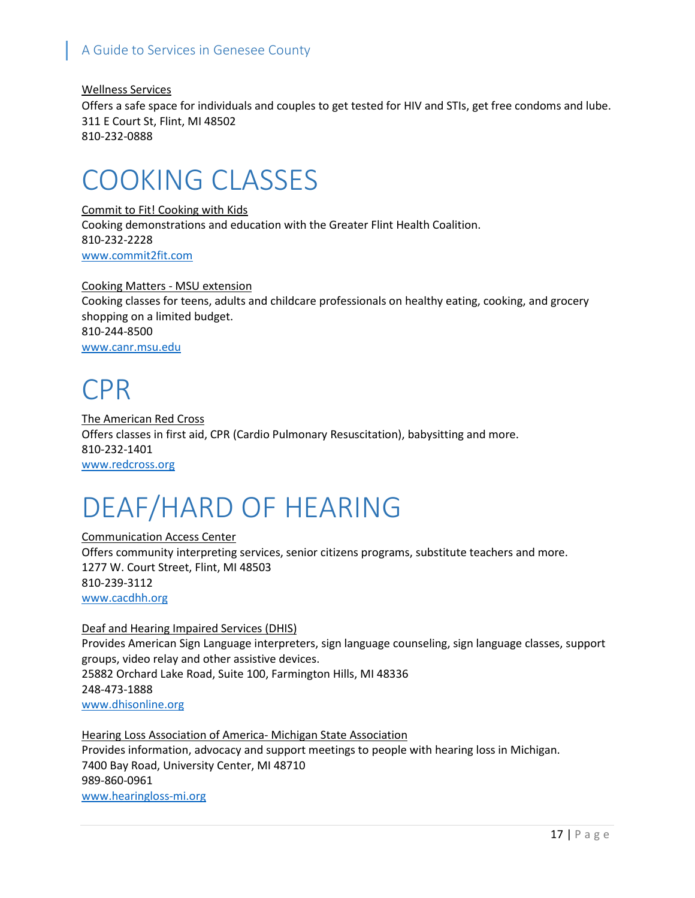Wellness Services

Offers a safe space for individuals and couples to get tested for HIV and STIs, get free condoms and lube.
311 E Court St, Flint, MI 48502
810-232-0888

# COOKING CLASSES

Commit to Fit! Cooking with Kids

Cooking demonstrations and education with the Greater Flint Health Coalition.
810-232-2228
www.commit2fit.com

Cooking Matters - MSU extension

Cooking classes for teens, adults and childcare professionals on healthy eating, cooking, and grocery shopping on a limited budget.
810-244-8500
www.canr.msu.edu

# CPR

The American Red Cross

Offers classes in first aid, CPR (Cardio Pulmonary Resuscitation), babysitting and more.
810-232-1401
www.redcross.org

# DEAF/HARD OF HEARING

Communication Access Center

Offers community interpreting services, senior citizens programs, substitute teachers and more.
1277 W. Court Street, Flint, MI 48503
810-239-3112
www.cacdhh.org

Deaf and Hearing Impaired Services (DHIS)

Provides American Sign Language interpreters, sign language counseling, sign language classes, support groups, video relay and other assistive devices.
25882 Orchard Lake Road, Suite 100, Farmington Hills, MI 48336
248-473-1888
www.dhisonline.org

Hearing Loss Association of America- Michigan State Association

Provides information, advocacy and support meetings to people with hearing loss in Michigan.
7400 Bay Road, University Center, MI 48710
989-860-0961
www.hearingloss-mi.org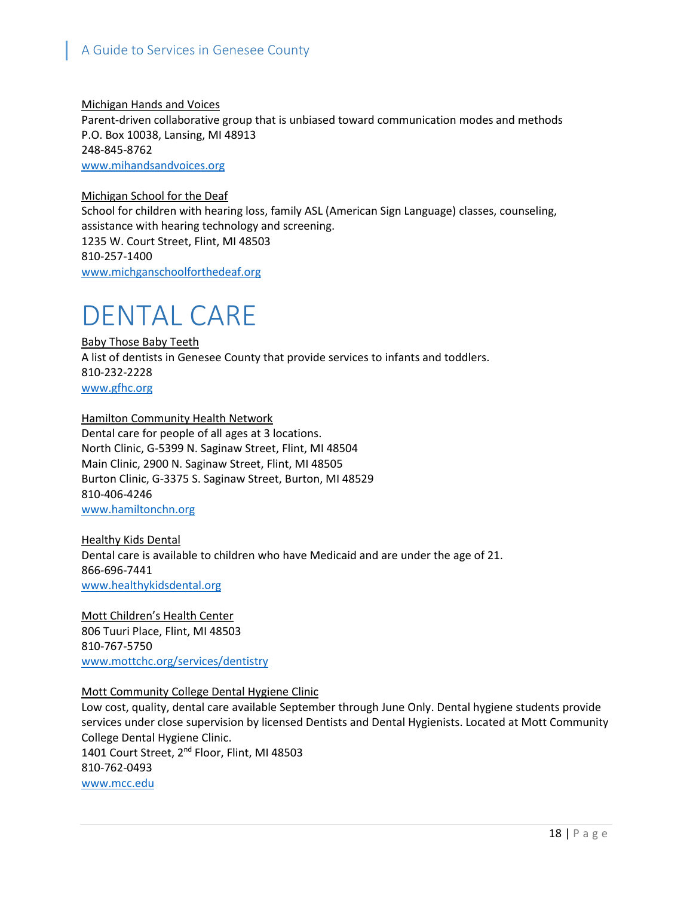Michigan Hands and Voices
Parent-driven collaborative group that is unbiased toward communication modes and methods
P.O. Box 10038, Lansing, MI 48913
248-845-8762
www.mihandsandvoices.org

Michigan School for the Deaf
School for children with hearing loss, family ASL (American Sign Language) classes, counseling, assistance with hearing technology and screening.
1235 W. Court Street, Flint, MI 48503
810-257-1400
www.michganschoolforthedeaf.org

# DENTAL CARE

Baby Those Baby Teeth
A list of dentists in Genesee County that provide services to infants and toddlers.
810-232-2228
www.gfhc.org

Hamilton Community Health Network
Dental care for people of all ages at 3 locations.
North Clinic, G-5399 N. Saginaw Street, Flint, MI 48504
Main Clinic, 2900 N. Saginaw Street, Flint, MI 48505
Burton Clinic, G-3375 S. Saginaw Street, Burton, MI 48529
810-406-4246
www.hamiltonchn.org

Healthy Kids Dental
Dental care is available to children who have Medicaid and are under the age of 21.
866-696-7441
www.healthykidsdental.org

Mott Children's Health Center
806 Tuuri Place, Flint, MI 48503
810-767-5750
www.mottchc.org/services/dentistry

Mott Community College Dental Hygiene Clinic
Low cost, quality, dental care available September through June Only. Dental hygiene students provide services under close supervision by licensed Dentists and Dental Hygienists. Located at Mott Community College Dental Hygiene Clinic.
1401 Court Street, 2nd Floor, Flint, MI 48503
810-762-0493
www.mcc.edu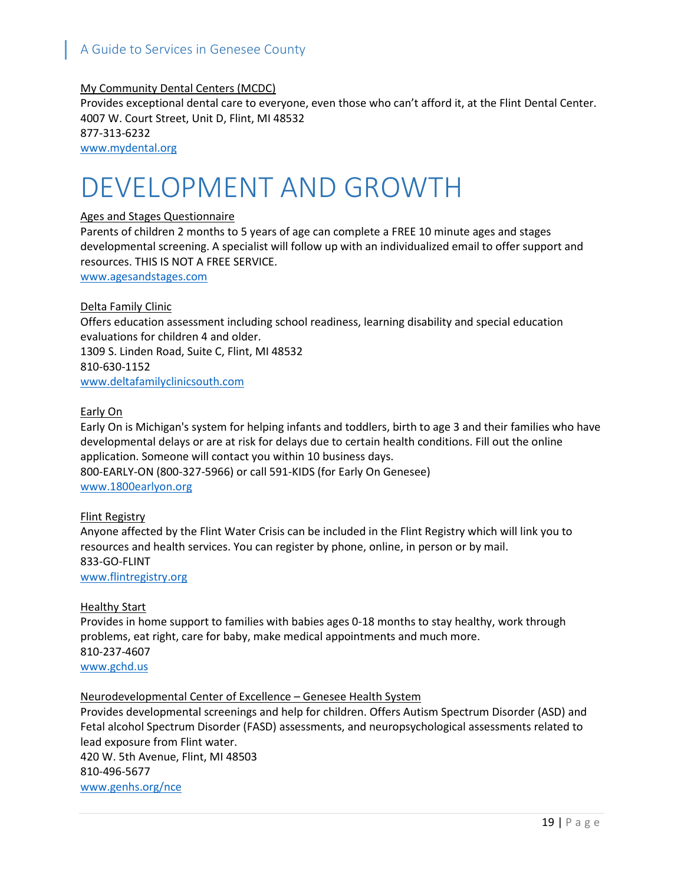My Community Dental Centers (MCDC)
Provides exceptional dental care to everyone, even those who can't afford it, at the Flint Dental Center.
4007 W. Court Street, Unit D, Flint, MI 48532
877-313-6232
www.mydental.org

# DEVELOPMENT AND GROWTH

Ages and Stages Questionnaire
Parents of children 2 months to 5 years of age can complete a FREE 10 minute ages and stages developmental screening. A specialist will follow up with an individualized email to offer support and resources. THIS IS NOT A FREE SERVICE.
www.agesandstages.com

Delta Family Clinic
Offers education assessment including school readiness, learning disability and special education evaluations for children 4 and older.
1309 S. Linden Road, Suite C, Flint, MI 48532
810-630-1152
www.deltafamilyclinicsouth.com

Early On
Early On is Michigan's system for helping infants and toddlers, birth to age 3 and their families who have developmental delays or are at risk for delays due to certain health conditions. Fill out the online application. Someone will contact you within 10 business days.
800-EARLY-ON (800-327-5966) or call 591-KIDS (for Early On Genesee)
www.1800earlyon.org

Flint Registry
Anyone affected by the Flint Water Crisis can be included in the Flint Registry which will link you to resources and health services. You can register by phone, online, in person or by mail.
833-GO-FLINT
www.flintregistry.org

Healthy Start
Provides in home support to families with babies ages 0-18 months to stay healthy, work through problems, eat right, care for baby, make medical appointments and much more.
810-237-4607
www.gchd.us

Neurodevelopmental Center of Excellence – Genesee Health System
Provides developmental screenings and help for children. Offers Autism Spectrum Disorder (ASD) and Fetal alcohol Spectrum Disorder (FASD) assessments, and neuropsychological assessments related to lead exposure from Flint water.
420 W. 5th Avenue, Flint, MI 48503
810-496-5677
www.genhs.org/nce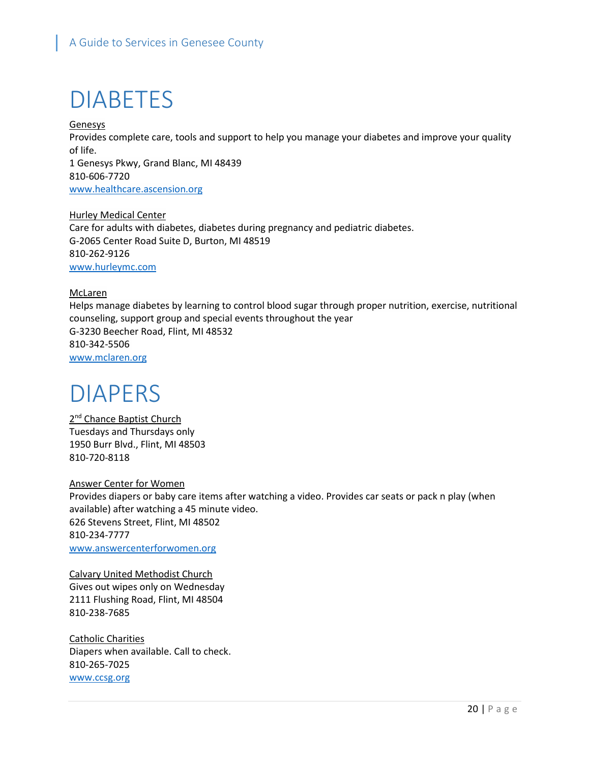# DIABETES

Genesys
Provides complete care, tools and support to help you manage your diabetes and improve your quality of life.
1 Genesys Pkwy, Grand Blanc, MI 48439
810-606-7720
www.healthcare.ascension.org

Hurley Medical Center
Care for adults with diabetes, diabetes during pregnancy and pediatric diabetes.
G-2065 Center Road Suite D, Burton, MI 48519
810-262-9126
www.hurleymc.com

McLaren
Helps manage diabetes by learning to control blood sugar through proper nutrition, exercise, nutritional counseling, support group and special events throughout the year
G-3230 Beecher Road, Flint, MI 48532
810-342-5506
www.mclaren.org

# DIAPERS

2nd Chance Baptist Church
Tuesdays and Thursdays only
1950 Burr Blvd., Flint, MI 48503
810-720-8118

Answer Center for Women
Provides diapers or baby care items after watching a video. Provides car seats or pack n play (when available) after watching a 45 minute video.
626 Stevens Street, Flint, MI 48502
810-234-7777
www.answercenterforwomen.org

Calvary United Methodist Church
Gives out wipes only on Wednesday
2111 Flushing Road, Flint, MI 48504
810-238-7685

Catholic Charities
Diapers when available. Call to check.
810-265-7025
www.ccsg.org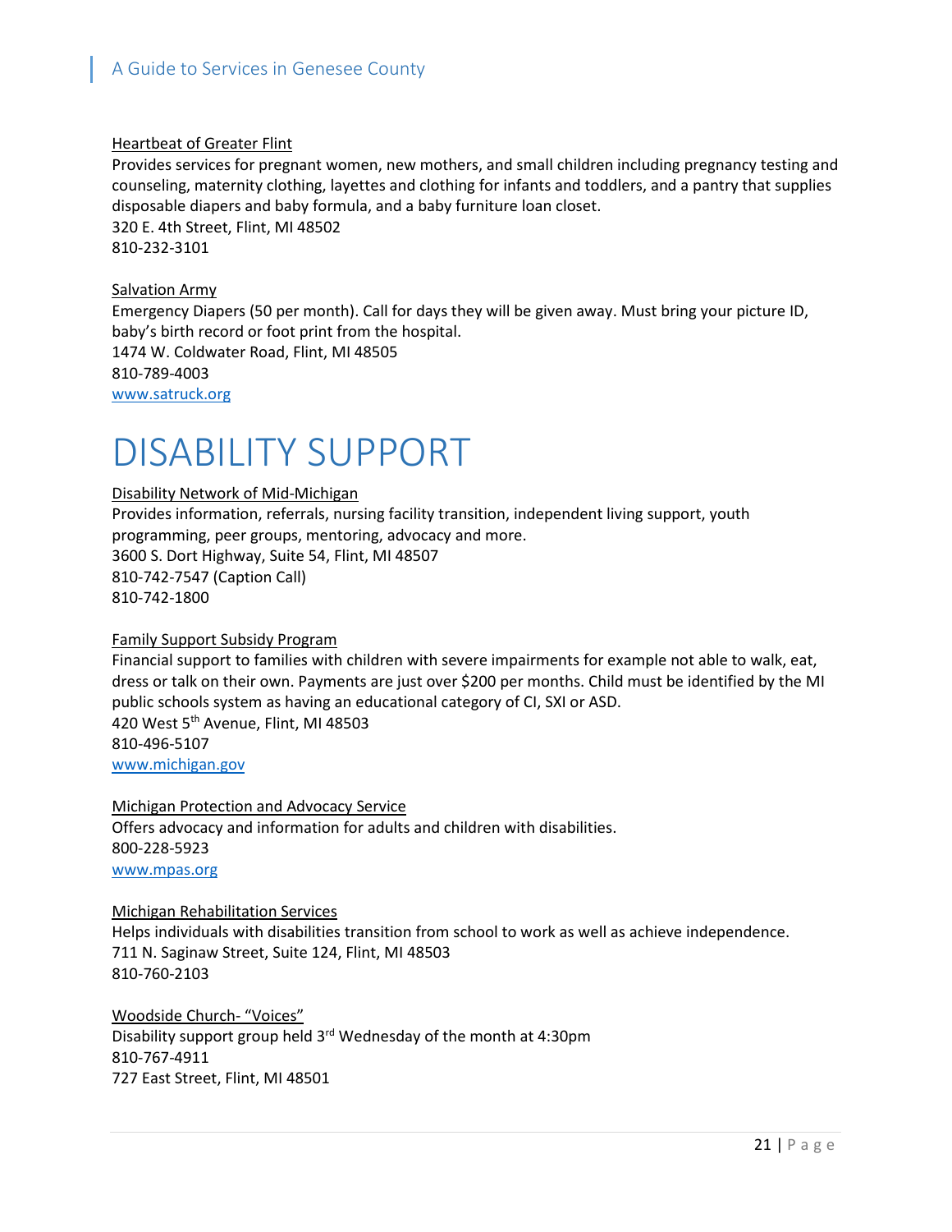Heartbeat of Greater Flint
Provides services for pregnant women, new mothers, and small children including pregnancy testing and counseling, maternity clothing, layettes and clothing for infants and toddlers, and a pantry that supplies disposable diapers and baby formula, and a baby furniture loan closet.
320 E. 4th Street, Flint, MI 48502
810-232-3101

Salvation Army
Emergency Diapers (50 per month). Call for days they will be given away. Must bring your picture ID, baby's birth record or foot print from the hospital.
1474 W. Coldwater Road, Flint, MI 48505
810-789-4003
www.satruck.org

# DISABILITY SUPPORT

Disability Network of Mid-Michigan
Provides information, referrals, nursing facility transition, independent living support, youth programming, peer groups, mentoring, advocacy and more.
3600 S. Dort Highway, Suite 54, Flint, MI 48507
810-742-7547 (Caption Call)
810-742-1800

Family Support Subsidy Program
Financial support to families with children with severe impairments for example not able to walk, eat, dress or talk on their own. Payments are just over $200 per months. Child must be identified by the MI public schools system as having an educational category of CI, SXI or ASD.
420 West 5th Avenue, Flint, MI 48503
810-496-5107
www.michigan.gov

Michigan Protection and Advocacy Service
Offers advocacy and information for adults and children with disabilities.
800-228-5923
www.mpas.org

Michigan Rehabilitation Services
Helps individuals with disabilities transition from school to work as well as achieve independence.
711 N. Saginaw Street, Suite 124, Flint, MI 48503
810-760-2103

Woodside Church- "Voices"
Disability support group held 3rd Wednesday of the month at 4:30pm
810-767-4911
727 East Street, Flint, MI 48501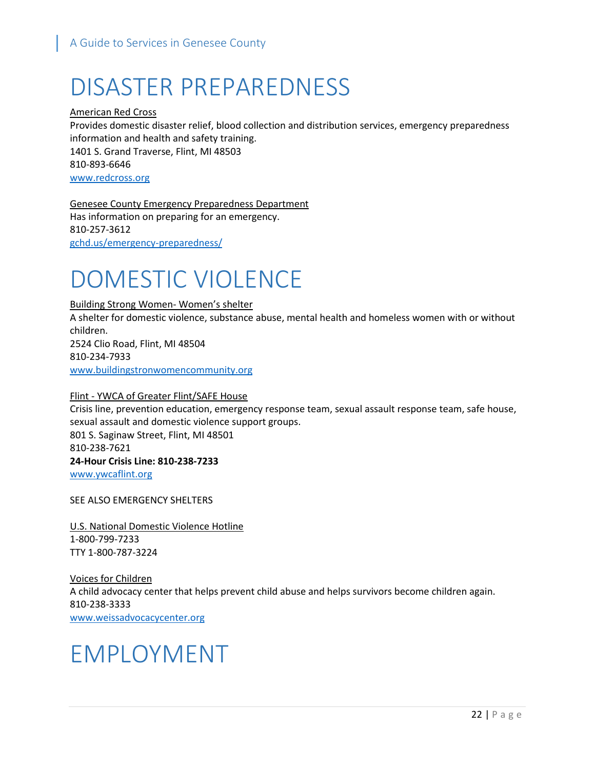# DISASTER PREPAREDNESS

American Red Cross
Provides domestic disaster relief, blood collection and distribution services, emergency preparedness information and health and safety training.
1401 S. Grand Traverse, Flint, MI 48503
810-893-6646
www.redcross.org

Genesee County Emergency Preparedness Department
Has information on preparing for an emergency.
810-257-3612
gchd.us/emergency-preparedness/

# DOMESTIC VIOLENCE

Building Strong Women- Women's shelter
A shelter for domestic violence, substance abuse, mental health and homeless women with or without children.
2524 Clio Road, Flint, MI 48504
810-234-7933
www.buildingstronwomencommunity.org

Flint - YWCA of Greater Flint/SAFE House
Crisis line, prevention education, emergency response team, sexual assault response team, safe house, sexual assault and domestic violence support groups.
801 S. Saginaw Street, Flint, MI 48501
810-238-7621
**24-Hour Crisis Line: 810-238-7233**
www.ywcaflint.org

SEE ALSO EMERGENCY SHELTERS

U.S. National Domestic Violence Hotline
1-800-799-7233
TTY 1-800-787-3224

Voices for Children
A child advocacy center that helps prevent child abuse and helps survivors become children again.
810-238-3333
www.weissadvocacycenter.org

# EMPLOYMENT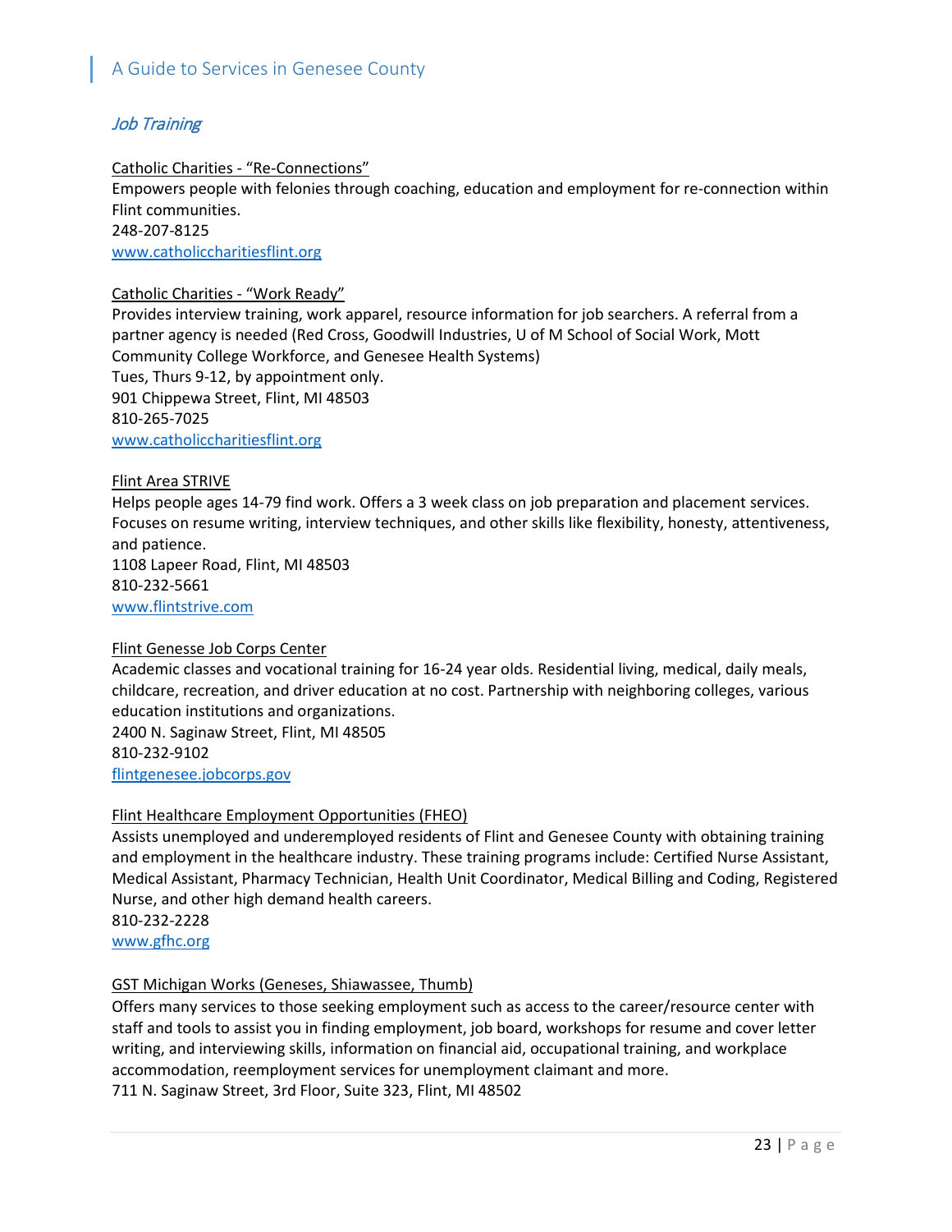## *Job Training*

Catholic Charities - "Re-Connections"
Empowers people with felonies through coaching, education and employment for re-connection within Flint communities.
248-207-8125
www.catholiccharitiesflint.org

Catholic Charities - "Work Ready"
Provides interview training, work apparel, resource information for job searchers. A referral from a partner agency is needed (Red Cross, Goodwill Industries, U of M School of Social Work, Mott Community College Workforce, and Genesee Health Systems)
Tues, Thurs 9-12, by appointment only.
901 Chippewa Street, Flint, MI 48503
810-265-7025
www.catholiccharitiesflint.org

Flint Area STRIVE
Helps people ages 14-79 find work. Offers a 3 week class on job preparation and placement services. Focuses on resume writing, interview techniques, and other skills like flexibility, honesty, attentiveness, and patience.
1108 Lapeer Road, Flint, MI 48503
810-232-5661
www.flintstrive.com

Flint Genesse Job Corps Center
Academic classes and vocational training for 16-24 year olds. Residential living, medical, daily meals, childcare, recreation, and driver education at no cost. Partnership with neighboring colleges, various education institutions and organizations.
2400 N. Saginaw Street, Flint, MI 48505
810-232-9102
flintgenesee.jobcorps.gov

Flint Healthcare Employment Opportunities (FHEO)
Assists unemployed and underemployed residents of Flint and Genesee County with obtaining training and employment in the healthcare industry. These training programs include: Certified Nurse Assistant, Medical Assistant, Pharmacy Technician, Health Unit Coordinator, Medical Billing and Coding, Registered Nurse, and other high demand health careers.
810-232-2228
www.gfhc.org

GST Michigan Works (Geneses, Shiawassee, Thumb)
Offers many services to those seeking employment such as access to the career/resource center with staff and tools to assist you in finding employment, job board, workshops for resume and cover letter writing, and interviewing skills, information on financial aid, occupational training, and workplace accommodation, reemployment services for unemployment claimant and more.
711 N. Saginaw Street, 3rd Floor, Suite 323, Flint, MI 48502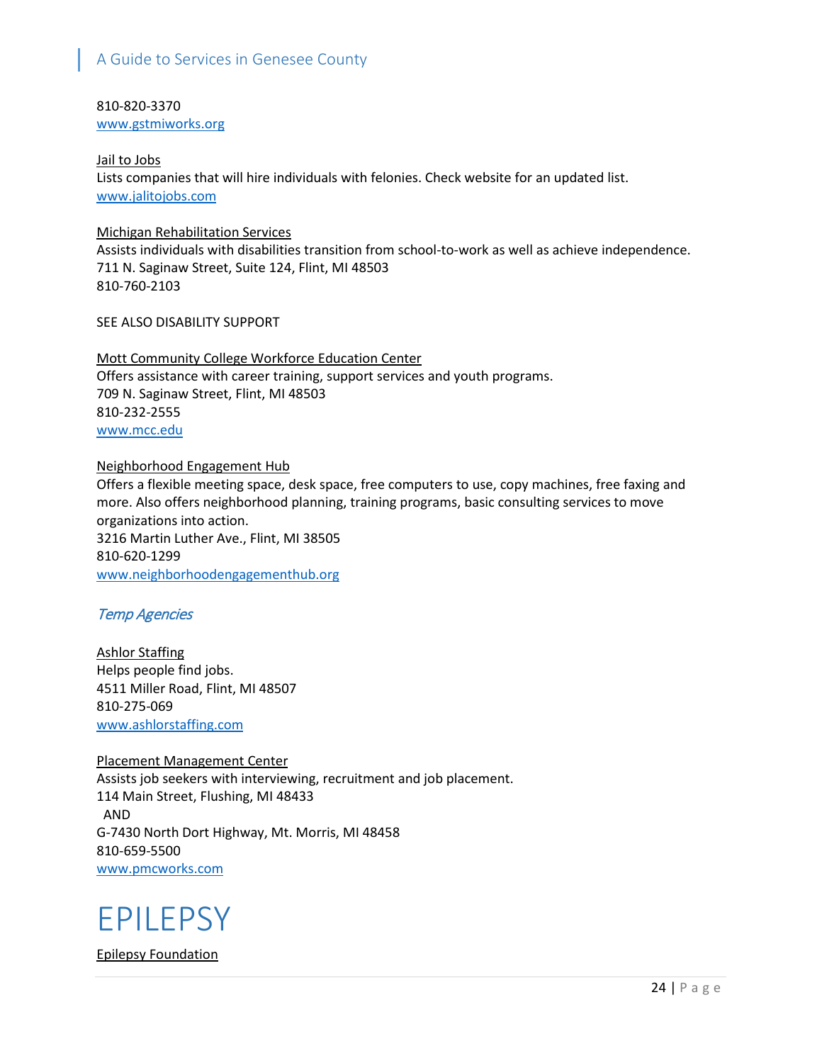810-820-3370
www.gstmiworks.org

Jail to Jobs
Lists companies that will hire individuals with felonies. Check website for an updated list.
www.jalitojobs.com

Michigan Rehabilitation Services
Assists individuals with disabilities transition from school-to-work as well as achieve independence.
711 N. Saginaw Street, Suite 124, Flint, MI 48503
810-760-2103

SEE ALSO DISABILITY SUPPORT

Mott Community College Workforce Education Center
Offers assistance with career training, support services and youth programs.
709 N. Saginaw Street, Flint, MI 48503
810-232-2555
www.mcc.edu

Neighborhood Engagement Hub
Offers a flexible meeting space, desk space, free computers to use, copy machines, free faxing and more. Also offers neighborhood planning, training programs, basic consulting services to move organizations into action.
3216 Martin Luther Ave., Flint, MI 38505
810-620-1299
www.neighborhoodengagementhub.org

### *Temp Agencies*

Ashlor Staffing
Helps people find jobs.
4511 Miller Road, Flint, MI 48507
810-275-069
www.ashlorstaffing.com

Placement Management Center
Assists job seekers with interviewing, recruitment and job placement.
114 Main Street, Flushing, MI 48433
AND
G-7430 North Dort Highway, Mt. Morris, MI 48458
810-659-5500
www.pmcworks.com

# EPILEPSY

Epilepsy Foundation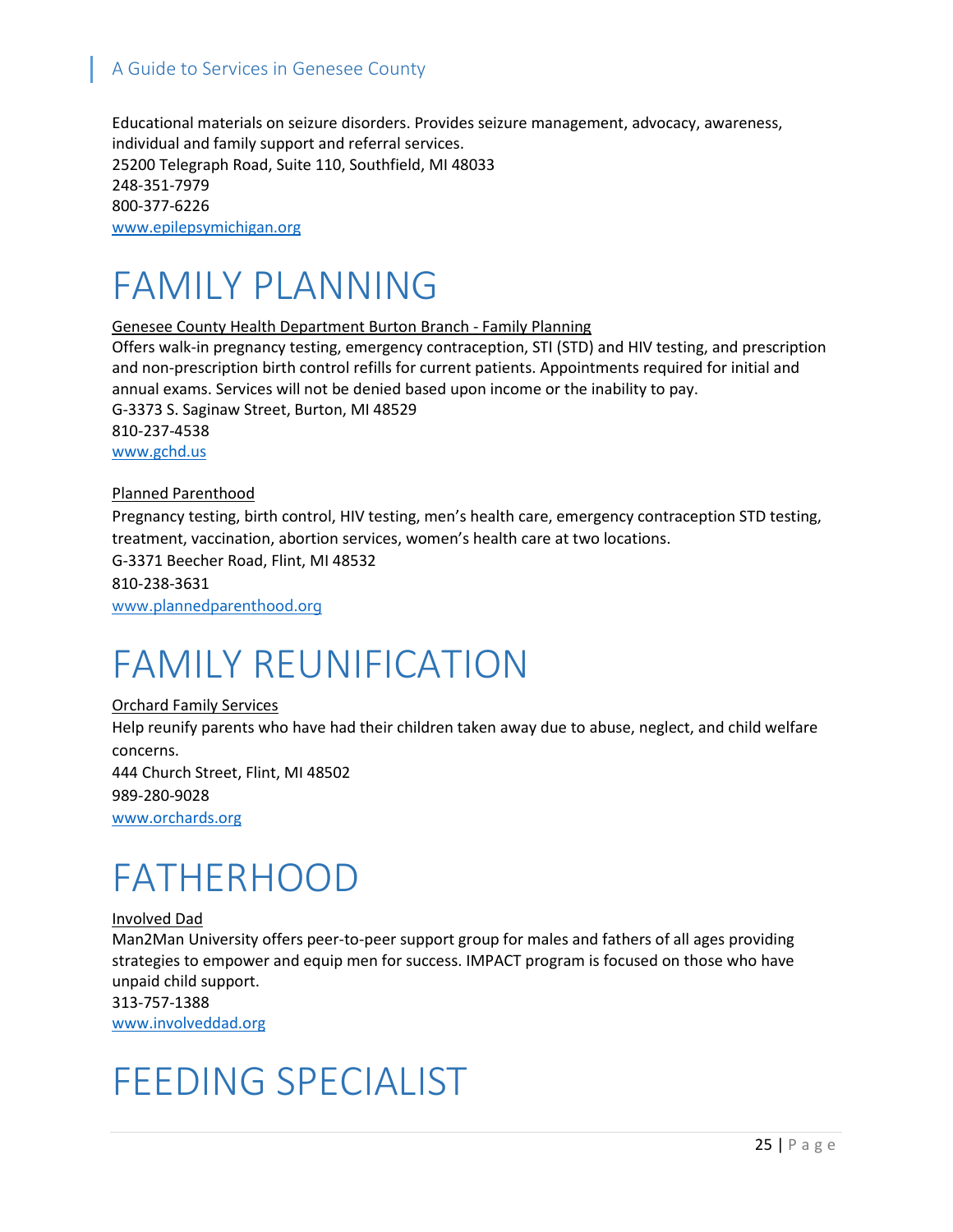Educational materials on seizure disorders. Provides seizure management, advocacy, awareness, individual and family support and referral services.
25200 Telegraph Road, Suite 110, Southfield, MI 48033
248-351-7979
800-377-6226
www.epilepsymichigan.org

# FAMILY PLANNING

Genesee County Health Department Burton Branch - Family Planning
Offers walk-in pregnancy testing, emergency contraception, STI (STD) and HIV testing, and prescription and non-prescription birth control refills for current patients. Appointments required for initial and annual exams. Services will not be denied based upon income or the inability to pay.
G-3373 S. Saginaw Street, Burton, MI 48529
810-237-4538
www.gchd.us

Planned Parenthood
Pregnancy testing, birth control, HIV testing, men's health care, emergency contraception STD testing, treatment, vaccination, abortion services, women's health care at two locations.
G-3371 Beecher Road, Flint, MI 48532
810-238-3631
www.plannedparenthood.org

# FAMILY REUNIFICATION

Orchard Family Services
Help reunify parents who have had their children taken away due to abuse, neglect, and child welfare concerns.
444 Church Street, Flint, MI 48502
989-280-9028
www.orchards.org

# FATHERHOOD

Involved Dad
Man2Man University offers peer-to-peer support group for males and fathers of all ages providing strategies to empower and equip men for success. IMPACT program is focused on those who have unpaid child support.
313-757-1388
www.involveddad.org

# FEEDING SPECIALIST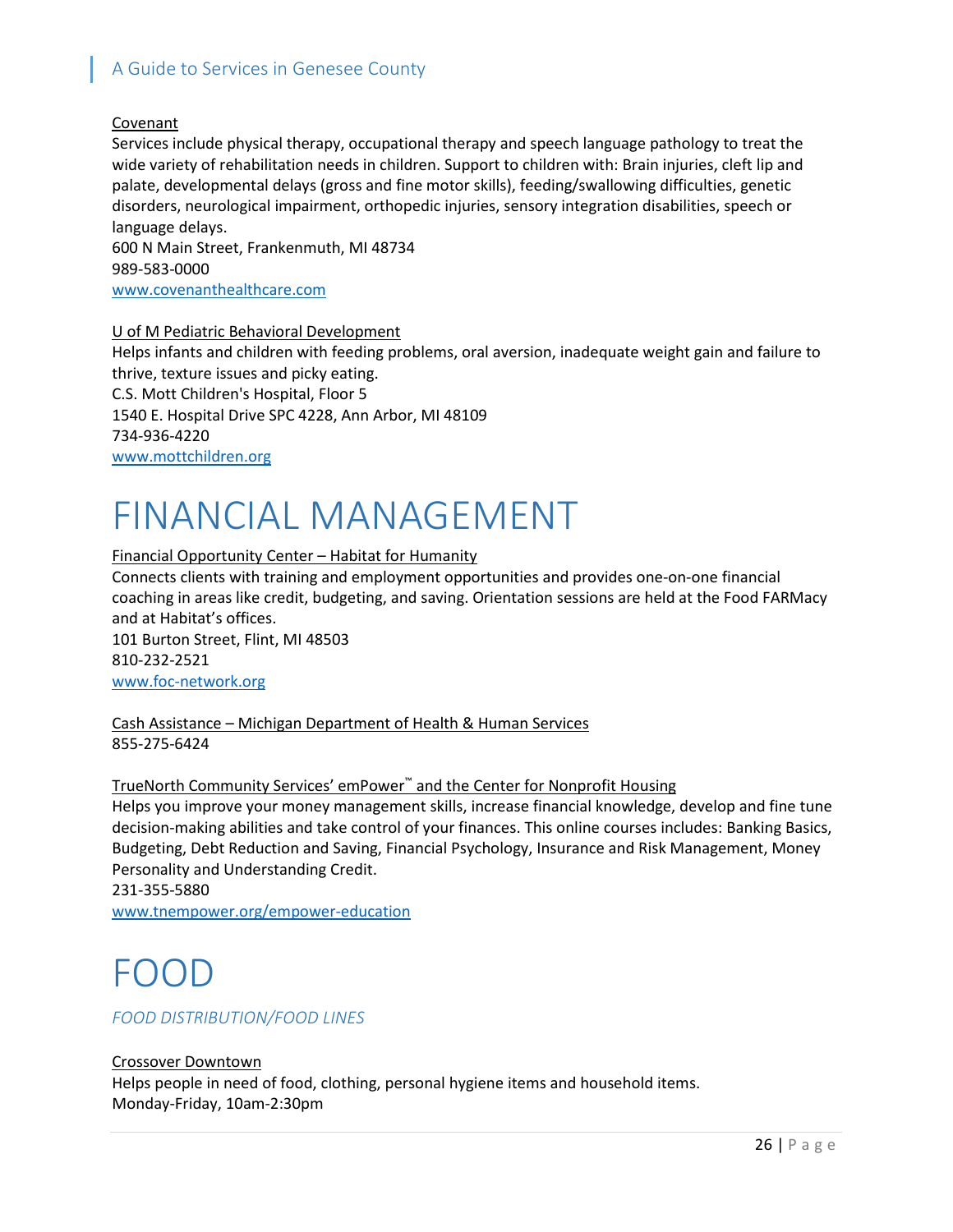Covenant

Services include physical therapy, occupational therapy and speech language pathology to treat the wide variety of rehabilitation needs in children. Support to children with: Brain injuries, cleft lip and palate, developmental delays (gross and fine motor skills), feeding/swallowing difficulties, genetic disorders, neurological impairment, orthopedic injuries, sensory integration disabilities, speech or language delays.
600 N Main Street, Frankenmuth, MI 48734
989-583-0000
www.covenanthealthcare.com

U of M Pediatric Behavioral Development

Helps infants and children with feeding problems, oral aversion, inadequate weight gain and failure to thrive, texture issues and picky eating.
C.S. Mott Children's Hospital, Floor 5
1540 E. Hospital Drive SPC 4228, Ann Arbor, MI 48109
734-936-4220
www.mottchildren.org

# FINANCIAL MANAGEMENT

Financial Opportunity Center – Habitat for Humanity

Connects clients with training and employment opportunities and provides one-on-one financial coaching in areas like credit, budgeting, and saving. Orientation sessions are held at the Food FARMacy and at Habitat's offices.
101 Burton Street, Flint, MI 48503
810-232-2521
www.foc-network.org

Cash Assistance – Michigan Department of Health & Human Services

855-275-6424

TrueNorth Community Services' emPower™ and the Center for Nonprofit Housing

Helps you improve your money management skills, increase financial knowledge, develop and fine tune decision-making abilities and take control of your finances. This online courses includes: Banking Basics, Budgeting, Debt Reduction and Saving, Financial Psychology, Insurance and Risk Management, Money Personality and Understanding Credit.
231-355-5880
www.tnempower.org/empower-education

# FOOD

*FOOD DISTRIBUTION/FOOD LINES*

Crossover Downtown

Helps people in need of food, clothing, personal hygiene items and household items.
Monday-Friday, 10am-2:30pm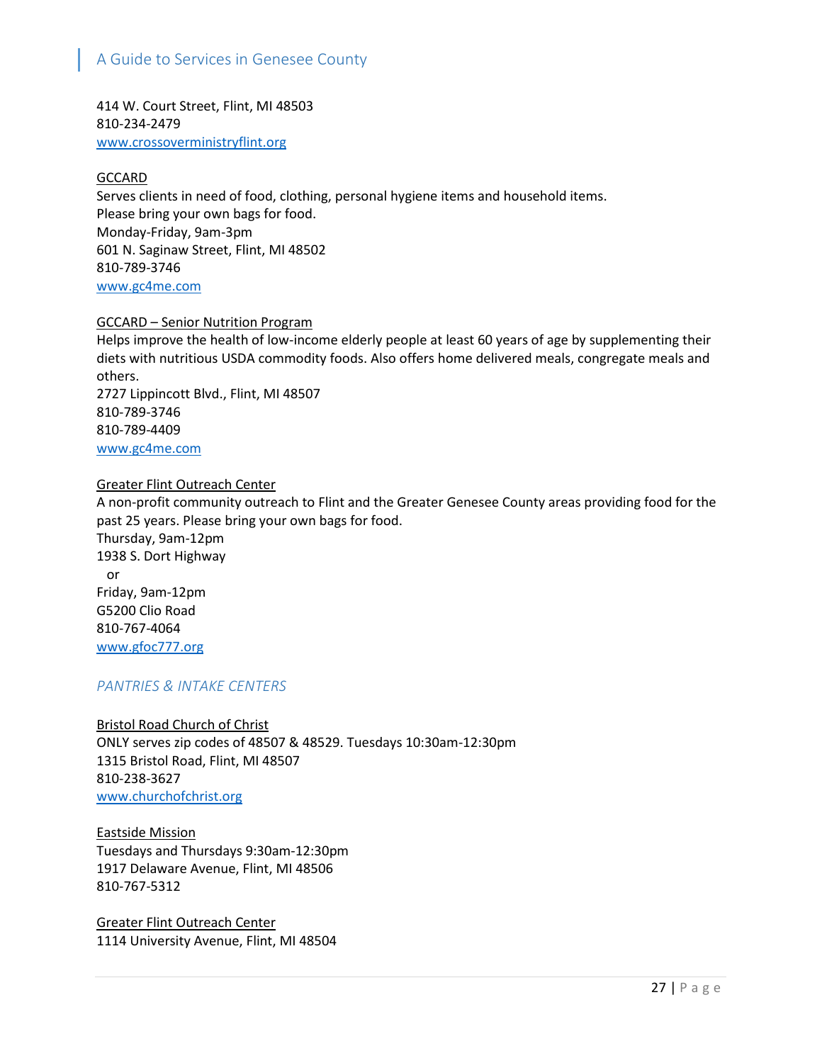414 W. Court Street, Flint, MI 48503
810-234-2479
www.crossoverministryflint.org

GCCARD
Serves clients in need of food, clothing, personal hygiene items and household items.
Please bring your own bags for food.
Monday-Friday, 9am-3pm
601 N. Saginaw Street, Flint, MI 48502
810-789-3746
www.gc4me.com

GCCARD – Senior Nutrition Program
Helps improve the health of low-income elderly people at least 60 years of age by supplementing their diets with nutritious USDA commodity foods. Also offers home delivered meals, congregate meals and others.
2727 Lippincott Blvd., Flint, MI 48507
810-789-3746
810-789-4409
www.gc4me.com

Greater Flint Outreach Center
A non-profit community outreach to Flint and the Greater Genesee County areas providing food for the past 25 years. Please bring your own bags for food.
Thursday, 9am-12pm
1938 S. Dort Highway
or
Friday, 9am-12pm
G5200 Clio Road
810-767-4064
www.gfoc777.org

### *PANTRIES & INTAKE CENTERS*

Bristol Road Church of Christ
ONLY serves zip codes of 48507 & 48529. Tuesdays 10:30am-12:30pm
1315 Bristol Road, Flint, MI 48507
810-238-3627
www.churchofchrist.org

Eastside Mission
Tuesdays and Thursdays 9:30am-12:30pm
1917 Delaware Avenue, Flint, MI 48506
810-767-5312

Greater Flint Outreach Center
1114 University Avenue, Flint, MI 48504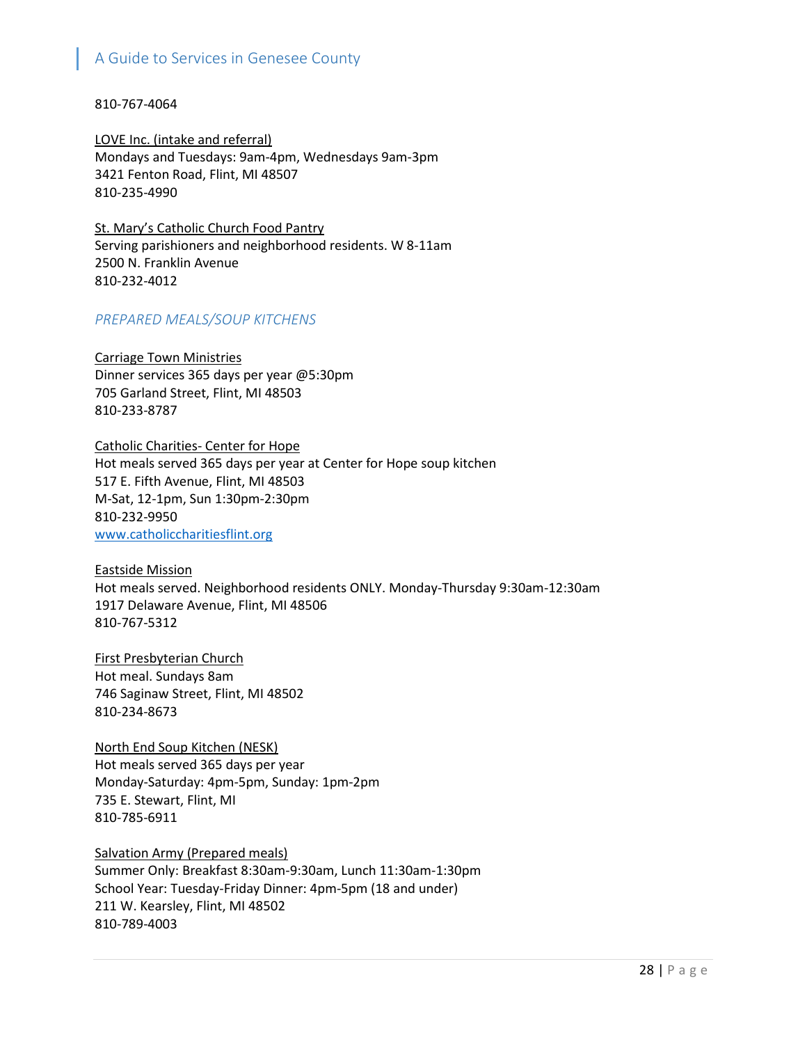810-767-4064

LOVE Inc. (intake and referral)
Mondays and Tuesdays: 9am-4pm, Wednesdays 9am-3pm
3421 Fenton Road, Flint, MI 48507
810-235-4990

St. Mary's Catholic Church Food Pantry
Serving parishioners and neighborhood residents. W 8-11am
2500 N. Franklin Avenue
810-232-4012

### *PREPARED MEALS/SOUP KITCHENS*

Carriage Town Ministries
Dinner services 365 days per year @5:30pm
705 Garland Street, Flint, MI 48503
810-233-8787

Catholic Charities- Center for Hope
Hot meals served 365 days per year at Center for Hope soup kitchen
517 E. Fifth Avenue, Flint, MI 48503
M-Sat, 12-1pm, Sun 1:30pm-2:30pm
810-232-9950
www.catholiccharitiesflint.org

Eastside Mission
Hot meals served. Neighborhood residents ONLY. Monday-Thursday 9:30am-12:30am
1917 Delaware Avenue, Flint, MI 48506
810-767-5312

First Presbyterian Church
Hot meal. Sundays 8am
746 Saginaw Street, Flint, MI 48502
810-234-8673

North End Soup Kitchen (NESK)
Hot meals served 365 days per year
Monday-Saturday: 4pm-5pm, Sunday: 1pm-2pm
735 E. Stewart, Flint, MI
810-785-6911

Salvation Army (Prepared meals)
Summer Only: Breakfast 8:30am-9:30am, Lunch 11:30am-1:30pm
School Year: Tuesday-Friday Dinner: 4pm-5pm (18 and under)
211 W. Kearsley, Flint, MI 48502
810-789-4003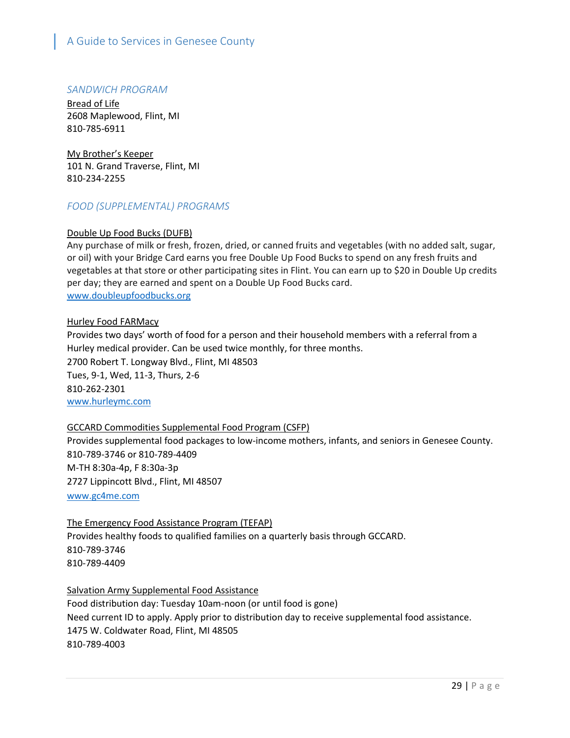### *SANDWICH PROGRAM*

Bread of Life
2608 Maplewood, Flint, MI
810-785-6911

My Brother's Keeper
101 N. Grand Traverse, Flint, MI
810-234-2255

### *FOOD (SUPPLEMENTAL) PROGRAMS*

Double Up Food Bucks (DUFB)
Any purchase of milk or fresh, frozen, dried, or canned fruits and vegetables (with no added salt, sugar, or oil) with your Bridge Card earns you free Double Up Food Bucks to spend on any fresh fruits and vegetables at that store or other participating sites in Flint. You can earn up to $20 in Double Up credits per day; they are earned and spent on a Double Up Food Bucks card.
[www.doubleupfoodbucks.org](http://www.doubleupfoodbucks.org)

Hurley Food FARMacy
Provides two days' worth of food for a person and their household members with a referral from a Hurley medical provider. Can be used twice monthly, for three months.
2700 Robert T. Longway Blvd., Flint, MI 48503
Tues, 9-1, Wed, 11-3, Thurs, 2-6
810-262-2301
[www.hurleymc.com](http://www.hurleymc.com)

GCCARD Commodities Supplemental Food Program (CSFP)
Provides supplemental food packages to low-income mothers, infants, and seniors in Genesee County.
810-789-3746 or 810-789-4409
M-TH 8:30a-4p, F 8:30a-3p
2727 Lippincott Blvd., Flint, MI 48507
[www.gc4me.com](http://www.gc4me.com)

The Emergency Food Assistance Program (TEFAP)
Provides healthy foods to qualified families on a quarterly basis through GCCARD.
810-789-3746
810-789-4409

Salvation Army Supplemental Food Assistance
Food distribution day: Tuesday 10am-noon (or until food is gone)
Need current ID to apply. Apply prior to distribution day to receive supplemental food assistance.
1475 W. Coldwater Road, Flint, MI 48505
810-789-4003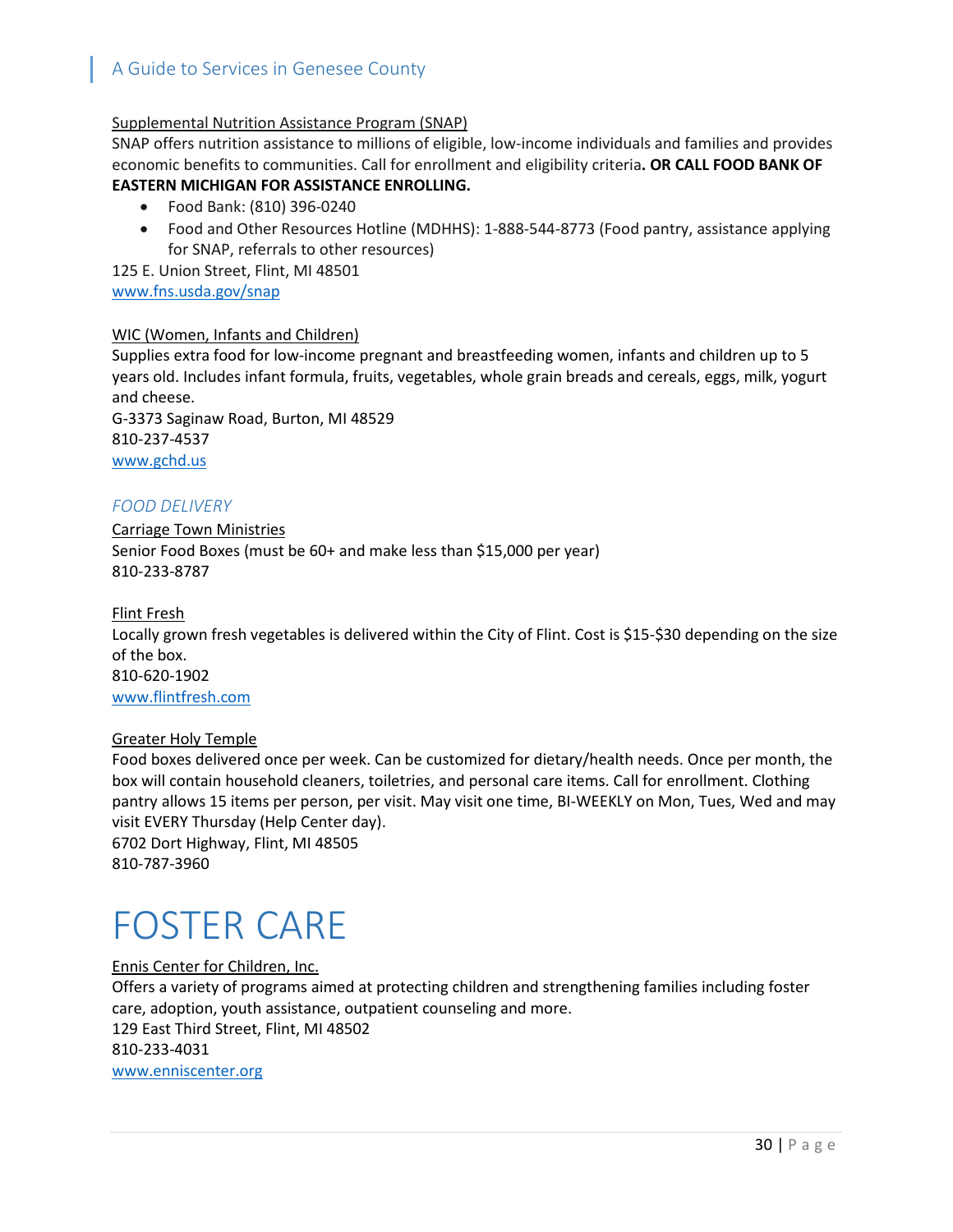Supplemental Nutrition Assistance Program (SNAP)

SNAP offers nutrition assistance to millions of eligible, low-income individuals and families and provides economic benefits to communities. Call for enrollment and eligibility criteria**. OR CALL FOOD BANK OF EASTERN MICHIGAN FOR ASSISTANCE ENROLLING.**

- Food Bank: (810) 396-0240
- Food and Other Resources Hotline (MDHHS): 1-888-544-8773 (Food pantry, assistance applying for SNAP, referrals to other resources)

125 E. Union Street, Flint, MI 48501
www.fns.usda.gov/snap

WIC (Women, Infants and Children)

Supplies extra food for low-income pregnant and breastfeeding women, infants and children up to 5 years old. Includes infant formula, fruits, vegetables, whole grain breads and cereals, eggs, milk, yogurt and cheese.
G-3373 Saginaw Road, Burton, MI 48529
810-237-4537
www.gchd.us

### *FOOD DELIVERY*

Carriage Town Ministries

Senior Food Boxes (must be 60+ and make less than $15,000 per year)
810-233-8787

Flint Fresh

Locally grown fresh vegetables is delivered within the City of Flint. Cost is $15-$30 depending on the size of the box.
810-620-1902
www.flintfresh.com

Greater Holy Temple

Food boxes delivered once per week. Can be customized for dietary/health needs. Once per month, the box will contain household cleaners, toiletries, and personal care items. Call for enrollment. Clothing pantry allows 15 items per person, per visit. May visit one time, BI-WEEKLY on Mon, Tues, Wed and may visit EVERY Thursday (Help Center day).
6702 Dort Highway, Flint, MI 48505
810-787-3960

# FOSTER CARE

Ennis Center for Children, Inc.

Offers a variety of programs aimed at protecting children and strengthening families including foster care, adoption, youth assistance, outpatient counseling and more.
129 East Third Street, Flint, MI 48502
810-233-4031
www.enniscenter.org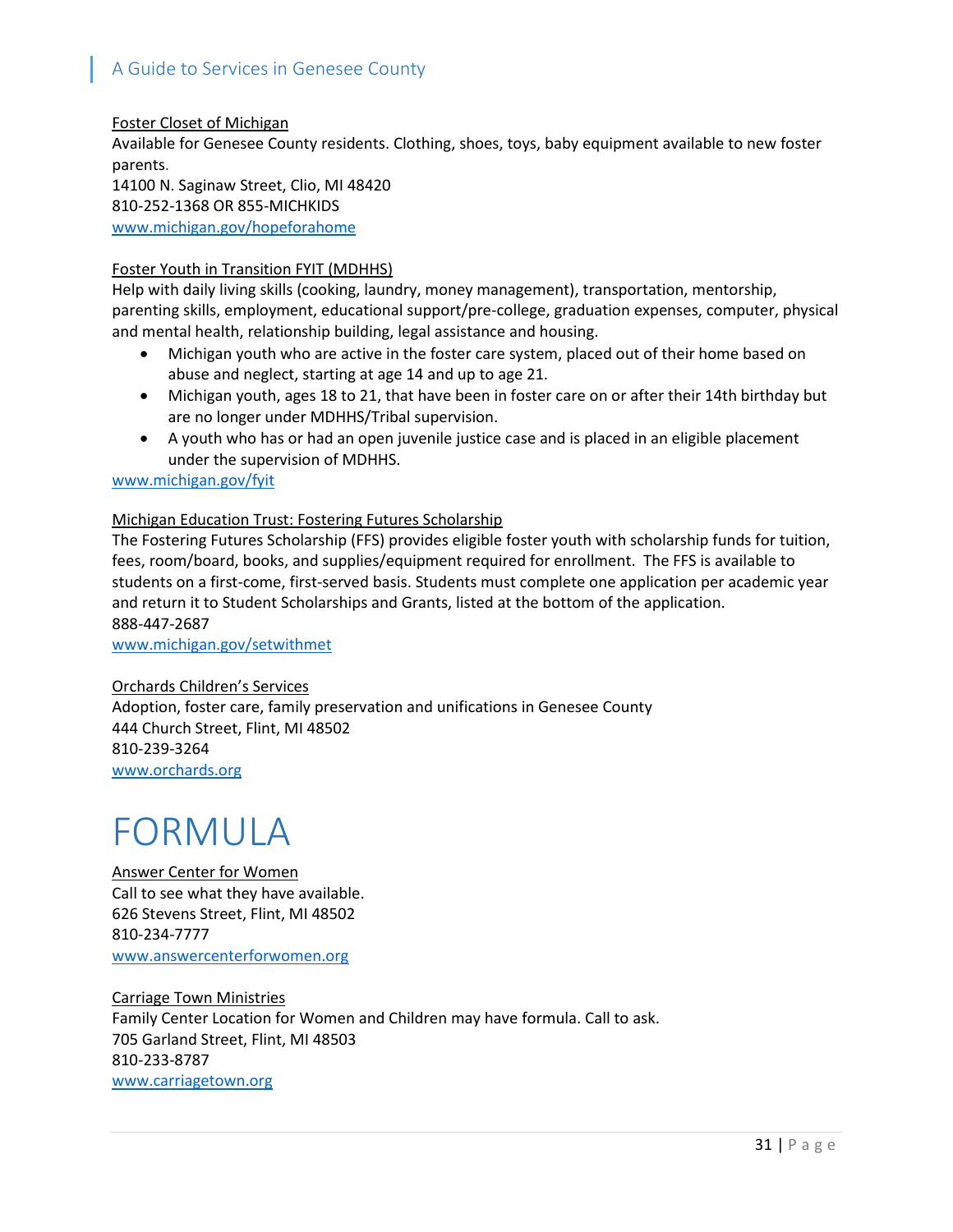Foster Closet of Michigan

Available for Genesee County residents. Clothing, shoes, toys, baby equipment available to new foster parents.

14100 N. Saginaw Street, Clio, MI 48420

810-252-1368 OR 855-MICHKIDS

www.michigan.gov/hopeforahome

Foster Youth in Transition FYIT (MDHHS)

Help with daily living skills (cooking, laundry, money management), transportation, mentorship, parenting skills, employment, educational support/pre-college, graduation expenses, computer, physical and mental health, relationship building, legal assistance and housing.

- Michigan youth who are active in the foster care system, placed out of their home based on abuse and neglect, starting at age 14 and up to age 21.
- Michigan youth, ages 18 to 21, that have been in foster care on or after their 14th birthday but are no longer under MDHHS/Tribal supervision.
- A youth who has or had an open juvenile justice case and is placed in an eligible placement under the supervision of MDHHS.

www.michigan.gov/fyit

Michigan Education Trust: Fostering Futures Scholarship

The Fostering Futures Scholarship (FFS) provides eligible foster youth with scholarship funds for tuition, fees, room/board, books, and supplies/equipment required for enrollment. The FFS is available to students on a first-come, first-served basis. Students must complete one application per academic year and return it to Student Scholarships and Grants, listed at the bottom of the application.

888-447-2687

www.michigan.gov/setwithmet

Orchards Children's Services

Adoption, foster care, family preservation and unifications in Genesee County

444 Church Street, Flint, MI 48502

810-239-3264

www.orchards.org

# FORMULA

Answer Center for Women

Call to see what they have available.

626 Stevens Street, Flint, MI 48502

810-234-7777

www.answercenterforwomen.org

Carriage Town Ministries

Family Center Location for Women and Children may have formula. Call to ask.

705 Garland Street, Flint, MI 48503

810-233-8787

www.carriagetown.org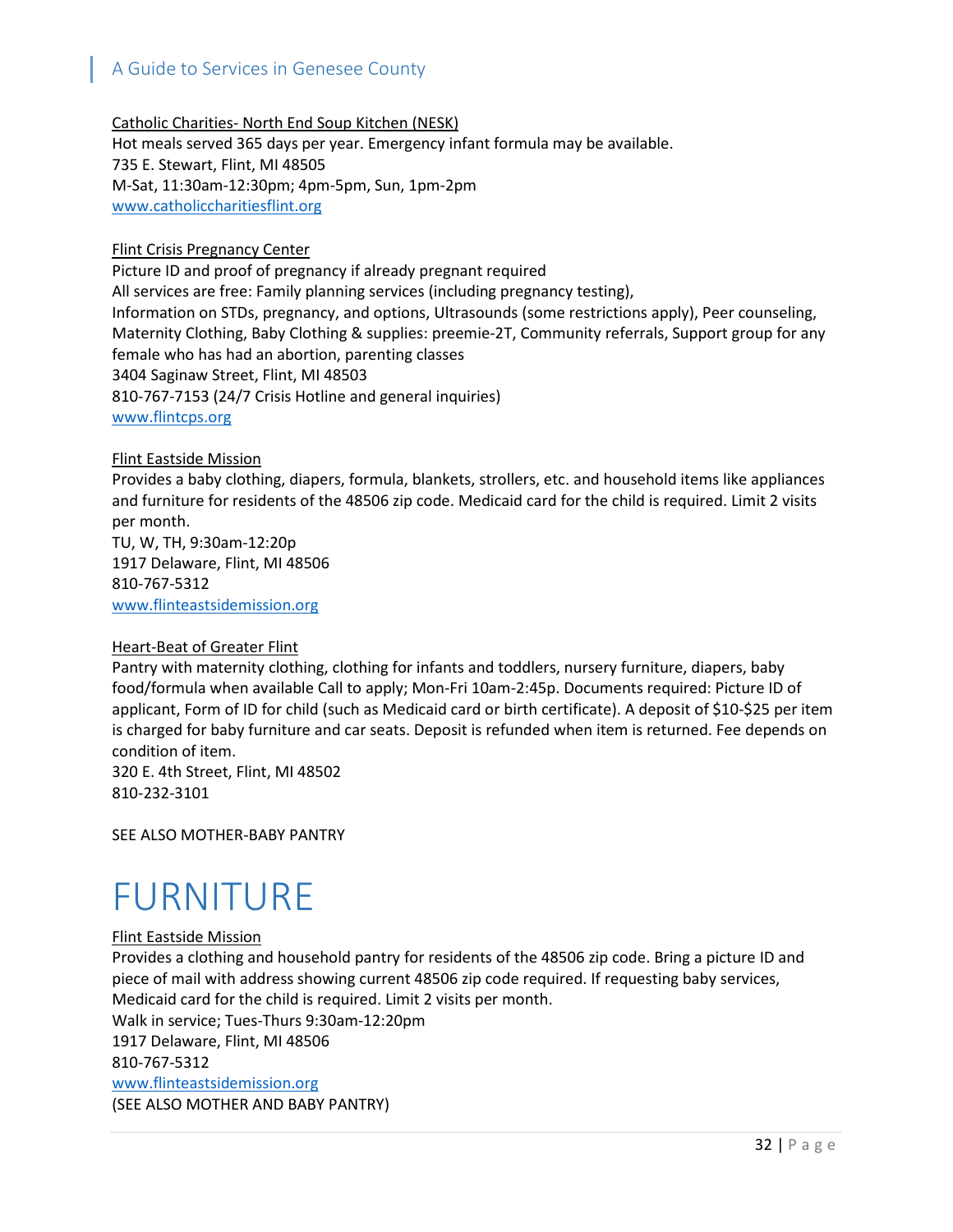Catholic Charities- North End Soup Kitchen (NESK)
Hot meals served 365 days per year. Emergency infant formula may be available.
735 E. Stewart, Flint, MI 48505
M-Sat, 11:30am-12:30pm; 4pm-5pm, Sun, 1pm-2pm
www.catholiccharitiesflint.org

Flint Crisis Pregnancy Center
Picture ID and proof of pregnancy if already pregnant required
All services are free: Family planning services (including pregnancy testing),
Information on STDs, pregnancy, and options, Ultrasounds (some restrictions apply), Peer counseling, Maternity Clothing, Baby Clothing & supplies: preemie-2T, Community referrals, Support group for any female who has had an abortion, parenting classes
3404 Saginaw Street, Flint, MI 48503
810-767-7153 (24/7 Crisis Hotline and general inquiries)
www.flintcps.org

Flint Eastside Mission
Provides a baby clothing, diapers, formula, blankets, strollers, etc. and household items like appliances and furniture for residents of the 48506 zip code. Medicaid card for the child is required. Limit 2 visits per month.
TU, W, TH, 9:30am-12:20p
1917 Delaware, Flint, MI 48506
810-767-5312
www.flinteastsidemission.org

Heart-Beat of Greater Flint
Pantry with maternity clothing, clothing for infants and toddlers, nursery furniture, diapers, baby food/formula when available Call to apply; Mon-Fri 10am-2:45p. Documents required: Picture ID of applicant, Form of ID for child (such as Medicaid card or birth certificate). A deposit of $10-$25 per item is charged for baby furniture and car seats. Deposit is refunded when item is returned. Fee depends on condition of item.
320 E. 4th Street, Flint, MI 48502
810-232-3101

SEE ALSO MOTHER-BABY PANTRY

# FURNITURE

Flint Eastside Mission
Provides a clothing and household pantry for residents of the 48506 zip code. Bring a picture ID and piece of mail with address showing current 48506 zip code required. If requesting baby services, Medicaid card for the child is required. Limit 2 visits per month.
Walk in service; Tues-Thurs 9:30am-12:20pm
1917 Delaware, Flint, MI 48506
810-767-5312
www.flinteastsidemission.org
(SEE ALSO MOTHER AND BABY PANTRY)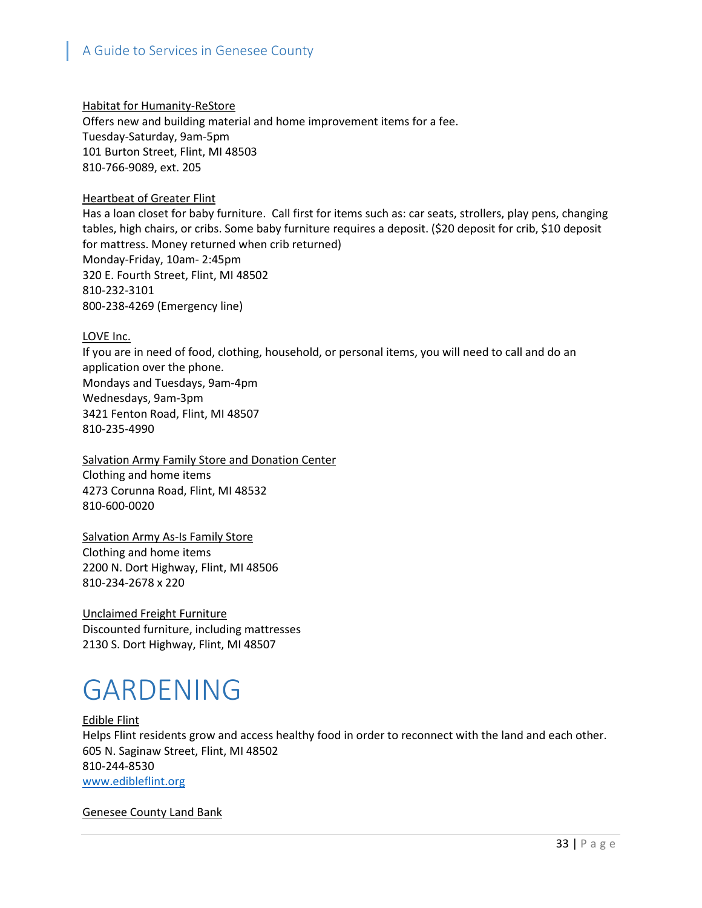Habitat for Humanity-ReStore
Offers new and building material and home improvement items for a fee.
Tuesday-Saturday, 9am-5pm
101 Burton Street, Flint, MI 48503
810-766-9089, ext. 205

Heartbeat of Greater Flint
Has a loan closet for baby furniture. Call first for items such as: car seats, strollers, play pens, changing tables, high chairs, or cribs. Some baby furniture requires a deposit. ($20 deposit for crib, $10 deposit for mattress. Money returned when crib returned)
Monday-Friday, 10am- 2:45pm
320 E. Fourth Street, Flint, MI 48502
810-232-3101
800-238-4269 (Emergency line)

LOVE Inc.
If you are in need of food, clothing, household, or personal items, you will need to call and do an application over the phone.
Mondays and Tuesdays, 9am-4pm
Wednesdays, 9am-3pm
3421 Fenton Road, Flint, MI 48507
810-235-4990

Salvation Army Family Store and Donation Center
Clothing and home items
4273 Corunna Road, Flint, MI 48532
810-600-0020

Salvation Army As-Is Family Store
Clothing and home items
2200 N. Dort Highway, Flint, MI 48506
810-234-2678 x 220

Unclaimed Freight Furniture
Discounted furniture, including mattresses
2130 S. Dort Highway, Flint, MI 48507

# GARDENING

Edible Flint
Helps Flint residents grow and access healthy food in order to reconnect with the land and each other.
605 N. Saginaw Street, Flint, MI 48502
810-244-8530
www.edibleflint.org

Genesee County Land Bank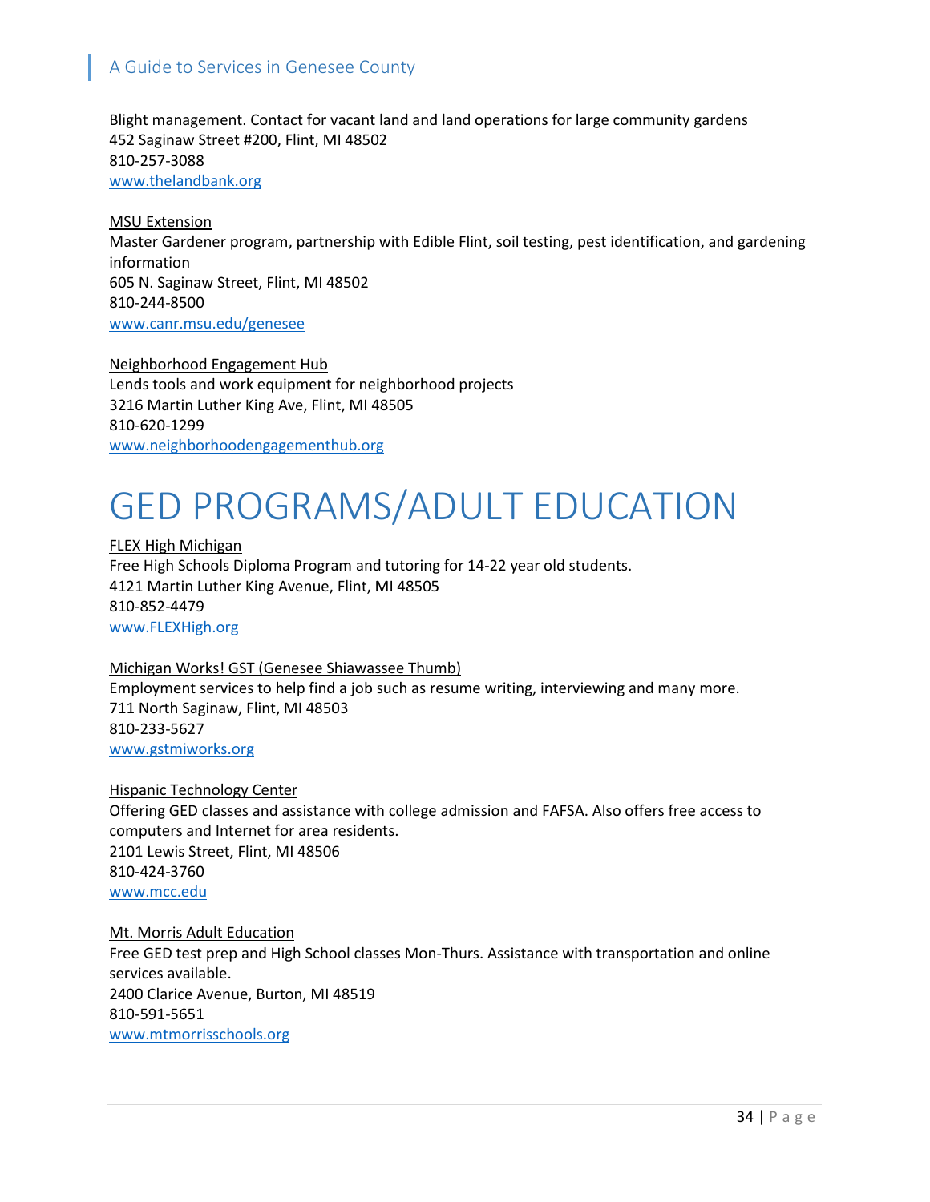Blight management. Contact for vacant land and land operations for large community gardens
452 Saginaw Street #200, Flint, MI 48502
810-257-3088
www.thelandbank.org

MSU Extension
Master Gardener program, partnership with Edible Flint, soil testing, pest identification, and gardening information
605 N. Saginaw Street, Flint, MI 48502
810-244-8500
www.canr.msu.edu/genesee

Neighborhood Engagement Hub
Lends tools and work equipment for neighborhood projects
3216 Martin Luther King Ave, Flint, MI 48505
810-620-1299
www.neighborhoodengagementhub.org

# GED PROGRAMS/ADULT EDUCATION

FLEX High Michigan
Free High Schools Diploma Program and tutoring for 14-22 year old students.
4121 Martin Luther King Avenue, Flint, MI 48505
810-852-4479
www.FLEXHigh.org

Michigan Works! GST (Genesee Shiawassee Thumb)
Employment services to help find a job such as resume writing, interviewing and many more.
711 North Saginaw, Flint, MI 48503
810-233-5627
www.gstmiworks.org

Hispanic Technology Center
Offering GED classes and assistance with college admission and FAFSA. Also offers free access to computers and Internet for area residents.
2101 Lewis Street, Flint, MI 48506
810-424-3760
www.mcc.edu

Mt. Morris Adult Education
Free GED test prep and High School classes Mon-Thurs. Assistance with transportation and online services available.
2400 Clarice Avenue, Burton, MI 48519
810-591-5651
www.mtmorrisschools.org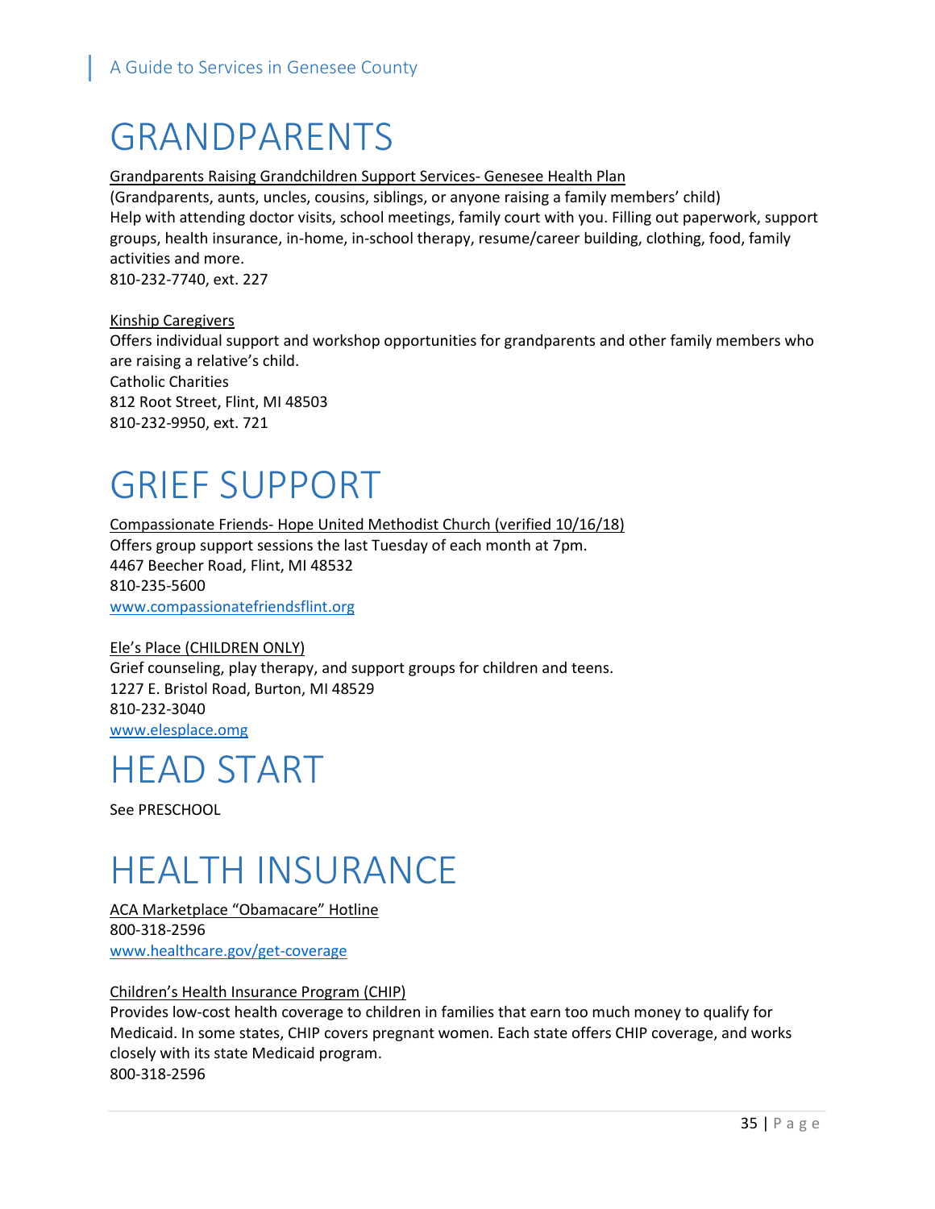# GRANDPARENTS

Grandparents Raising Grandchildren Support Services- Genesee Health Plan
(Grandparents, aunts, uncles, cousins, siblings, or anyone raising a family members' child)
Help with attending doctor visits, school meetings, family court with you. Filling out paperwork, support groups, health insurance, in-home, in-school therapy, resume/career building, clothing, food, family activities and more.
810-232-7740, ext. 227

Kinship Caregivers
Offers individual support and workshop opportunities for grandparents and other family members who are raising a relative's child.
Catholic Charities
812 Root Street, Flint, MI 48503
810-232-9950, ext. 721

# GRIEF SUPPORT

Compassionate Friends- Hope United Methodist Church (verified 10/16/18)
Offers group support sessions the last Tuesday of each month at 7pm.
4467 Beecher Road, Flint, MI 48532
810-235-5600
www.compassionatefriendsflint.org

Ele's Place (CHILDREN ONLY)
Grief counseling, play therapy, and support groups for children and teens.
1227 E. Bristol Road, Burton, MI 48529
810-232-3040
www.elesplace.omg

# HEAD START

See PRESCHOOL

# HEALTH INSURANCE

ACA Marketplace "Obamacare" Hotline
800-318-2596
www.healthcare.gov/get-coverage

Children's Health Insurance Program (CHIP)
Provides low-cost health coverage to children in families that earn too much money to qualify for Medicaid. In some states, CHIP covers pregnant women. Each state offers CHIP coverage, and works closely with its state Medicaid program.
800-318-2596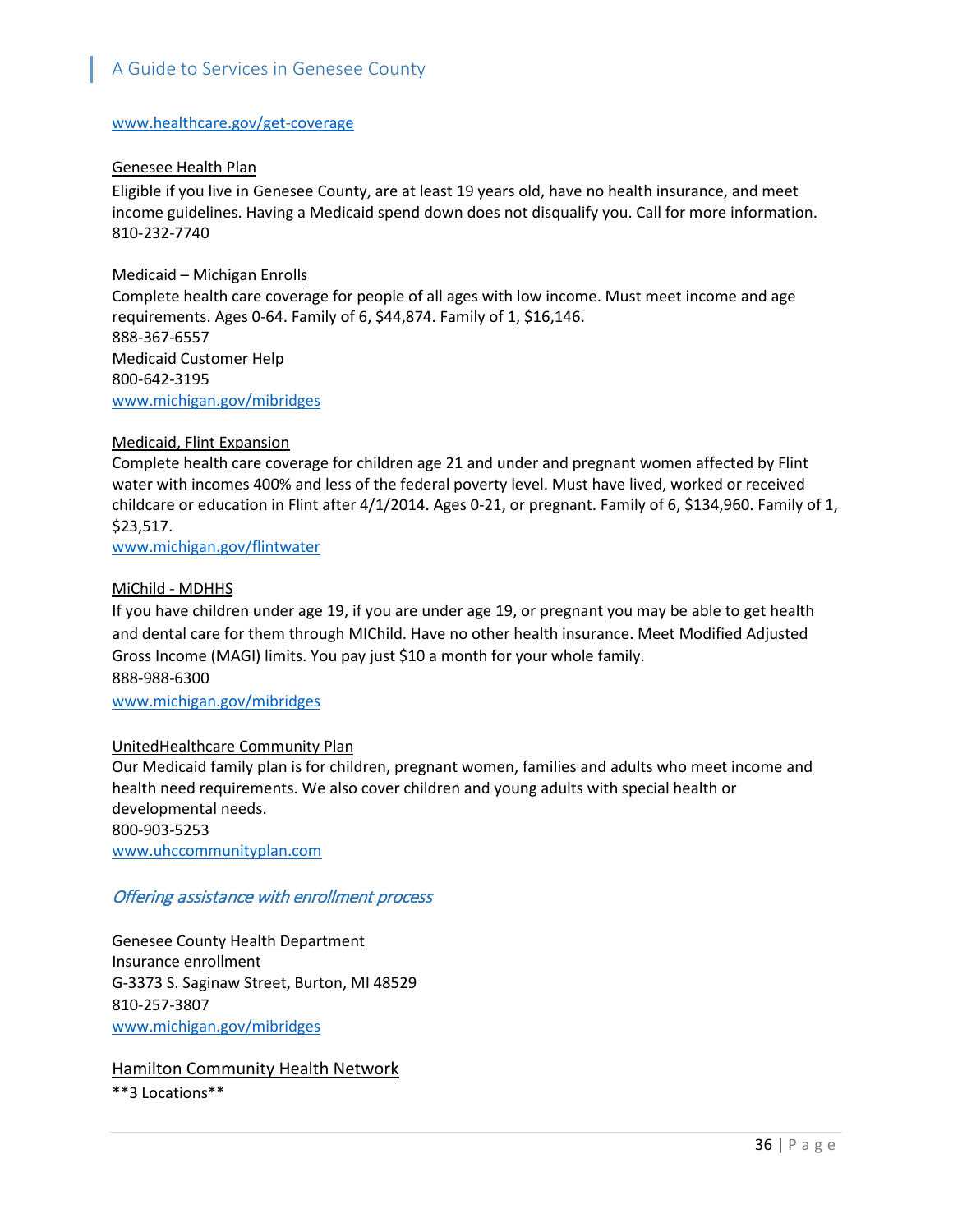www.healthcare.gov/get-coverage

Genesee Health Plan

Eligible if you live in Genesee County, are at least 19 years old, have no health insurance, and meet income guidelines. Having a Medicaid spend down does not disqualify you. Call for more information.
810-232-7740

Medicaid – Michigan Enrolls

Complete health care coverage for people of all ages with low income. Must meet income and age requirements. Ages 0-64. Family of 6, $44,874. Family of 1, $16,146.
888-367-6557
Medicaid Customer Help
800-642-3195
www.michigan.gov/mibridges

Medicaid, Flint Expansion

Complete health care coverage for children age 21 and under and pregnant women affected by Flint water with incomes 400% and less of the federal poverty level. Must have lived, worked or received childcare or education in Flint after 4/1/2014. Ages 0-21, or pregnant. Family of 6, $134,960. Family of 1, $23,517.
www.michigan.gov/flintwater

MiChild - MDHHS

If you have children under age 19, if you are under age 19, or pregnant you may be able to get health and dental care for them through MIChild. Have no other health insurance. Meet Modified Adjusted Gross Income (MAGI) limits. You pay just $10 a month for your whole family.
888-988-6300
www.michigan.gov/mibridges

UnitedHealthcare Community Plan

Our Medicaid family plan is for children, pregnant women, families and adults who meet income and health need requirements. We also cover children and young adults with special health or developmental needs.
800-903-5253
www.uhccommunityplan.com

### *Offering assistance with enrollment process*

Genesee County Health Department

Insurance enrollment
G-3373 S. Saginaw Street, Burton, MI 48529
810-257-3807
www.michigan.gov/mibridges

Hamilton Community Health Network

**3 Locations**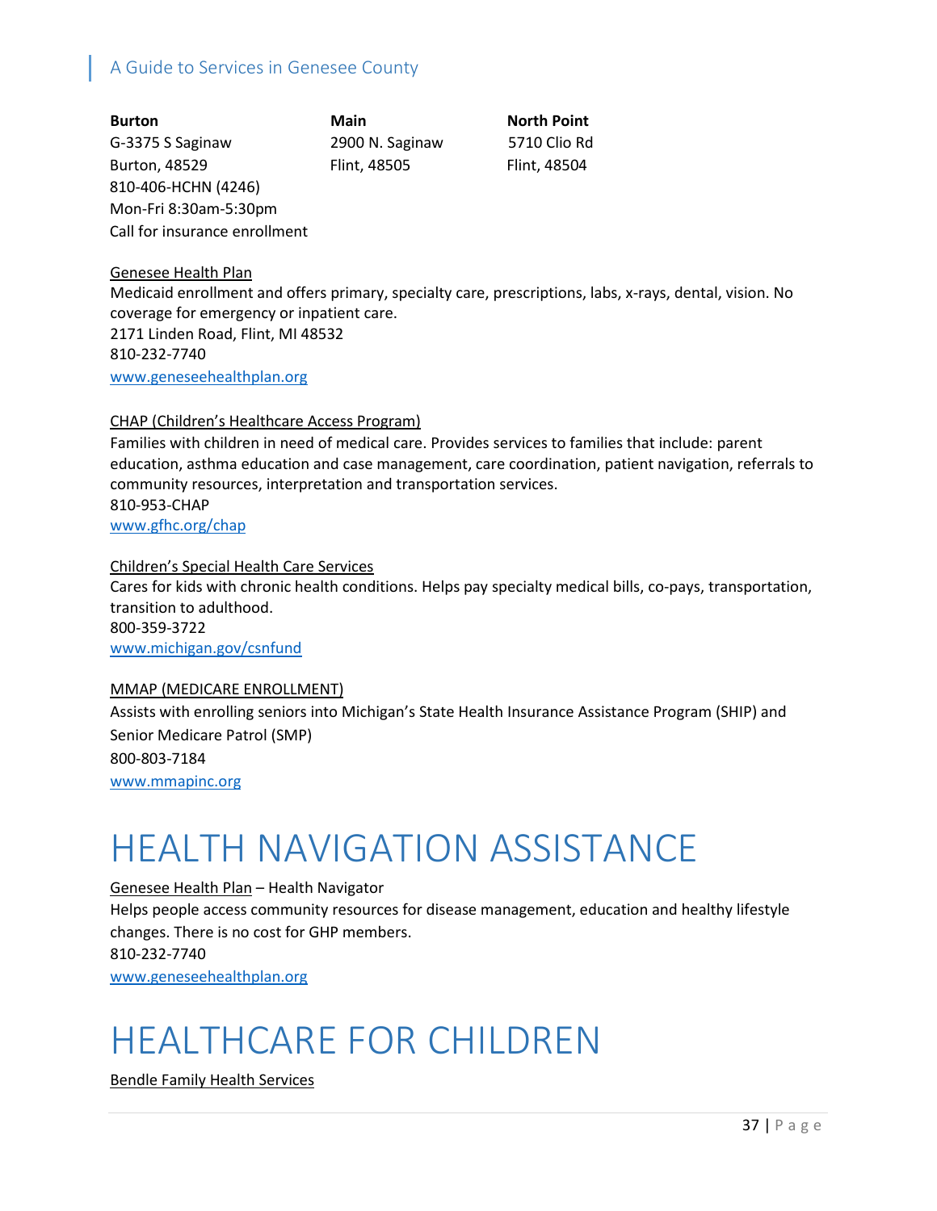**Burton**
G-3375 S Saginaw
Burton, 48529
810-406-HCHN (4246)
Mon-Fri 8:30am-5:30pm
Call for insurance enrollment

**Main**
2900 N. Saginaw
Flint, 48505

**North Point**
5710 Clio Rd
Flint, 48504

Genesee Health Plan
Medicaid enrollment and offers primary, specialty care, prescriptions, labs, x-rays, dental, vision. No coverage for emergency or inpatient care.
2171 Linden Road, Flint, MI 48532
810-232-7740
www.geneseehealthplan.org

CHAP (Children's Healthcare Access Program)
Families with children in need of medical care. Provides services to families that include: parent education, asthma education and case management, care coordination, patient navigation, referrals to community resources, interpretation and transportation services.
810-953-CHAP
www.gfhc.org/chap

Children's Special Health Care Services
Cares for kids with chronic health conditions. Helps pay specialty medical bills, co-pays, transportation, transition to adulthood.
800-359-3722
www.michigan.gov/csnfund

MMAP (MEDICARE ENROLLMENT)
Assists with enrolling seniors into Michigan's State Health Insurance Assistance Program (SHIP) and Senior Medicare Patrol (SMP)
800-803-7184
www.mmapinc.org

# HEALTH NAVIGATION ASSISTANCE

Genesee Health Plan – Health Navigator
Helps people access community resources for disease management, education and healthy lifestyle changes. There is no cost for GHP members.
810-232-7740
www.geneseehealthplan.org

# HEALTHCARE FOR CHILDREN

Bendle Family Health Services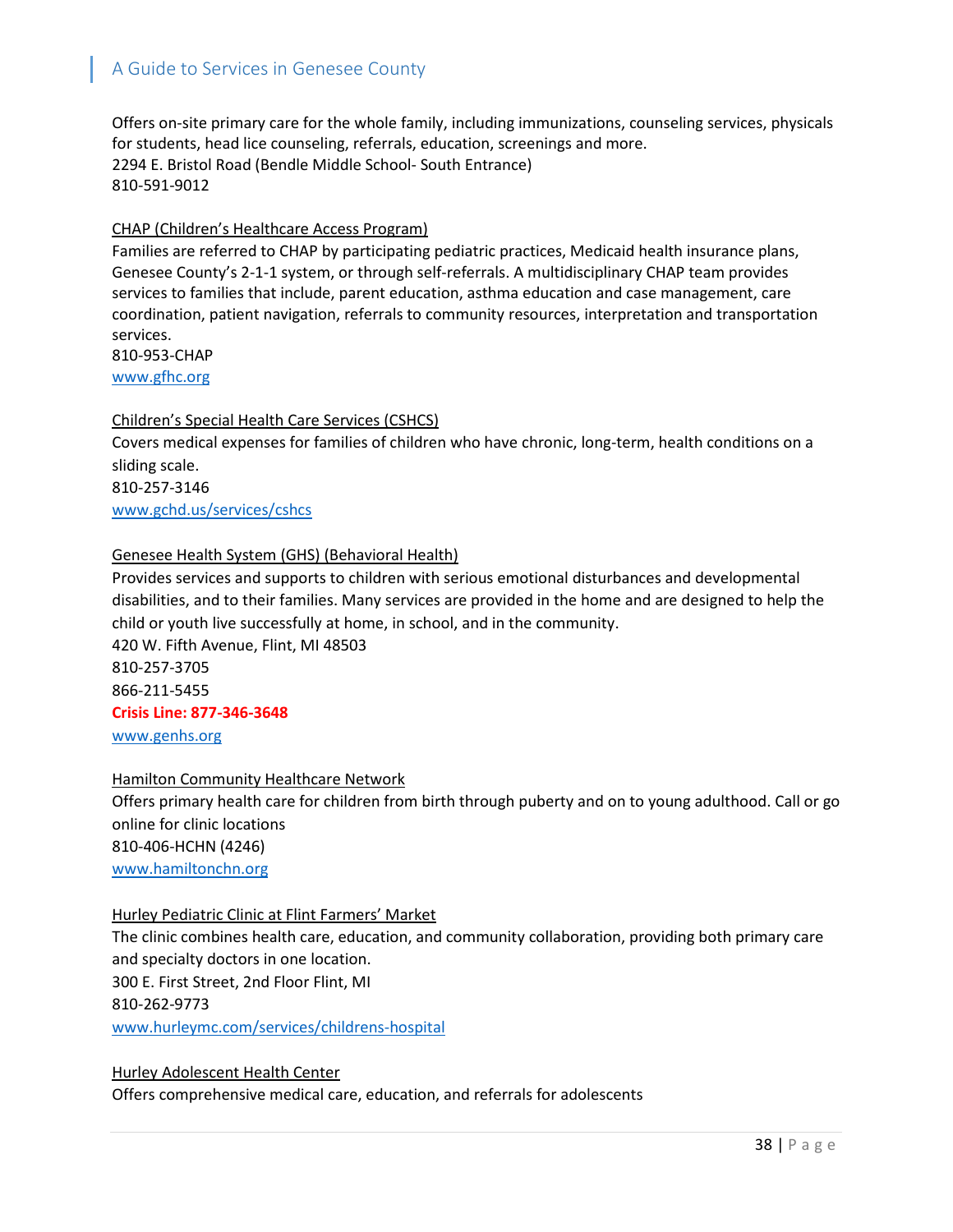Offers on-site primary care for the whole family, including immunizations, counseling services, physicals for students, head lice counseling, referrals, education, screenings and more.
2294 E. Bristol Road (Bendle Middle School- South Entrance)
810-591-9012

CHAP (Children's Healthcare Access Program)
Families are referred to CHAP by participating pediatric practices, Medicaid health insurance plans, Genesee County's 2-1-1 system, or through self-referrals. A multidisciplinary CHAP team provides services to families that include, parent education, asthma education and case management, care coordination, patient navigation, referrals to community resources, interpretation and transportation services.
810-953-CHAP
www.gfhc.org

Children's Special Health Care Services (CSHCS)
Covers medical expenses for families of children who have chronic, long-term, health conditions on a sliding scale.
810-257-3146
www.gchd.us/services/cshcs

Genesee Health System (GHS) (Behavioral Health)
Provides services and supports to children with serious emotional disturbances and developmental disabilities, and to their families. Many services are provided in the home and are designed to help the child or youth live successfully at home, in school, and in the community.
420 W. Fifth Avenue, Flint, MI 48503
810-257-3705
866-211-5455
**Crisis Line: 877-346-3648**
www.genhs.org

Hamilton Community Healthcare Network
Offers primary health care for children from birth through puberty and on to young adulthood. Call or go online for clinic locations
810-406-HCHN (4246)
www.hamiltonchn.org

Hurley Pediatric Clinic at Flint Farmers' Market
The clinic combines health care, education, and community collaboration, providing both primary care and specialty doctors in one location.
300 E. First Street, 2nd Floor Flint, MI
810-262-9773
www.hurleymc.com/services/childrens-hospital

Hurley Adolescent Health Center
Offers comprehensive medical care, education, and referrals for adolescents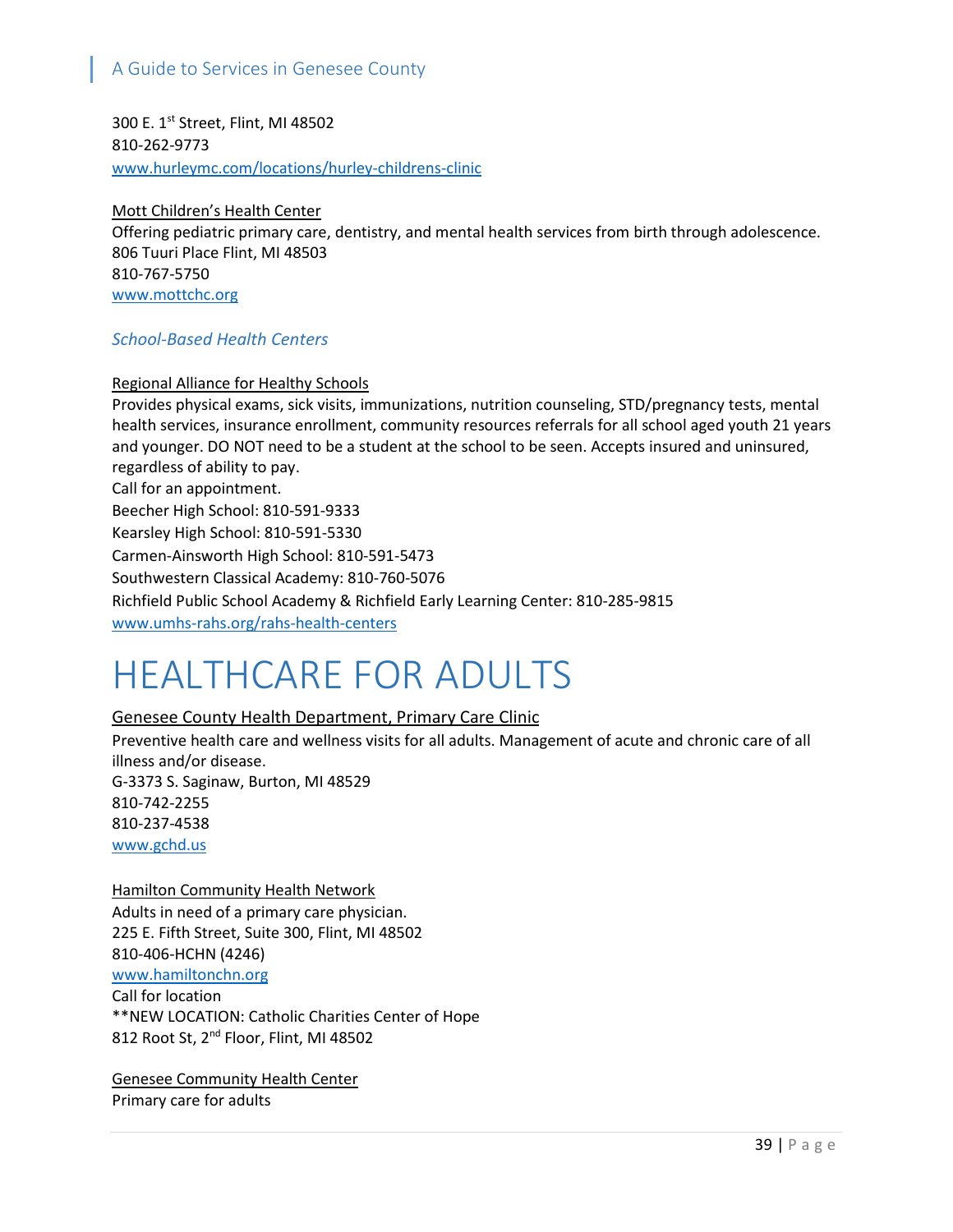300 E. 1st Street, Flint, MI 48502
810-262-9773
[www.hurleymc.com/locations/hurley-childrens-clinic](www.hurleymc.com/locations/hurley-childrens-clinic)

Mott Children's Health Center
Offering pediatric primary care, dentistry, and mental health services from birth through adolescence.
806 Tuuri Place Flint, MI 48503
810-767-5750
[www.mottchc.org](www.mottchc.org)

### *School-Based Health Centers*

Regional Alliance for Healthy Schools
Provides physical exams, sick visits, immunizations, nutrition counseling, STD/pregnancy tests, mental health services, insurance enrollment, community resources referrals for all school aged youth 21 years and younger. DO NOT need to be a student at the school to be seen. Accepts insured and uninsured, regardless of ability to pay.
Call for an appointment.
Beecher High School: 810-591-9333
Kearsley High School: 810-591-5330
Carmen-Ainsworth High School: 810-591-5473
Southwestern Classical Academy: 810-760-5076
Richfield Public School Academy & Richfield Early Learning Center: 810-285-9815
[www.umhs-rahs.org/rahs-health-centers](www.umhs-rahs.org/rahs-health-centers)

# HEALTHCARE FOR ADULTS

Genesee County Health Department, Primary Care Clinic
Preventive health care and wellness visits for all adults. Management of acute and chronic care of all illness and/or disease.
G-3373 S. Saginaw, Burton, MI 48529
810-742-2255
810-237-4538
[www.gchd.us](www.gchd.us)

Hamilton Community Health Network
Adults in need of a primary care physician.
225 E. Fifth Street, Suite 300, Flint, MI 48502
810-406-HCHN (4246)
[www.hamiltonchn.org](www.hamiltonchn.org)
Call for location
**NEW LOCATION: Catholic Charities Center of Hope
812 Root St, 2nd Floor, Flint, MI 48502

Genesee Community Health Center
Primary care for adults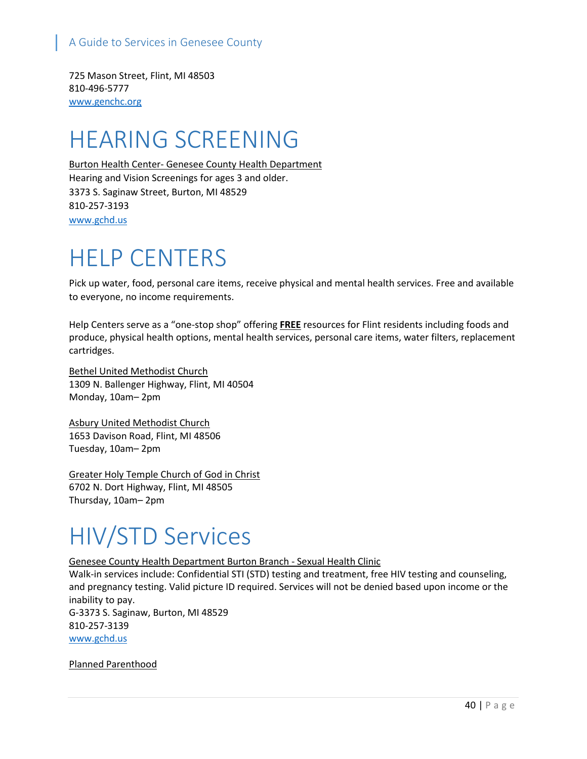725 Mason Street, Flint, MI 48503
810-496-5777
www.genchc.org

# HEARING SCREENING

Burton Health Center- Genesee County Health Department
Hearing and Vision Screenings for ages 3 and older.
3373 S. Saginaw Street, Burton, MI 48529
810-257-3193
www.gchd.us

# HELP CENTERS

Pick up water, food, personal care items, receive physical and mental health services. Free and available to everyone, no income requirements.

Help Centers serve as a "one-stop shop" offering **FREE** resources for Flint residents including foods and produce, physical health options, mental health services, personal care items, water filters, replacement cartridges.

Bethel United Methodist Church
1309 N. Ballenger Highway, Flint, MI 40504
Monday, 10am– 2pm

Asbury United Methodist Church
1653 Davison Road, Flint, MI 48506
Tuesday, 10am– 2pm

Greater Holy Temple Church of God in Christ
6702 N. Dort Highway, Flint, MI 48505
Thursday, 10am– 2pm

# HIV/STD Services

Genesee County Health Department Burton Branch - Sexual Health Clinic
Walk-in services include: Confidential STI (STD) testing and treatment, free HIV testing and counseling, and pregnancy testing. Valid picture ID required. Services will not be denied based upon income or the inability to pay.
G-3373 S. Saginaw, Burton, MI 48529
810-257-3139
www.gchd.us

Planned Parenthood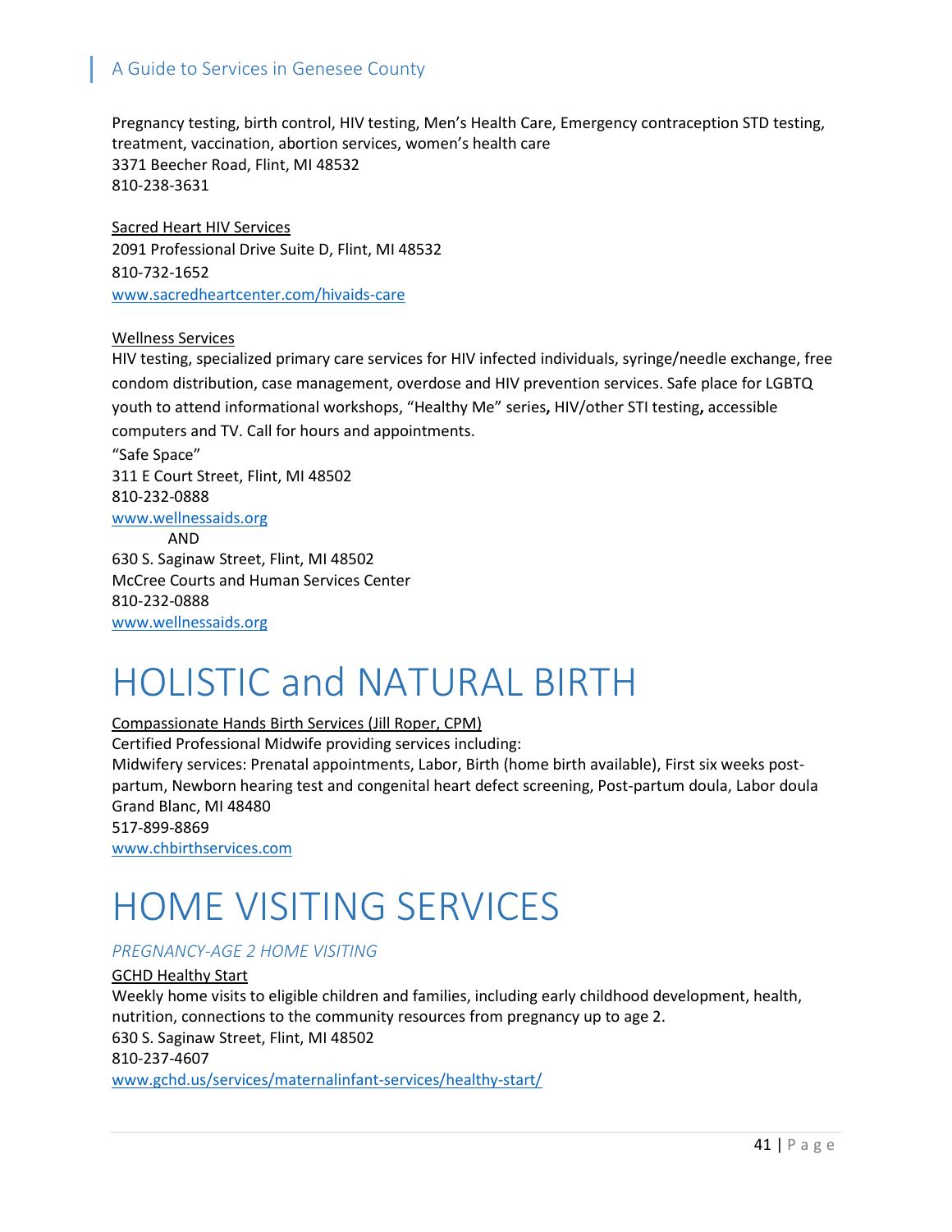Pregnancy testing, birth control, HIV testing, Men's Health Care, Emergency contraception STD testing, treatment, vaccination, abortion services, women's health care
3371 Beecher Road, Flint, MI 48532
810-238-3631

Sacred Heart HIV Services
2091 Professional Drive Suite D, Flint, MI 48532
810-732-1652
www.sacredheartcenter.com/hivaids-care

Wellness Services
HIV testing, specialized primary care services for HIV infected individuals, syringe/needle exchange, free condom distribution, case management, overdose and HIV prevention services. Safe place for LGBTQ youth to attend informational workshops, "Healthy Me" series**,** HIV/other STI testing**,** accessible computers and TV. Call for hours and appointments.
"Safe Space"
311 E Court Street, Flint, MI 48502
810-232-0888
www.wellnessaids.org
AND
630 S. Saginaw Street, Flint, MI 48502
McCree Courts and Human Services Center
810-232-0888
www.wellnessaids.org

# HOLISTIC and NATURAL BIRTH

Compassionate Hands Birth Services (Jill Roper, CPM)
Certified Professional Midwife providing services including:
Midwifery services: Prenatal appointments, Labor, Birth (home birth available), First six weeks post-partum, Newborn hearing test and congenital heart defect screening, Post-partum doula, Labor doula
Grand Blanc, MI 48480
517-899-8869
www.chbirthservices.com

# HOME VISITING SERVICES

*PREGNANCY-AGE 2 HOME VISITING*

GCHD Healthy Start
Weekly home visits to eligible children and families, including early childhood development, health, nutrition, connections to the community resources from pregnancy up to age 2.
630 S. Saginaw Street, Flint, MI 48502
810-237-4607
www.gchd.us/services/maternalinfant-services/healthy-start/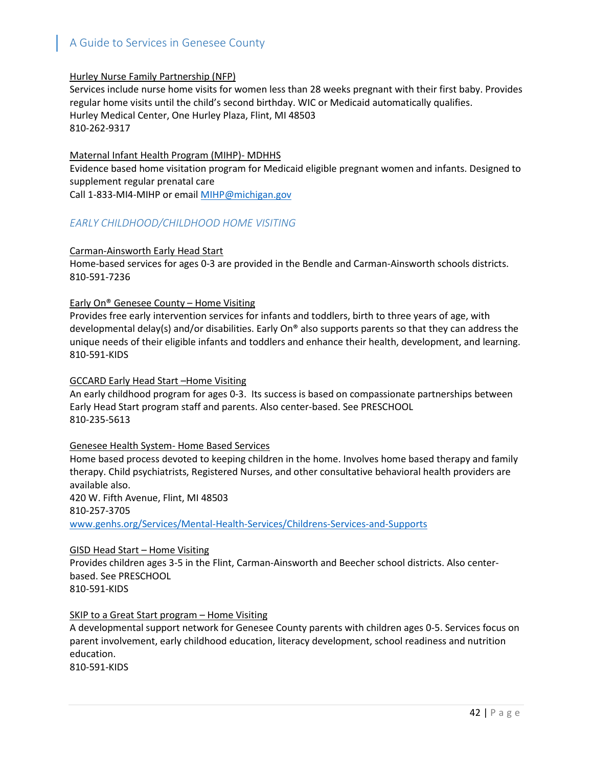Hurley Nurse Family Partnership (NFP)

Services include nurse home visits for women less than 28 weeks pregnant with their first baby. Provides regular home visits until the child's second birthday. WIC or Medicaid automatically qualifies.
Hurley Medical Center, One Hurley Plaza, Flint, MI 48503
810-262-9317

Maternal Infant Health Program (MIHP)- MDHHS

Evidence based home visitation program for Medicaid eligible pregnant women and infants. Designed to supplement regular prenatal care
Call 1-833-MI4-MIHP or email MIHP@michigan.gov

## *EARLY CHILDHOOD/CHILDHOOD HOME VISITING*

Carman-Ainsworth Early Head Start

Home-based services for ages 0-3 are provided in the Bendle and Carman-Ainsworth schools districts.
810-591-7236

Early On® Genesee County – Home Visiting

Provides free early intervention services for infants and toddlers, birth to three years of age, with developmental delay(s) and/or disabilities. Early On® also supports parents so that they can address the unique needs of their eligible infants and toddlers and enhance their health, development, and learning.
810-591-KIDS

GCCARD Early Head Start –Home Visiting

An early childhood program for ages 0-3. Its success is based on compassionate partnerships between Early Head Start program staff and parents. Also center-based. See PRESCHOOL
810-235-5613

Genesee Health System- Home Based Services

Home based process devoted to keeping children in the home. Involves home based therapy and family therapy. Child psychiatrists, Registered Nurses, and other consultative behavioral health providers are available also.
420 W. Fifth Avenue, Flint, MI 48503
810-257-3705
www.genhs.org/Services/Mental-Health-Services/Childrens-Services-and-Supports

GISD Head Start – Home Visiting

Provides children ages 3-5 in the Flint, Carman-Ainsworth and Beecher school districts. Also center-based. See PRESCHOOL
810-591-KIDS

SKIP to a Great Start program – Home Visiting

A developmental support network for Genesee County parents with children ages 0-5. Services focus on parent involvement, early childhood education, literacy development, school readiness and nutrition education.
810-591-KIDS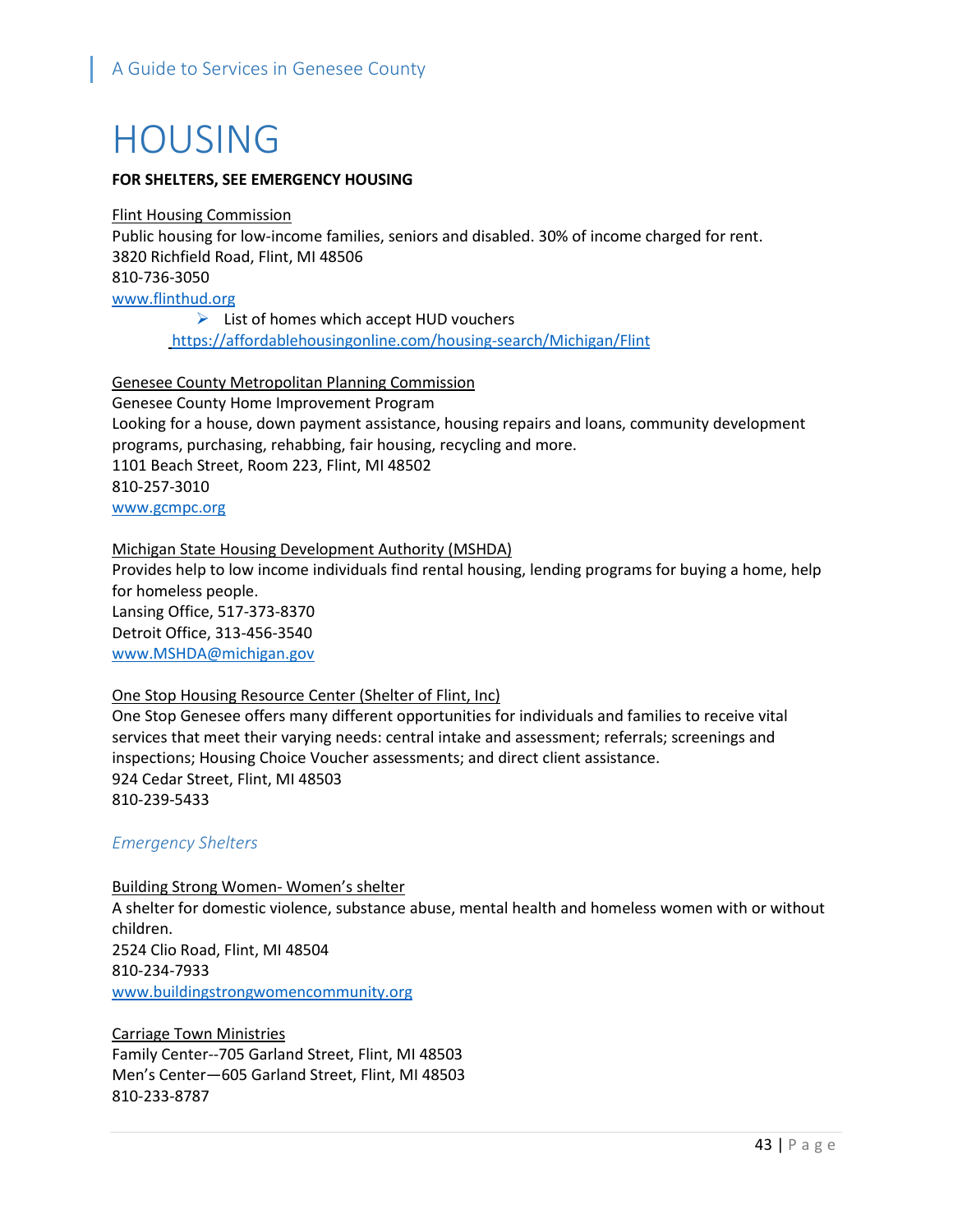# HOUSING

**FOR SHELTERS, SEE EMERGENCY HOUSING**

Flint Housing Commission
Public housing for low-income families, seniors and disabled. 30% of income charged for rent.
3820 Richfield Road, Flint, MI 48506
810-736-3050
www.flinthud.org

- List of homes which accept HUD vouchers
  https://affordablehousingonline.com/housing-search/Michigan/Flint

Genesee County Metropolitan Planning Commission
Genesee County Home Improvement Program
Looking for a house, down payment assistance, housing repairs and loans, community development programs, purchasing, rehabbing, fair housing, recycling and more.
1101 Beach Street, Room 223, Flint, MI 48502
810-257-3010
www.gcmpc.org

Michigan State Housing Development Authority (MSHDA)
Provides help to low income individuals find rental housing, lending programs for buying a home, help for homeless people.
Lansing Office, 517-373-8370
Detroit Office, 313-456-3540
www.MSHDA@michigan.gov

One Stop Housing Resource Center (Shelter of Flint, Inc)
One Stop Genesee offers many different opportunities for individuals and families to receive vital services that meet their varying needs: central intake and assessment; referrals; screenings and inspections; Housing Choice Voucher assessments; and direct client assistance.
924 Cedar Street, Flint, MI 48503
810-239-5433

## *Emergency Shelters*

Building Strong Women- Women's shelter
A shelter for domestic violence, substance abuse, mental health and homeless women with or without children.
2524 Clio Road, Flint, MI 48504
810-234-7933
www.buildingstrongwomencommunity.org

Carriage Town Ministries
Family Center--705 Garland Street, Flint, MI 48503
Men's Center—605 Garland Street, Flint, MI 48503
810-233-8787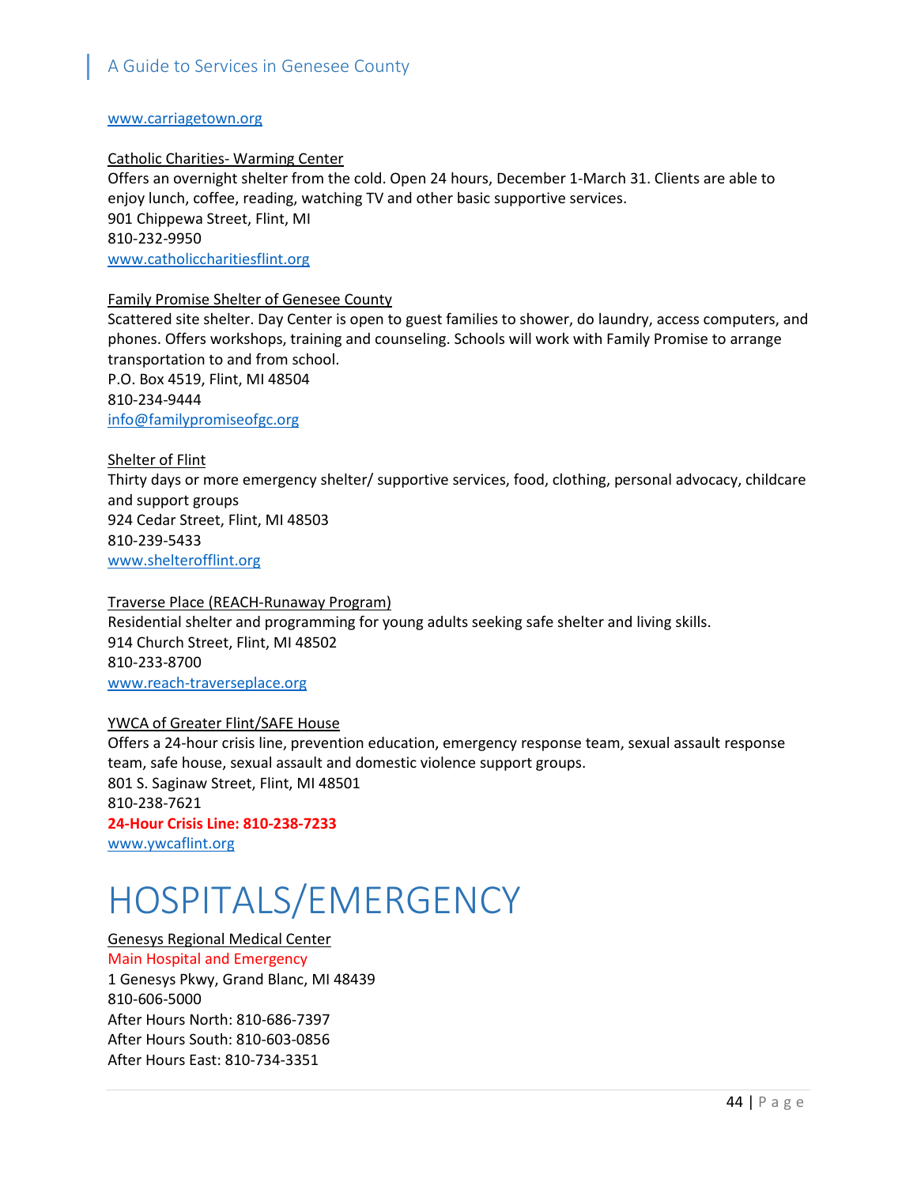www.carriagetown.org

Catholic Charities- Warming Center
Offers an overnight shelter from the cold. Open 24 hours, December 1-March 31. Clients are able to enjoy lunch, coffee, reading, watching TV and other basic supportive services.
901 Chippewa Street, Flint, MI
810-232-9950
www.catholiccharitiesflint.org

Family Promise Shelter of Genesee County
Scattered site shelter. Day Center is open to guest families to shower, do laundry, access computers, and phones. Offers workshops, training and counseling. Schools will work with Family Promise to arrange transportation to and from school.
P.O. Box 4519, Flint, MI 48504
810-234-9444
info@familypromiseofgc.org

Shelter of Flint
Thirty days or more emergency shelter/ supportive services, food, clothing, personal advocacy, childcare and support groups
924 Cedar Street, Flint, MI 48503
810-239-5433
www.shelterofflint.org

Traverse Place (REACH-Runaway Program)
Residential shelter and programming for young adults seeking safe shelter and living skills.
914 Church Street, Flint, MI 48502
810-233-8700
www.reach-traverseplace.org

YWCA of Greater Flint/SAFE House
Offers a 24-hour crisis line, prevention education, emergency response team, sexual assault response team, safe house, sexual assault and domestic violence support groups.
801 S. Saginaw Street, Flint, MI 48501
810-238-7621
**24-Hour Crisis Line: 810-238-7233**
www.ywcaflint.org

# HOSPITALS/EMERGENCY

Genesys Regional Medical Center
Main Hospital and Emergency
1 Genesys Pkwy, Grand Blanc, MI 48439
810-606-5000
After Hours North: 810-686-7397
After Hours South: 810-603-0856
After Hours East: 810-734-3351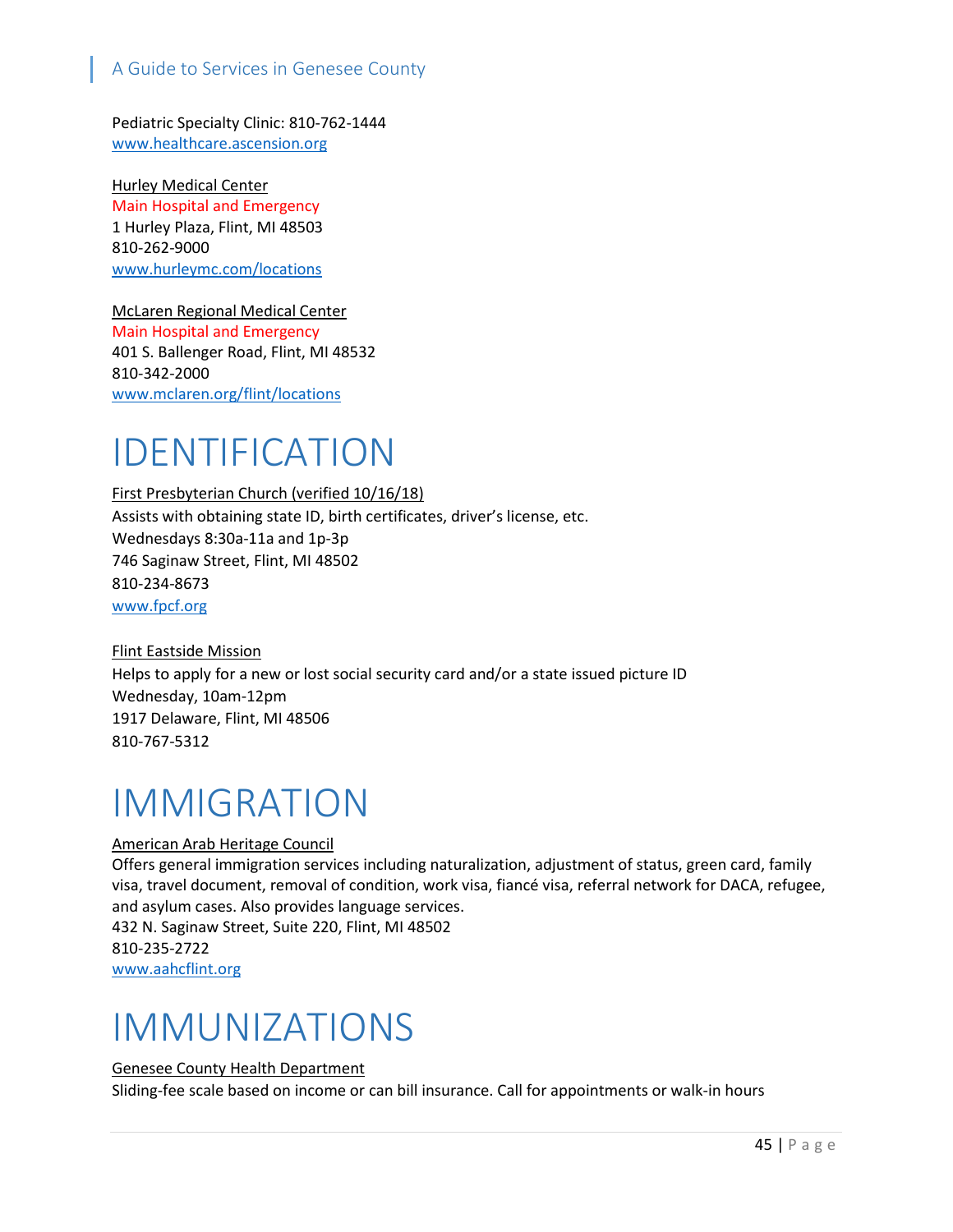Pediatric Specialty Clinic: 810-762-1444
www.healthcare.ascension.org

Hurley Medical Center
Main Hospital and Emergency
1 Hurley Plaza, Flint, MI 48503
810-262-9000
www.hurleymc.com/locations

McLaren Regional Medical Center
Main Hospital and Emergency
401 S. Ballenger Road, Flint, MI 48532
810-342-2000
www.mclaren.org/flint/locations

# IDENTIFICATION

First Presbyterian Church (verified 10/16/18)
Assists with obtaining state ID, birth certificates, driver's license, etc.
Wednesdays 8:30a-11a and 1p-3p
746 Saginaw Street, Flint, MI 48502
810-234-8673
www.fpcf.org

Flint Eastside Mission
Helps to apply for a new or lost social security card and/or a state issued picture ID
Wednesday, 10am-12pm
1917 Delaware, Flint, MI 48506
810-767-5312

# IMMIGRATION

American Arab Heritage Council
Offers general immigration services including naturalization, adjustment of status, green card, family visa, travel document, removal of condition, work visa, fiancé visa, referral network for DACA, refugee, and asylum cases. Also provides language services.
432 N. Saginaw Street, Suite 220, Flint, MI 48502
810-235-2722
www.aahcflint.org

# IMMUNIZATIONS

Genesee County Health Department
Sliding-fee scale based on income or can bill insurance. Call for appointments or walk-in hours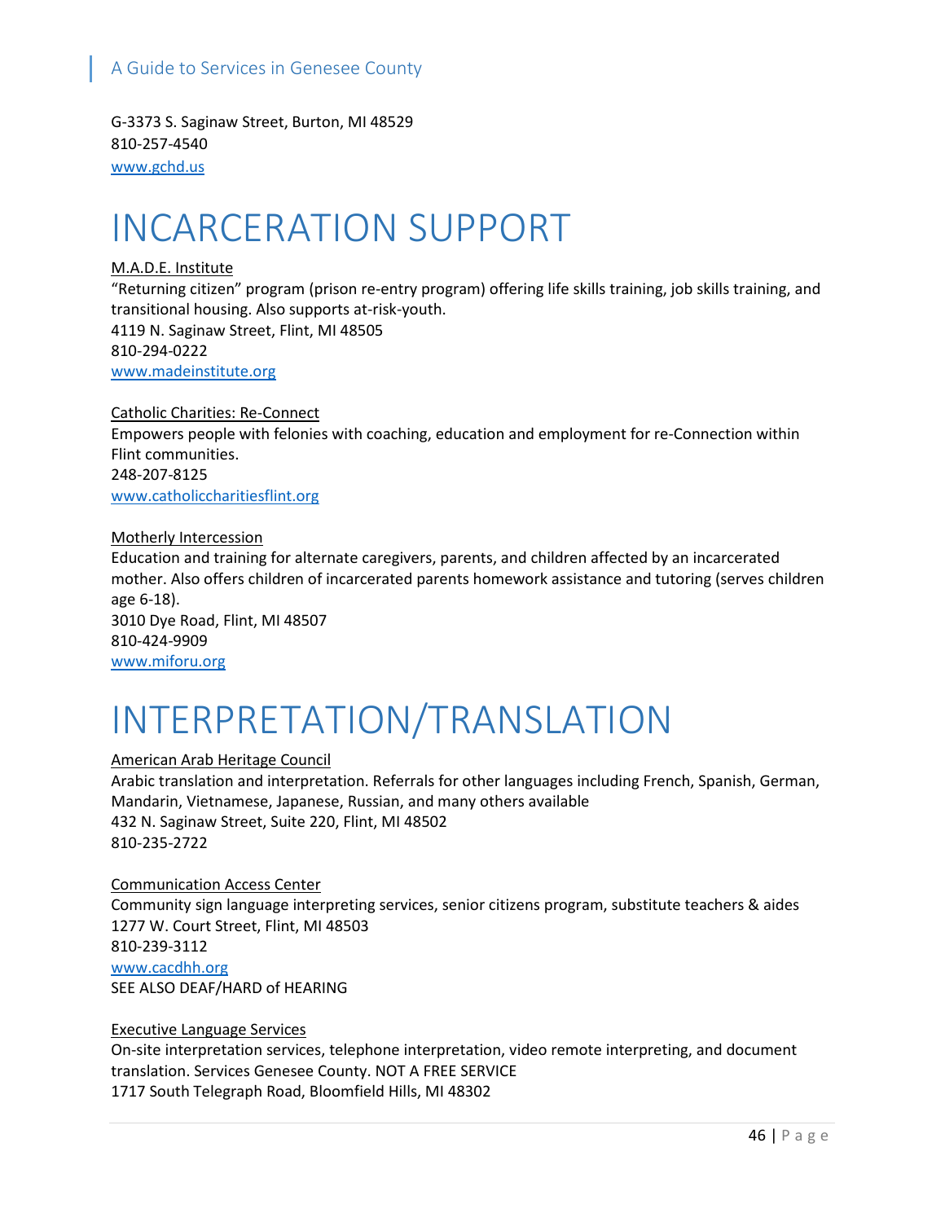G-3373 S. Saginaw Street, Burton, MI 48529
810-257-4540
www.gchd.us

# INCARCERATION SUPPORT

M.A.D.E. Institute
"Returning citizen" program (prison re-entry program) offering life skills training, job skills training, and transitional housing. Also supports at-risk-youth.
4119 N. Saginaw Street, Flint, MI 48505
810-294-0222
www.madeinstitute.org

Catholic Charities: Re-Connect
Empowers people with felonies with coaching, education and employment for re-Connection within Flint communities.
248-207-8125
www.catholiccharitiesflint.org

Motherly Intercession
Education and training for alternate caregivers, parents, and children affected by an incarcerated mother. Also offers children of incarcerated parents homework assistance and tutoring (serves children age 6-18).
3010 Dye Road, Flint, MI 48507
810-424-9909
www.miforu.org

# INTERPRETATION/TRANSLATION

American Arab Heritage Council
Arabic translation and interpretation. Referrals for other languages including French, Spanish, German, Mandarin, Vietnamese, Japanese, Russian, and many others available
432 N. Saginaw Street, Suite 220, Flint, MI 48502
810-235-2722

Communication Access Center
Community sign language interpreting services, senior citizens program, substitute teachers & aides
1277 W. Court Street, Flint, MI 48503
810-239-3112
www.cacdhh.org
SEE ALSO DEAF/HARD of HEARING

Executive Language Services
On-site interpretation services, telephone interpretation, video remote interpreting, and document translation. Services Genesee County. NOT A FREE SERVICE
1717 South Telegraph Road, Bloomfield Hills, MI 48302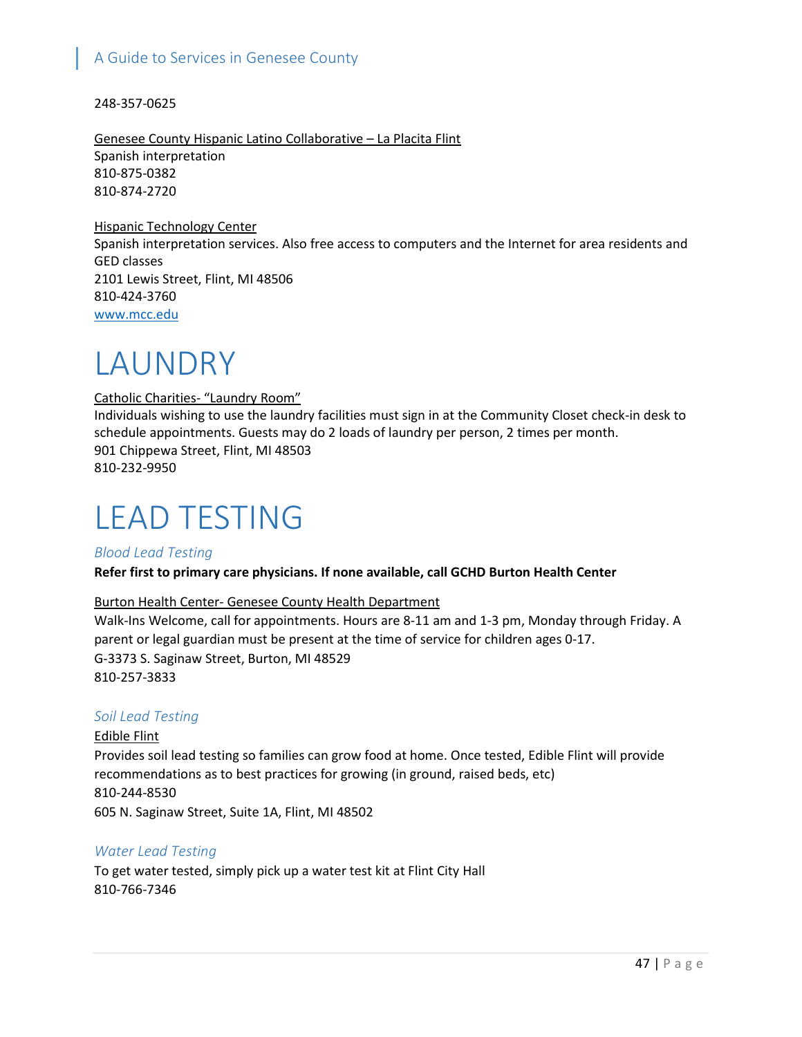248-357-0625

Genesee County Hispanic Latino Collaborative – La Placita Flint
Spanish interpretation
810-875-0382
810-874-2720

Hispanic Technology Center
Spanish interpretation services. Also free access to computers and the Internet for area residents and GED classes
2101 Lewis Street, Flint, MI 48506
810-424-3760
[www.mcc.edu](http://www.mcc.edu)

# LAUNDRY

Catholic Charities- “Laundry Room”
Individuals wishing to use the laundry facilities must sign in at the Community Closet check-in desk to schedule appointments. Guests may do 2 loads of laundry per person, 2 times per month.
901 Chippewa Street, Flint, MI 48503
810-232-9950

# LEAD TESTING

### *Blood Lead Testing*

**Refer first to primary care physicians. If none available, call GCHD Burton Health Center**

Burton Health Center- Genesee County Health Department
Walk-Ins Welcome, call for appointments. Hours are 8-11 am and 1-3 pm, Monday through Friday. A parent or legal guardian must be present at the time of service for children ages 0-17.
G-3373 S. Saginaw Street, Burton, MI 48529
810-257-3833

### *Soil Lead Testing*

Edible Flint
Provides soil lead testing so families can grow food at home. Once tested, Edible Flint will provide recommendations as to best practices for growing (in ground, raised beds, etc)
810-244-8530
605 N. Saginaw Street, Suite 1A, Flint, MI 48502

### *Water Lead Testing*

To get water tested, simply pick up a water test kit at Flint City Hall
810-766-7346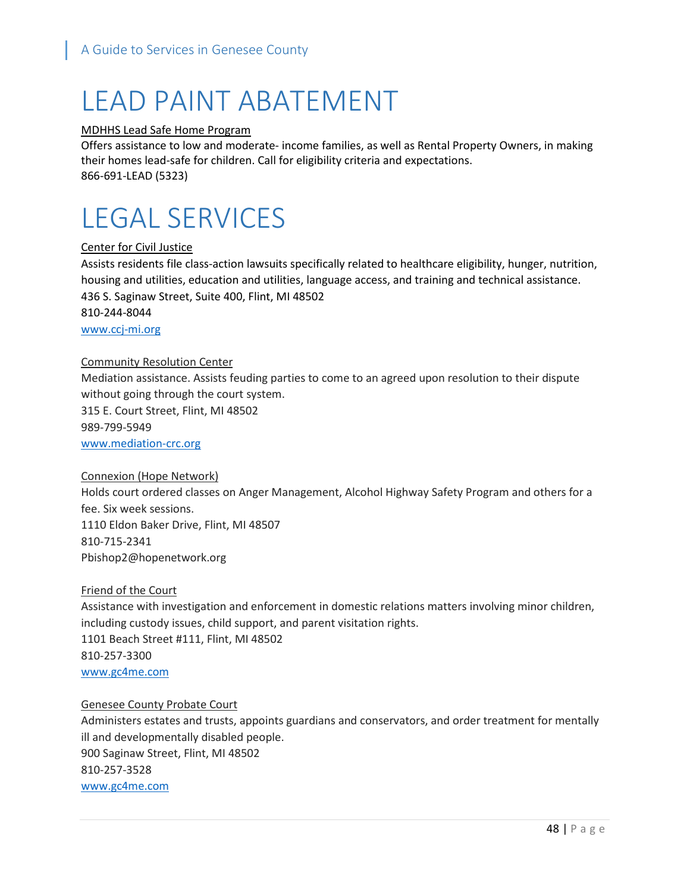# LEAD PAINT ABATEMENT

MDHHS Lead Safe Home Program
Offers assistance to low and moderate- income families, as well as Rental Property Owners, in making their homes lead-safe for children. Call for eligibility criteria and expectations.
866-691-LEAD (5323)

# LEGAL SERVICES

Center for Civil Justice
Assists residents file class-action lawsuits specifically related to healthcare eligibility, hunger, nutrition, housing and utilities, education and utilities, language access, and training and technical assistance.
436 S. Saginaw Street, Suite 400, Flint, MI 48502
810-244-8044
www.ccj-mi.org

Community Resolution Center
Mediation assistance. Assists feuding parties to come to an agreed upon resolution to their dispute without going through the court system.
315 E. Court Street, Flint, MI 48502
989-799-5949
www.mediation-crc.org

Connexion (Hope Network)
Holds court ordered classes on Anger Management, Alcohol Highway Safety Program and others for a fee. Six week sessions.
1110 Eldon Baker Drive, Flint, MI 48507
810-715-2341
Pbishop2@hopenetwork.org

Friend of the Court
Assistance with investigation and enforcement in domestic relations matters involving minor children, including custody issues, child support, and parent visitation rights.
1101 Beach Street #111, Flint, MI 48502
810-257-3300
www.gc4me.com

Genesee County Probate Court
Administers estates and trusts, appoints guardians and conservators, and order treatment for mentally ill and developmentally disabled people.
900 Saginaw Street, Flint, MI 48502
810-257-3528
www.gc4me.com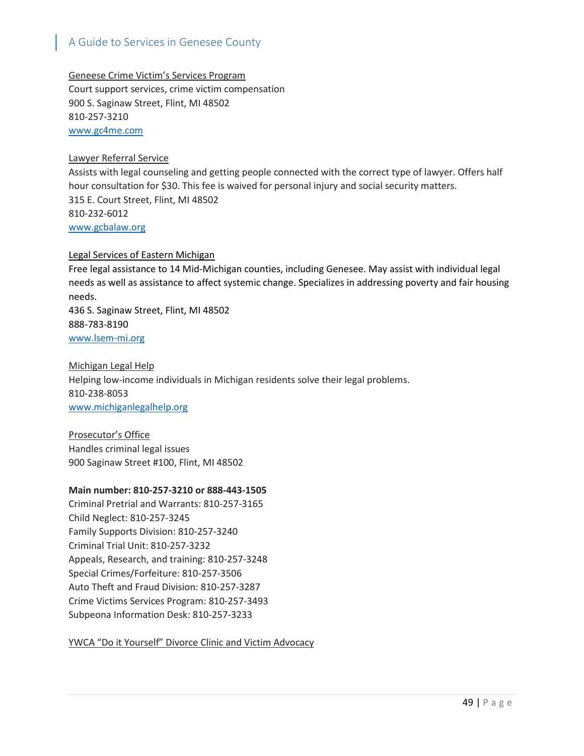Geneese Crime Victim's Services Program

Court support services, crime victim compensation
900 S. Saginaw Street, Flint, MI 48502
810-257-3210
www.gc4me.com

Lawyer Referral Service

Assists with legal counseling and getting people connected with the correct type of lawyer. Offers half hour consultation for $30. This fee is waived for personal injury and social security matters.
315 E. Court Street, Flint, MI 48502
810-232-6012
www.gcbalaw.org

Legal Services of Eastern Michigan

Free legal assistance to 14 Mid-Michigan counties, including Genesee. May assist with individual legal needs as well as assistance to affect systemic change. Specializes in addressing poverty and fair housing needs.
436 S. Saginaw Street, Flint, MI 48502
888-783-8190
www.lsem-mi.org

Michigan Legal Help

Helping low-income individuals in Michigan residents solve their legal problems.
810-238-8053
www.michiganlegalhelp.org

Prosecutor's Office

Handles criminal legal issues
900 Saginaw Street #100, Flint, MI 48502

**Main number: 810-257-3210 or 888-443-1505**
Criminal Pretrial and Warrants: 810-257-3165
Child Neglect: 810-257-3245
Family Supports Division: 810-257-3240
Criminal Trial Unit: 810-257-3232
Appeals, Research, and training: 810-257-3248
Special Crimes/Forfeiture: 810-257-3506
Auto Theft and Fraud Division: 810-257-3287
Crime Victims Services Program: 810-257-3493
Subpeona Information Desk: 810-257-3233

YWCA "Do it Yourself" Divorce Clinic and Victim Advocacy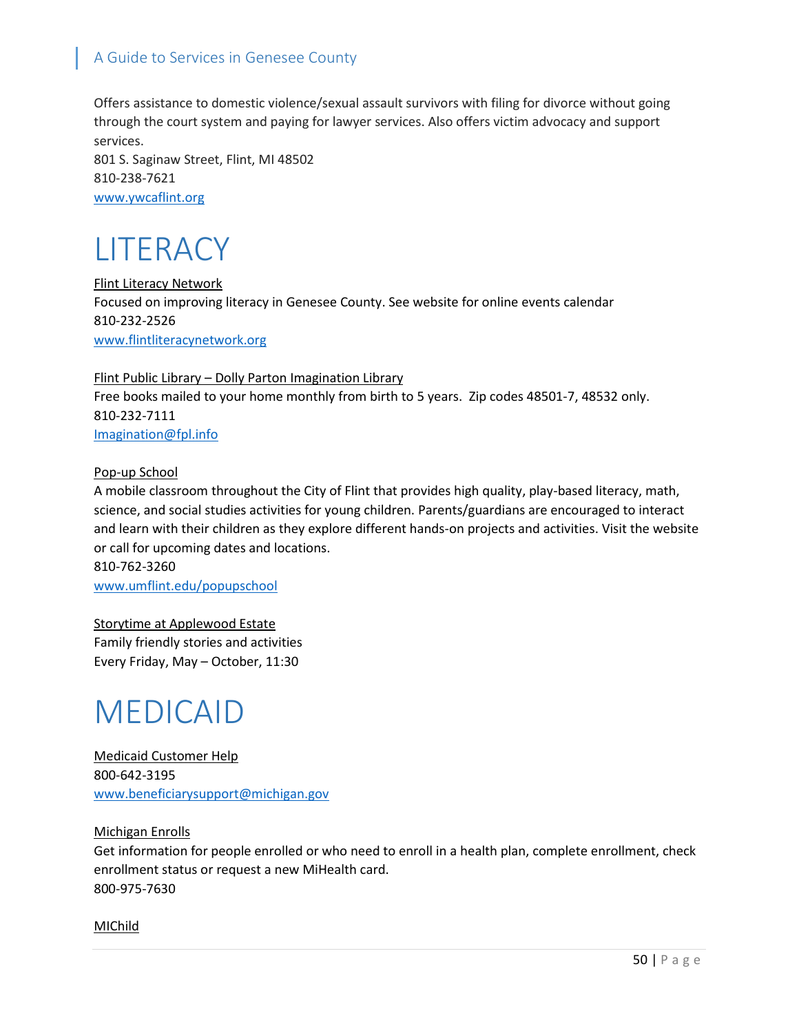Offers assistance to domestic violence/sexual assault survivors with filing for divorce without going through the court system and paying for lawyer services. Also offers victim advocacy and support services.
801 S. Saginaw Street, Flint, MI 48502
810-238-7621
[www.ywcaflint.org](http://www.ywcaflint.org)

# LITERACY

Flint Literacy Network
Focused on improving literacy in Genesee County. See website for online events calendar
810-232-2526
[www.flintliteracynetwork.org](http://www.flintliteracynetwork.org)

Flint Public Library – Dolly Parton Imagination Library
Free books mailed to your home monthly from birth to 5 years. Zip codes 48501-7, 48532 only.
810-232-7111
[Imagination@fpl.info](mailto:Imagination@fpl.info)

Pop-up School
A mobile classroom throughout the City of Flint that provides high quality, play-based literacy, math, science, and social studies activities for young children. Parents/guardians are encouraged to interact and learn with their children as they explore different hands-on projects and activities. Visit the website or call for upcoming dates and locations.
810-762-3260
[www.umflint.edu/popupschool](http://www.umflint.edu/popupschool)

Storytime at Applewood Estate
Family friendly stories and activities
Every Friday, May – October, 11:30

# MEDICAID

Medicaid Customer Help
800-642-3195
www.beneficiarysupport@michigan.gov

Michigan Enrolls
Get information for people enrolled or who need to enroll in a health plan, complete enrollment, check enrollment status or request a new MiHealth card.
800-975-7630

MIChild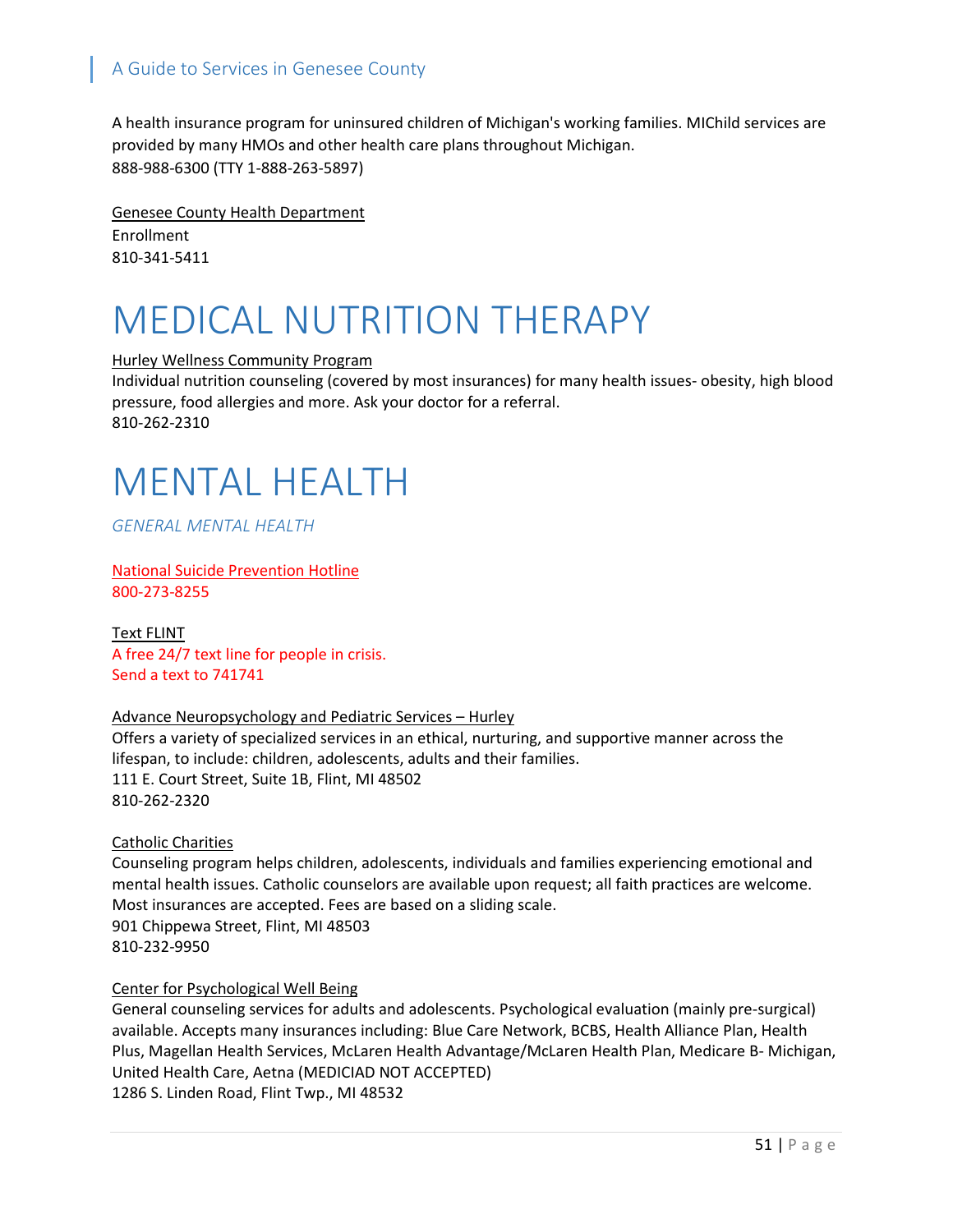A health insurance program for uninsured children of Michigan's working families. MIChild services are provided by many HMOs and other health care plans throughout Michigan.
888-988-6300 (TTY 1-888-263-5897)

Genesee County Health Department
Enrollment
810-341-5411

# MEDICAL NUTRITION THERAPY

Hurley Wellness Community Program
Individual nutrition counseling (covered by most insurances) for many health issues- obesity, high blood pressure, food allergies and more. Ask your doctor for a referral.
810-262-2310

# MENTAL HEALTH

## *GENERAL MENTAL HEALTH*

National Suicide Prevention Hotline
800-273-8255

Text FLINT
A free 24/7 text line for people in crisis.
Send a text to 741741

Advance Neuropsychology and Pediatric Services – Hurley
Offers a variety of specialized services in an ethical, nurturing, and supportive manner across the lifespan, to include: children, adolescents, adults and their families.
111 E. Court Street, Suite 1B, Flint, MI 48502
810-262-2320

Catholic Charities
Counseling program helps children, adolescents, individuals and families experiencing emotional and mental health issues. Catholic counselors are available upon request; all faith practices are welcome. Most insurances are accepted. Fees are based on a sliding scale.
901 Chippewa Street, Flint, MI 48503
810-232-9950

Center for Psychological Well Being
General counseling services for adults and adolescents. Psychological evaluation (mainly pre-surgical) available. Accepts many insurances including: Blue Care Network, BCBS, Health Alliance Plan, Health Plus, Magellan Health Services, McLaren Health Advantage/McLaren Health Plan, Medicare B- Michigan, United Health Care, Aetna (MEDICIAD NOT ACCEPTED)
1286 S. Linden Road, Flint Twp., MI 48532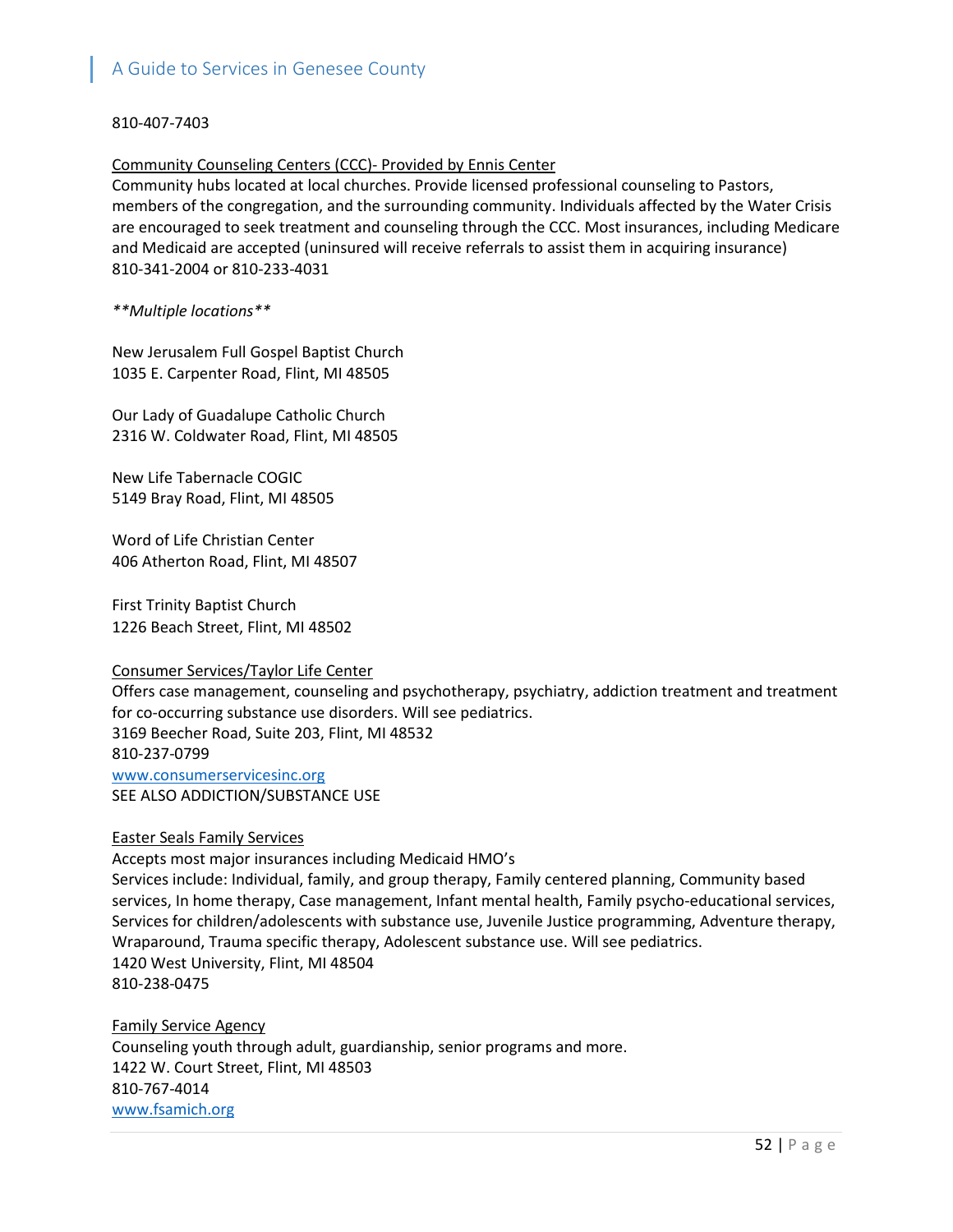810-407-7403

Community Counseling Centers (CCC)- Provided by Ennis Center
Community hubs located at local churches. Provide licensed professional counseling to Pastors, members of the congregation, and the surrounding community. Individuals affected by the Water Crisis are encouraged to seek treatment and counseling through the CCC. Most insurances, including Medicare and Medicaid are accepted (uninsured will receive referrals to assist them in acquiring insurance)
810-341-2004 or 810-233-4031

*\*\*Multiple locations\*\**

New Jerusalem Full Gospel Baptist Church
1035 E. Carpenter Road, Flint, MI 48505

Our Lady of Guadalupe Catholic Church
2316 W. Coldwater Road, Flint, MI 48505

New Life Tabernacle COGIC
5149 Bray Road, Flint, MI 48505

Word of Life Christian Center
406 Atherton Road, Flint, MI 48507

First Trinity Baptist Church
1226 Beach Street, Flint, MI 48502

Consumer Services/Taylor Life Center
Offers case management, counseling and psychotherapy, psychiatry, addiction treatment and treatment for co-occurring substance use disorders. Will see pediatrics.
3169 Beecher Road, Suite 203, Flint, MI 48532
810-237-0799
www.consumerservicesinc.org
SEE ALSO ADDICTION/SUBSTANCE USE

Easter Seals Family Services
Accepts most major insurances including Medicaid HMO's
Services include: Individual, family, and group therapy, Family centered planning, Community based services, In home therapy, Case management, Infant mental health, Family psycho-educational services, Services for children/adolescents with substance use, Juvenile Justice programming, Adventure therapy, Wraparound, Trauma specific therapy, Adolescent substance use. Will see pediatrics.
1420 West University, Flint, MI 48504
810-238-0475

Family Service Agency
Counseling youth through adult, guardianship, senior programs and more.
1422 W. Court Street, Flint, MI 48503
810-767-4014
www.fsamich.org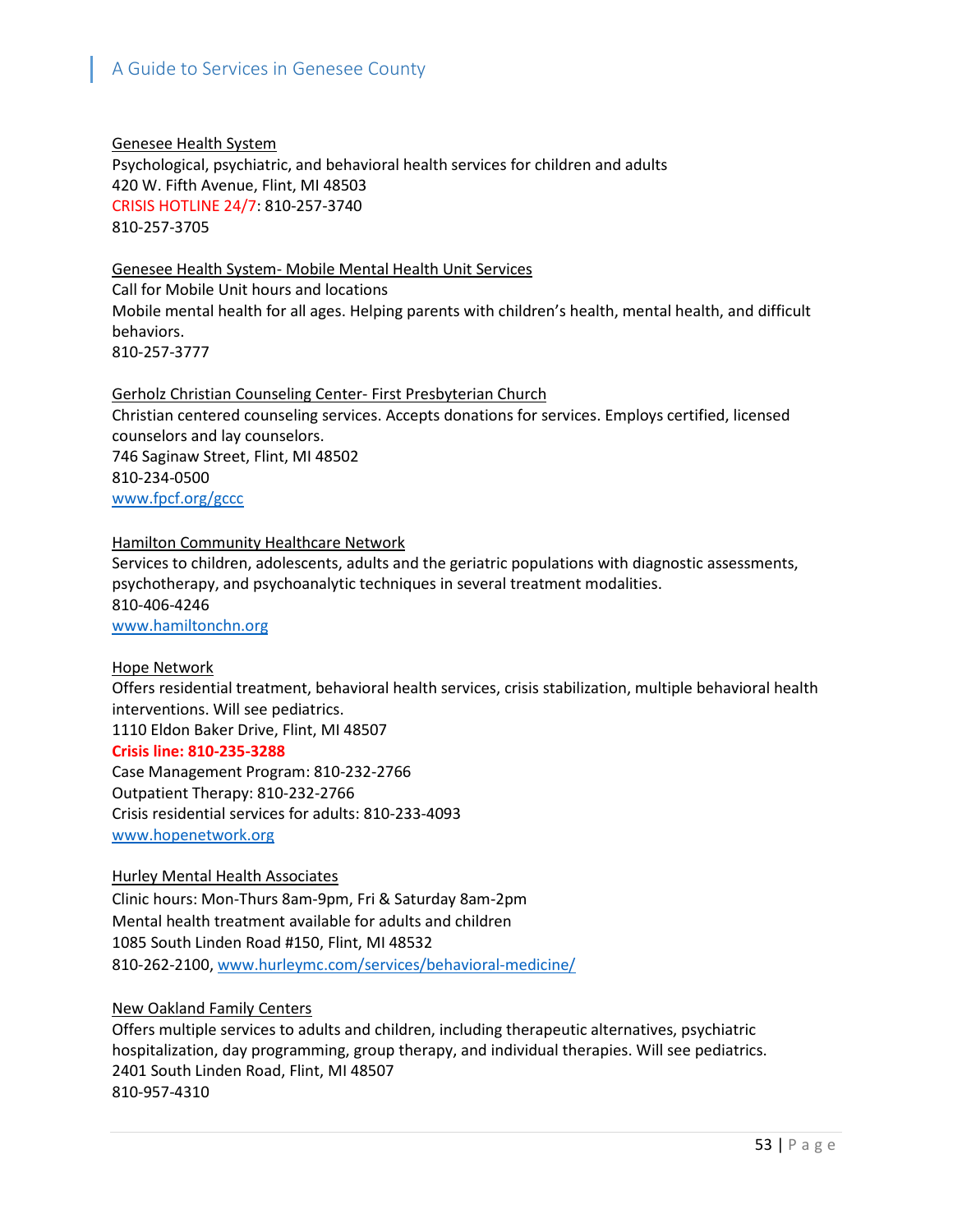Genesee Health System
Psychological, psychiatric, and behavioral health services for children and adults
420 W. Fifth Avenue, Flint, MI 48503
CRISIS HOTLINE 24/7: 810-257-3740
810-257-3705

Genesee Health System- Mobile Mental Health Unit Services
Call for Mobile Unit hours and locations
Mobile mental health for all ages. Helping parents with children's health, mental health, and difficult behaviors.
810-257-3777

Gerholz Christian Counseling Center- First Presbyterian Church
Christian centered counseling services. Accepts donations for services. Employs certified, licensed counselors and lay counselors.
746 Saginaw Street, Flint, MI 48502
810-234-0500
www.fpcf.org/gccc

Hamilton Community Healthcare Network
Services to children, adolescents, adults and the geriatric populations with diagnostic assessments, psychotherapy, and psychoanalytic techniques in several treatment modalities.
810-406-4246
www.hamiltonchn.org

Hope Network
Offers residential treatment, behavioral health services, crisis stabilization, multiple behavioral health interventions. Will see pediatrics.
1110 Eldon Baker Drive, Flint, MI 48507
**Crisis line: 810-235-3288**
Case Management Program: 810-232-2766
Outpatient Therapy: 810-232-2766
Crisis residential services for adults: 810-233-4093
www.hopenetwork.org

Hurley Mental Health Associates
Clinic hours: Mon-Thurs 8am-9pm, Fri & Saturday 8am-2pm
Mental health treatment available for adults and children
1085 South Linden Road #150, Flint, MI 48532
810-262-2100, www.hurleymc.com/services/behavioral-medicine/

New Oakland Family Centers
Offers multiple services to adults and children, including therapeutic alternatives, psychiatric hospitalization, day programming, group therapy, and individual therapies. Will see pediatrics.
2401 South Linden Road, Flint, MI 48507
810-957-4310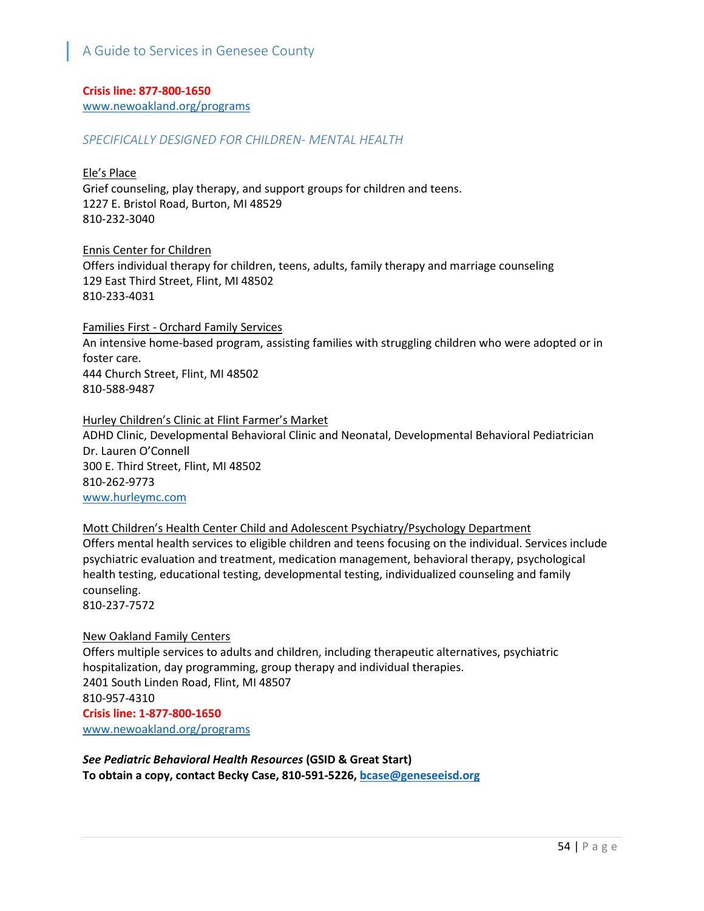**Crisis line: 877-800-1650**
www.newoakland.org/programs

### *SPECIFICALLY DESIGNED FOR CHILDREN- MENTAL HEALTH*

Ele's Place
Grief counseling, play therapy, and support groups for children and teens.
1227 E. Bristol Road, Burton, MI 48529
810-232-3040

Ennis Center for Children
Offers individual therapy for children, teens, adults, family therapy and marriage counseling
129 East Third Street, Flint, MI 48502
810-233-4031

Families First - Orchard Family Services
An intensive home-based program, assisting families with struggling children who were adopted or in foster care.
444 Church Street, Flint, MI 48502
810-588-9487

Hurley Children's Clinic at Flint Farmer's Market
ADHD Clinic, Developmental Behavioral Clinic and Neonatal, Developmental Behavioral Pediatrician Dr. Lauren O'Connell
300 E. Third Street, Flint, MI 48502
810-262-9773
www.hurleymc.com

Mott Children's Health Center Child and Adolescent Psychiatry/Psychology Department
Offers mental health services to eligible children and teens focusing on the individual. Services include psychiatric evaluation and treatment, medication management, behavioral therapy, psychological health testing, educational testing, developmental testing, individualized counseling and family counseling.
810-237-7572

New Oakland Family Centers
Offers multiple services to adults and children, including therapeutic alternatives, psychiatric hospitalization, day programming, group therapy and individual therapies.
2401 South Linden Road, Flint, MI 48507
810-957-4310
**Crisis line: 1-877-800-1650**
www.newoakland.org/programs

***See Pediatric Behavioral Health Resources*** **(GSID & Great Start)**
**To obtain a copy, contact Becky Case, 810-591-5226, bcase@geneseeisd.org**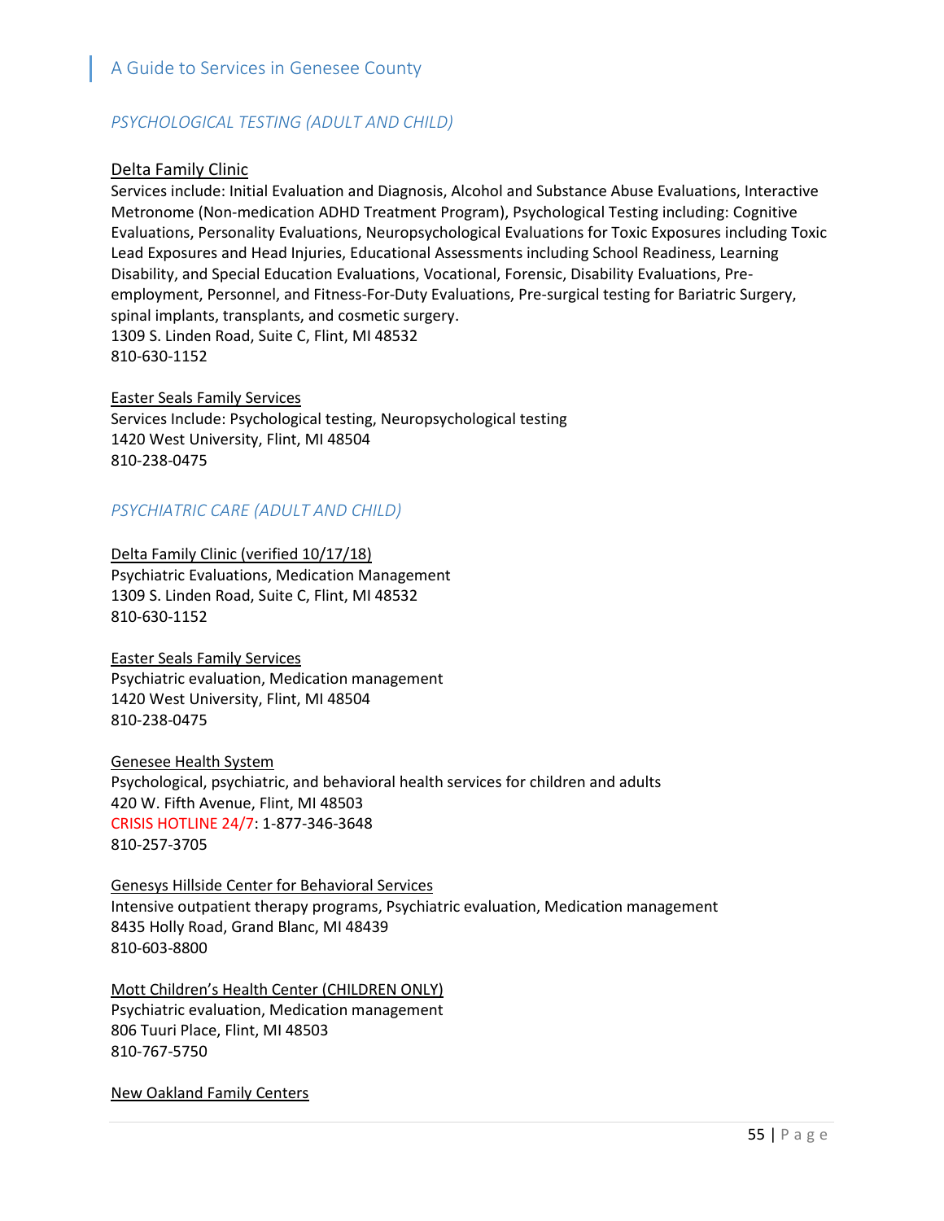## PSYCHOLOGICAL TESTING (ADULT AND CHILD)

Delta Family Clinic

Services include: Initial Evaluation and Diagnosis, Alcohol and Substance Abuse Evaluations, Interactive Metronome (Non-medication ADHD Treatment Program), Psychological Testing including: Cognitive Evaluations, Personality Evaluations, Neuropsychological Evaluations for Toxic Exposures including Toxic Lead Exposures and Head Injuries, Educational Assessments including School Readiness, Learning Disability, and Special Education Evaluations, Vocational, Forensic, Disability Evaluations, Pre-employment, Personnel, and Fitness-For-Duty Evaluations, Pre-surgical testing for Bariatric Surgery, spinal implants, transplants, and cosmetic surgery.
1309 S. Linden Road, Suite C, Flint, MI 48532
810-630-1152

Easter Seals Family Services

Services Include: Psychological testing, Neuropsychological testing
1420 West University, Flint, MI 48504
810-238-0475

## PSYCHIATRIC CARE (ADULT AND CHILD)

Delta Family Clinic (verified 10/17/18)

Psychiatric Evaluations, Medication Management
1309 S. Linden Road, Suite C, Flint, MI 48532
810-630-1152

Easter Seals Family Services

Psychiatric evaluation, Medication management
1420 West University, Flint, MI 48504
810-238-0475

Genesee Health System

Psychological, psychiatric, and behavioral health services for children and adults
420 W. Fifth Avenue, Flint, MI 48503
CRISIS HOTLINE 24/7: 1-877-346-3648
810-257-3705

Genesys Hillside Center for Behavioral Services

Intensive outpatient therapy programs, Psychiatric evaluation, Medication management
8435 Holly Road, Grand Blanc, MI 48439
810-603-8800

Mott Children's Health Center (CHILDREN ONLY)

Psychiatric evaluation, Medication management
806 Tuuri Place, Flint, MI 48503
810-767-5750

New Oakland Family Centers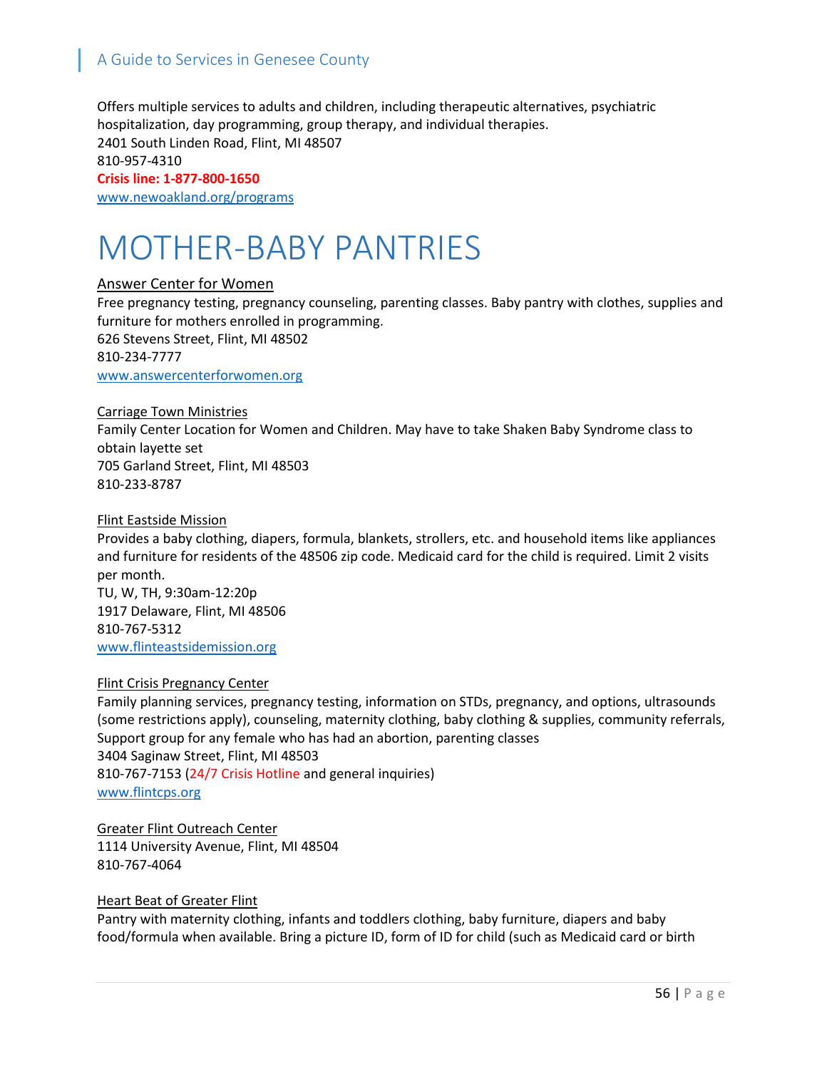Offers multiple services to adults and children, including therapeutic alternatives, psychiatric hospitalization, day programming, group therapy, and individual therapies.
2401 South Linden Road, Flint, MI 48507
810-957-4310
**Crisis line: 1-877-800-1650**
www.newoakland.org/programs

# MOTHER-BABY PANTRIES

Answer Center for Women
Free pregnancy testing, pregnancy counseling, parenting classes. Baby pantry with clothes, supplies and furniture for mothers enrolled in programming.
626 Stevens Street, Flint, MI 48502
810-234-7777
www.answercenterforwomen.org

Carriage Town Ministries
Family Center Location for Women and Children. May have to take Shaken Baby Syndrome class to obtain layette set
705 Garland Street, Flint, MI 48503
810-233-8787

Flint Eastside Mission
Provides a baby clothing, diapers, formula, blankets, strollers, etc. and household items like appliances and furniture for residents of the 48506 zip code. Medicaid card for the child is required. Limit 2 visits per month.
TU, W, TH, 9:30am-12:20p
1917 Delaware, Flint, MI 48506
810-767-5312
www.flinteastsidemission.org

Flint Crisis Pregnancy Center
Family planning services, pregnancy testing, information on STDs, pregnancy, and options, ultrasounds (some restrictions apply), counseling, maternity clothing, baby clothing & supplies, community referrals, Support group for any female who has had an abortion, parenting classes
3404 Saginaw Street, Flint, MI 48503
810-767-7153 (24/7 Crisis Hotline and general inquiries)
www.flintcps.org

Greater Flint Outreach Center
1114 University Avenue, Flint, MI 48504
810-767-4064

Heart Beat of Greater Flint
Pantry with maternity clothing, infants and toddlers clothing, baby furniture, diapers and baby food/formula when available. Bring a picture ID, form of ID for child (such as Medicaid card or birth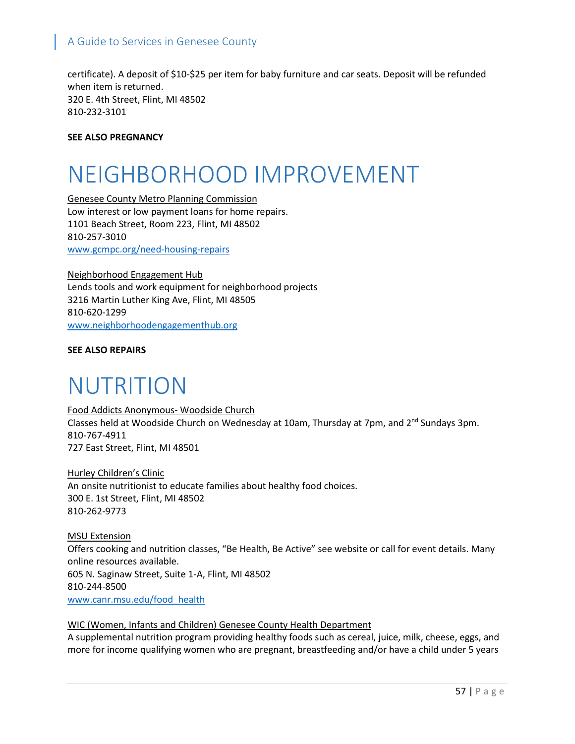certificate). A deposit of $10-$25 per item for baby furniture and car seats. Deposit will be refunded when item is returned.
320 E. 4th Street, Flint, MI 48502
810-232-3101

**SEE ALSO PREGNANCY**

# NEIGHBORHOOD IMPROVEMENT

Genesee County Metro Planning Commission
Low interest or low payment loans for home repairs.
1101 Beach Street, Room 223, Flint, MI 48502
810-257-3010
www.gcmpc.org/need-housing-repairs

Neighborhood Engagement Hub
Lends tools and work equipment for neighborhood projects
3216 Martin Luther King Ave, Flint, MI 48505
810-620-1299
www.neighborhoodengagementhub.org

**SEE ALSO REPAIRS**

# NUTRITION

Food Addicts Anonymous- Woodside Church
Classes held at Woodside Church on Wednesday at 10am, Thursday at 7pm, and 2nd Sundays 3pm.
810-767-4911
727 East Street, Flint, MI 48501

Hurley Children's Clinic
An onsite nutritionist to educate families about healthy food choices.
300 E. 1st Street, Flint, MI 48502
810-262-9773

MSU Extension
Offers cooking and nutrition classes, "Be Health, Be Active" see website or call for event details. Many online resources available.
605 N. Saginaw Street, Suite 1-A, Flint, MI 48502
810-244-8500
www.canr.msu.edu/food_health

WIC (Women, Infants and Children) Genesee County Health Department
A supplemental nutrition program providing healthy foods such as cereal, juice, milk, cheese, eggs, and more for income qualifying women who are pregnant, breastfeeding and/or have a child under 5 years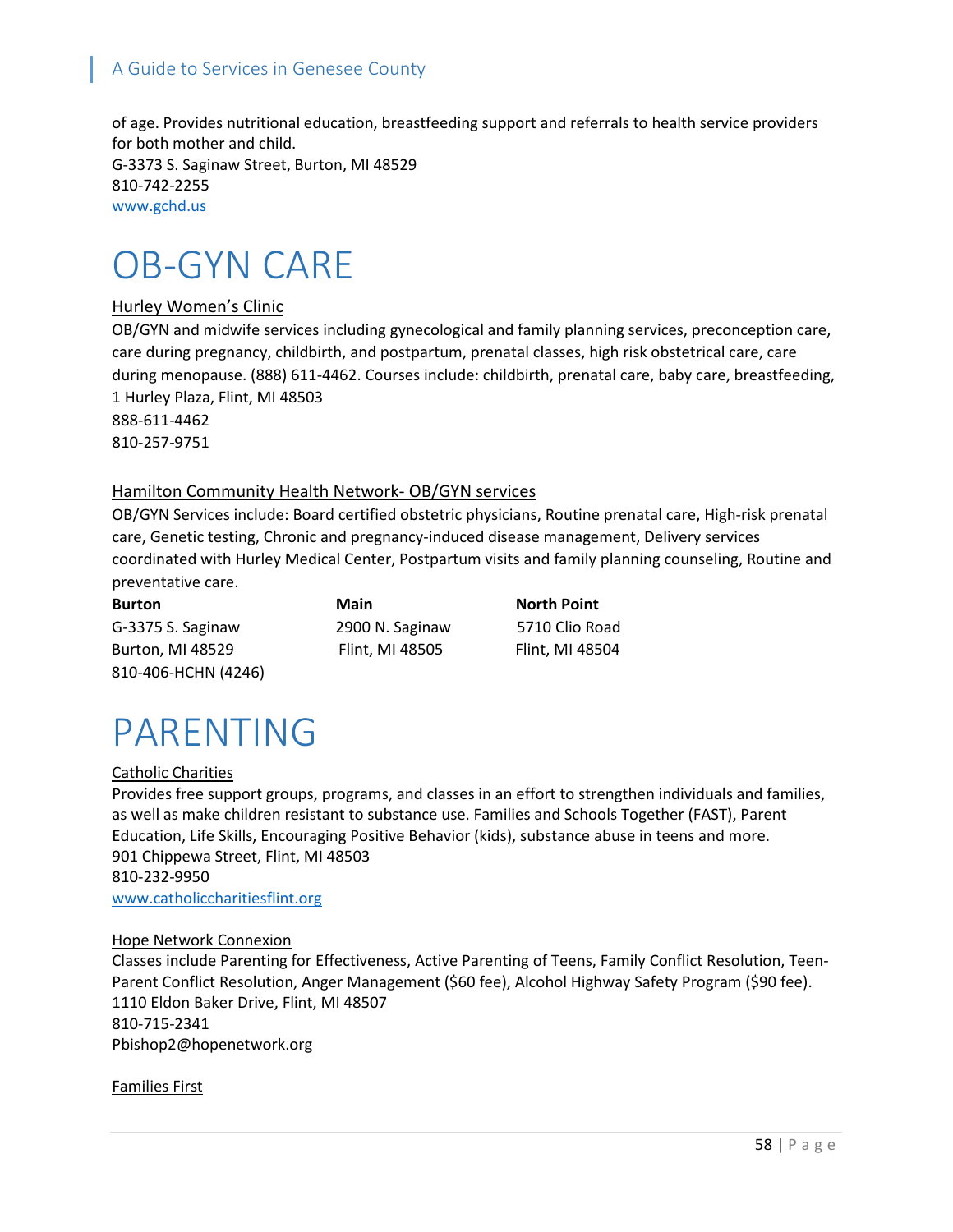of age. Provides nutritional education, breastfeeding support and referrals to health service providers for both mother and child.
G-3373 S. Saginaw Street, Burton, MI 48529
810-742-2255
www.gchd.us

# OB-GYN CARE

Hurley Women's Clinic

OB/GYN and midwife services including gynecological and family planning services, preconception care, care during pregnancy, childbirth, and postpartum, prenatal classes, high risk obstetrical care, care during menopause. (888) 611-4462. Courses include: childbirth, prenatal care, baby care, breastfeeding,
1 Hurley Plaza, Flint, MI 48503
888-611-4462
810-257-9751

Hamilton Community Health Network- OB/GYN services

OB/GYN Services include: Board certified obstetric physicians, Routine prenatal care, High-risk prenatal care, Genetic testing, Chronic and pregnancy-induced disease management, Delivery services coordinated with Hurley Medical Center, Postpartum visits and family planning counseling, Routine and preventative care.

| Burton | Main | North Point |
|---|---|---|
| G-3375 S. Saginaw | 2900 N. Saginaw | 5710 Clio Road |
| Burton, MI 48529 | Flint, MI 48505 | Flint, MI 48504 |
| 810-406-HCHN (4246) | | |

# PARENTING

Catholic Charities

Provides free support groups, programs, and classes in an effort to strengthen individuals and families, as well as make children resistant to substance use. Families and Schools Together (FAST), Parent Education, Life Skills, Encouraging Positive Behavior (kids), substance abuse in teens and more.
901 Chippewa Street, Flint, MI 48503
810-232-9950
www.catholiccharitiesflint.org

Hope Network Connexion

Classes include Parenting for Effectiveness, Active Parenting of Teens, Family Conflict Resolution, Teen-Parent Conflict Resolution, Anger Management ($60 fee), Alcohol Highway Safety Program ($90 fee).
1110 Eldon Baker Drive, Flint, MI 48507
810-715-2341
Pbishop2@hopenetwork.org

Families First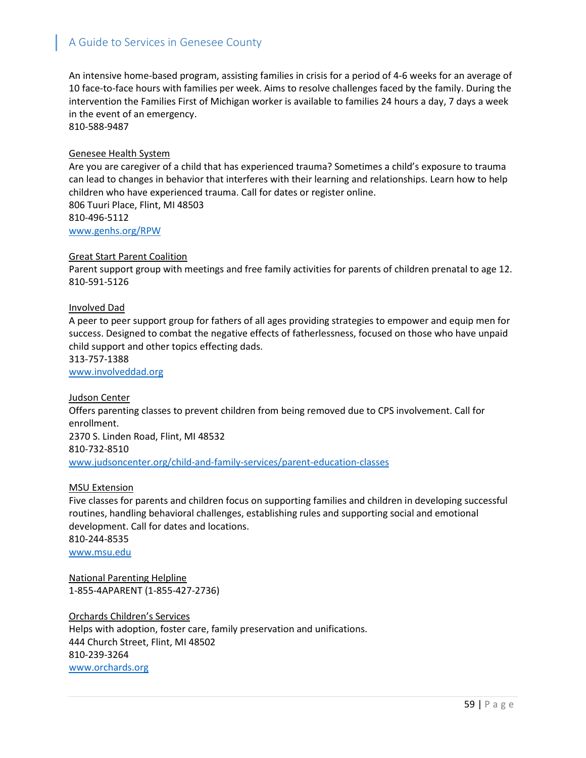An intensive home-based program, assisting families in crisis for a period of 4-6 weeks for an average of 10 face-to-face hours with families per week. Aims to resolve challenges faced by the family. During the intervention the Families First of Michigan worker is available to families 24 hours a day, 7 days a week in the event of an emergency.
810-588-9487

Genesee Health System
Are you are caregiver of a child that has experienced trauma? Sometimes a child's exposure to trauma can lead to changes in behavior that interferes with their learning and relationships. Learn how to help children who have experienced trauma. Call for dates or register online.
806 Tuuri Place, Flint, MI 48503
810-496-5112
www.genhs.org/RPW

Great Start Parent Coalition
Parent support group with meetings and free family activities for parents of children prenatal to age 12.
810-591-5126

Involved Dad
A peer to peer support group for fathers of all ages providing strategies to empower and equip men for success. Designed to combat the negative effects of fatherlessness, focused on those who have unpaid child support and other topics effecting dads.
313-757-1388
www.involveddad.org

Judson Center
Offers parenting classes to prevent children from being removed due to CPS involvement. Call for enrollment.
2370 S. Linden Road, Flint, MI 48532
810-732-8510
www.judsoncenter.org/child-and-family-services/parent-education-classes

MSU Extension
Five classes for parents and children focus on supporting families and children in developing successful routines, handling behavioral challenges, establishing rules and supporting social and emotional development. Call for dates and locations.
810-244-8535
www.msu.edu

National Parenting Helpline
1-855-4APARENT (1-855-427-2736)

Orchards Children's Services
Helps with adoption, foster care, family preservation and unifications.
444 Church Street, Flint, MI 48502
810-239-3264
www.orchards.org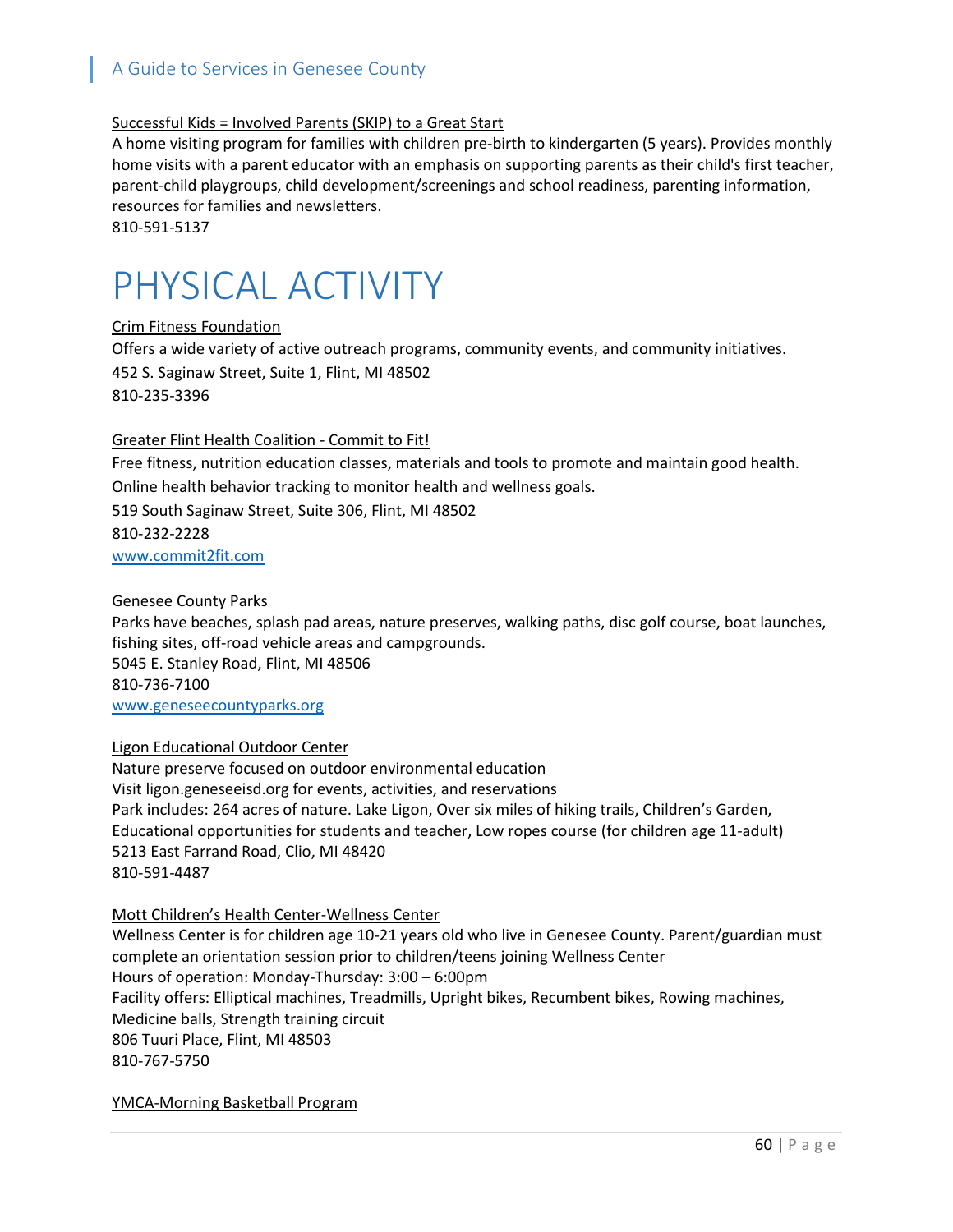Successful Kids = Involved Parents (SKIP) to a Great Start

A home visiting program for families with children pre-birth to kindergarten (5 years). Provides monthly home visits with a parent educator with an emphasis on supporting parents as their child's first teacher, parent-child playgroups, child development/screenings and school readiness, parenting information, resources for families and newsletters.
810-591-5137

# PHYSICAL ACTIVITY

Crim Fitness Foundation

Offers a wide variety of active outreach programs, community events, and community initiatives.
452 S. Saginaw Street, Suite 1, Flint, MI 48502
810-235-3396

Greater Flint Health Coalition - Commit to Fit!

Free fitness, nutrition education classes, materials and tools to promote and maintain good health. Online health behavior tracking to monitor health and wellness goals.
519 South Saginaw Street, Suite 306, Flint, MI 48502
810-232-2228
www.commit2fit.com

Genesee County Parks

Parks have beaches, splash pad areas, nature preserves, walking paths, disc golf course, boat launches, fishing sites, off-road vehicle areas and campgrounds.
5045 E. Stanley Road, Flint, MI 48506
810-736-7100
www.geneseecountyparks.org

Ligon Educational Outdoor Center

Nature preserve focused on outdoor environmental education
Visit ligon.geneseeisd.org for events, activities, and reservations
Park includes: 264 acres of nature. Lake Ligon, Over six miles of hiking trails, Children's Garden, Educational opportunities for students and teacher, Low ropes course (for children age 11-adult)
5213 East Farrand Road, Clio, MI 48420
810-591-4487

Mott Children's Health Center-Wellness Center

Wellness Center is for children age 10-21 years old who live in Genesee County. Parent/guardian must complete an orientation session prior to children/teens joining Wellness Center
Hours of operation: Monday-Thursday: 3:00 – 6:00pm
Facility offers: Elliptical machines, Treadmills, Upright bikes, Recumbent bikes, Rowing machines, Medicine balls, Strength training circuit
806 Tuuri Place, Flint, MI 48503
810-767-5750

YMCA-Morning Basketball Program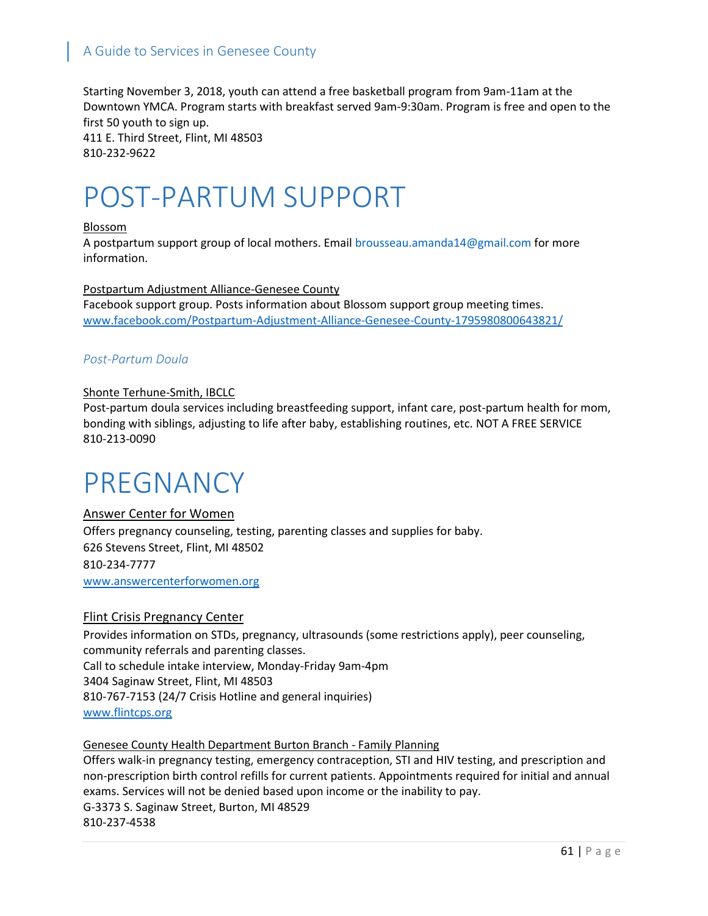Starting November 3, 2018, youth can attend a free basketball program from 9am-11am at the Downtown YMCA. Program starts with breakfast served 9am-9:30am. Program is free and open to the first 50 youth to sign up.
411 E. Third Street, Flint, MI 48503
810-232-9622

# POST-PARTUM SUPPORT

Blossom
A postpartum support group of local mothers. Email brousseau.amanda14@gmail.com for more information.

Postpartum Adjustment Alliance-Genesee County
Facebook support group. Posts information about Blossom support group meeting times.
[www.facebook.com/Postpartum-Adjustment-Alliance-Genesee-County-1795980800643821/](www.facebook.com/Postpartum-Adjustment-Alliance-Genesee-County-1795980800643821/)

### *Post-Partum Doula*

Shonte Terhune-Smith, IBCLC
Post-partum doula services including breastfeeding support, infant care, post-partum health for mom, bonding with siblings, adjusting to life after baby, establishing routines, etc. NOT A FREE SERVICE
810-213-0090

# PREGNANCY

Answer Center for Women
Offers pregnancy counseling, testing, parenting classes and supplies for baby.
626 Stevens Street, Flint, MI 48502
810-234-7777
[www.answercenterforwomen.org](www.answercenterforwomen.org)

Flint Crisis Pregnancy Center
Provides information on STDs, pregnancy, ultrasounds (some restrictions apply), peer counseling, community referrals and parenting classes.
Call to schedule intake interview, Monday-Friday 9am-4pm
3404 Saginaw Street, Flint, MI 48503
810-767-7153 (24/7 Crisis Hotline and general inquiries)
[www.flintcps.org](www.flintcps.org)

Genesee County Health Department Burton Branch - Family Planning
Offers walk-in pregnancy testing, emergency contraception, STI and HIV testing, and prescription and non-prescription birth control refills for current patients. Appointments required for initial and annual exams. Services will not be denied based upon income or the inability to pay.
G-3373 S. Saginaw Street, Burton, MI 48529
810-237-4538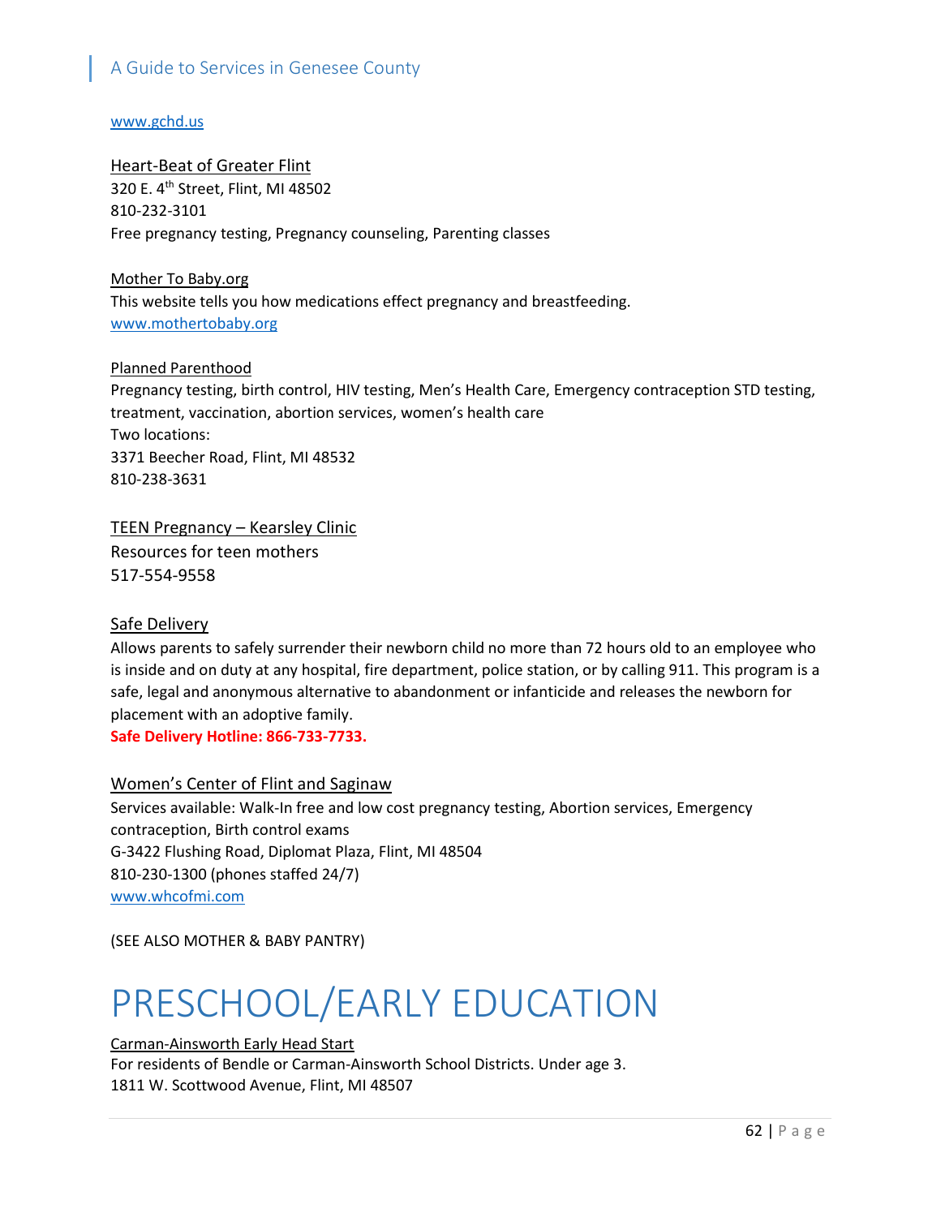www.gchd.us

Heart-Beat of Greater Flint
320 E. 4th Street, Flint, MI 48502
810-232-3101
Free pregnancy testing, Pregnancy counseling, Parenting classes

Mother To Baby.org
This website tells you how medications effect pregnancy and breastfeeding.
www.mothertobaby.org

Planned Parenthood
Pregnancy testing, birth control, HIV testing, Men's Health Care, Emergency contraception STD testing, treatment, vaccination, abortion services, women's health care
Two locations:
3371 Beecher Road, Flint, MI 48532
810-238-3631

TEEN Pregnancy – Kearsley Clinic
Resources for teen mothers
517-554-9558

Safe Delivery
Allows parents to safely surrender their newborn child no more than 72 hours old to an employee who is inside and on duty at any hospital, fire department, police station, or by calling 911. This program is a safe, legal and anonymous alternative to abandonment or infanticide and releases the newborn for placement with an adoptive family.
**Safe Delivery Hotline: 866-733-7733.**

Women's Center of Flint and Saginaw
Services available: Walk-In free and low cost pregnancy testing, Abortion services, Emergency contraception, Birth control exams
G-3422 Flushing Road, Diplomat Plaza, Flint, MI 48504
810-230-1300 (phones staffed 24/7)
www.whcofmi.com

(SEE ALSO MOTHER & BABY PANTRY)

# PRESCHOOL/EARLY EDUCATION

Carman-Ainsworth Early Head Start
For residents of Bendle or Carman-Ainsworth School Districts. Under age 3.
1811 W. Scottwood Avenue, Flint, MI 48507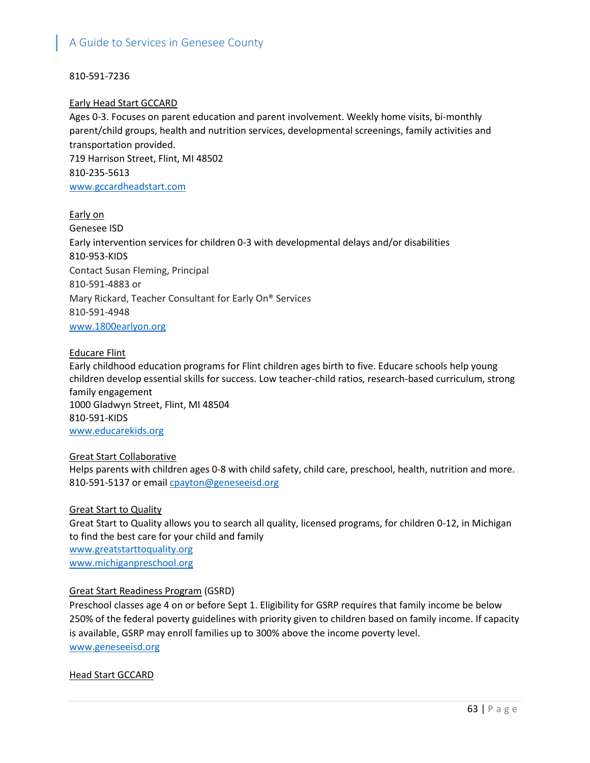810-591-7236

Early Head Start GCCARD
Ages 0-3. Focuses on parent education and parent involvement. Weekly home visits, bi-monthly parent/child groups, health and nutrition services, developmental screenings, family activities and transportation provided.
719 Harrison Street, Flint, MI 48502
810-235-5613
www.gccardheadstart.com

Early on
Genesee ISD
Early intervention services for children 0-3 with developmental delays and/or disabilities
810-953-KIDS
Contact Susan Fleming, Principal
810-591-4883 or
Mary Rickard, Teacher Consultant for Early On® Services
810-591-4948
www.1800earlyon.org

Educare Flint
Early childhood education programs for Flint children ages birth to five. Educare schools help young children develop essential skills for success. Low teacher-child ratios, research-based curriculum, strong family engagement
1000 Gladwyn Street, Flint, MI 48504
810-591-KIDS
www.educarekids.org

Great Start Collaborative
Helps parents with children ages 0-8 with child safety, child care, preschool, health, nutrition and more.
810-591-5137 or email cpayton@geneseeisd.org

Great Start to Quality
Great Start to Quality allows you to search all quality, licensed programs, for children 0-12, in Michigan to find the best care for your child and family
www.greatstarttoquality.org
www.michiganpreschool.org

Great Start Readiness Program (GSRD)
Preschool classes age 4 on or before Sept 1. Eligibility for GSRP requires that family income be below 250% of the federal poverty guidelines with priority given to children based on family income. If capacity is available, GSRP may enroll families up to 300% above the income poverty level.
www.geneseeisd.org

Head Start GCCARD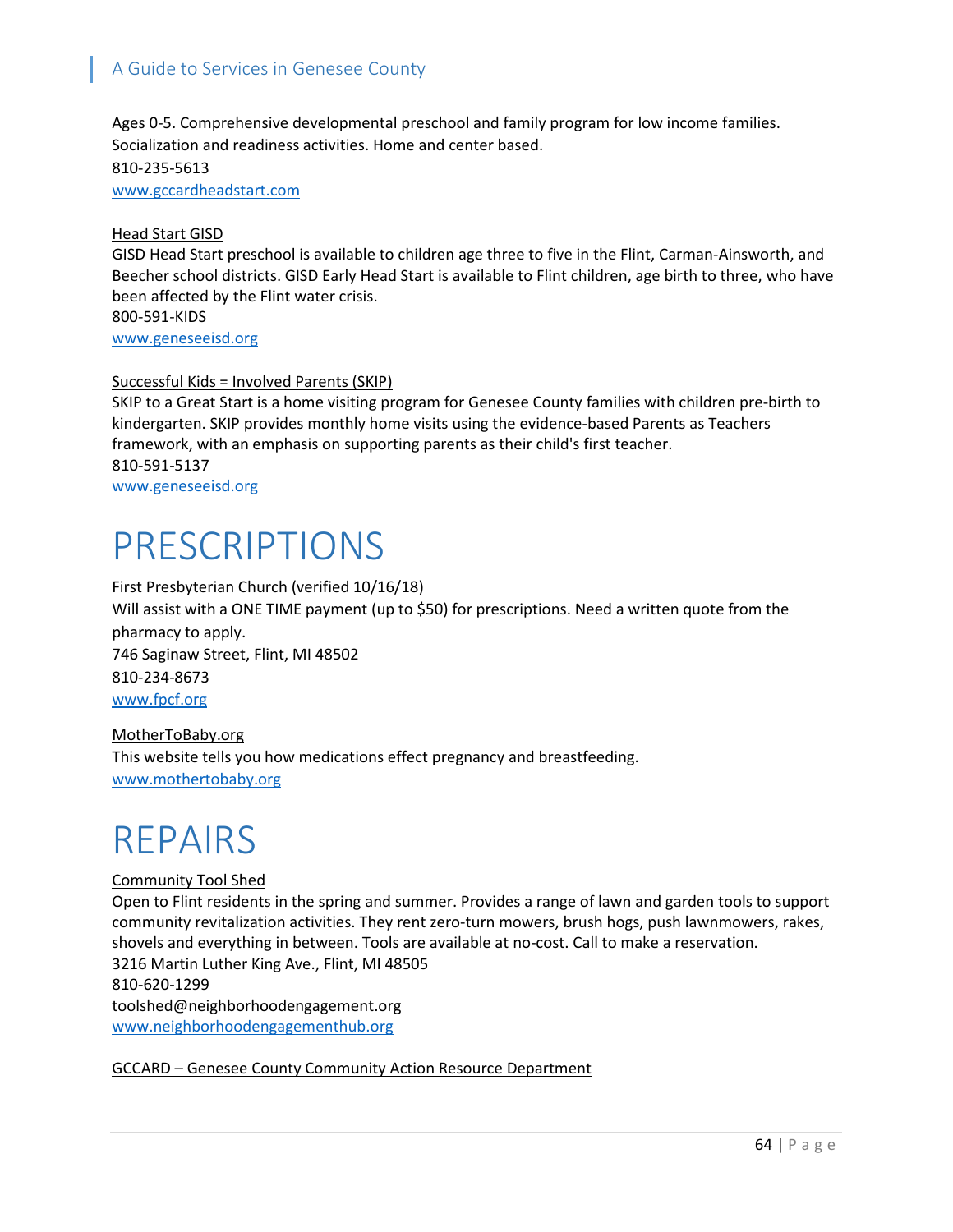Ages 0-5. Comprehensive developmental preschool and family program for low income families. Socialization and readiness activities. Home and center based.
810-235-5613
www.gccardheadstart.com

Head Start GISD
GISD Head Start preschool is available to children age three to five in the Flint, Carman-Ainsworth, and Beecher school districts. GISD Early Head Start is available to Flint children, age birth to three, who have been affected by the Flint water crisis.
800-591-KIDS
www.geneseeisd.org

Successful Kids = Involved Parents (SKIP)
SKIP to a Great Start is a home visiting program for Genesee County families with children pre-birth to kindergarten. SKIP provides monthly home visits using the evidence-based Parents as Teachers framework, with an emphasis on supporting parents as their child's first teacher.
810-591-5137
www.geneseeisd.org

# PRESCRIPTIONS

First Presbyterian Church (verified 10/16/18)
Will assist with a ONE TIME payment (up to $50) for prescriptions. Need a written quote from the pharmacy to apply.
746 Saginaw Street, Flint, MI 48502
810-234-8673
www.fpcf.org

MotherToBaby.org
This website tells you how medications effect pregnancy and breastfeeding.
www.mothertobaby.org

# REPAIRS

Community Tool Shed
Open to Flint residents in the spring and summer. Provides a range of lawn and garden tools to support community revitalization activities. They rent zero-turn mowers, brush hogs, push lawnmowers, rakes, shovels and everything in between. Tools are available at no-cost. Call to make a reservation.
3216 Martin Luther King Ave., Flint, MI 48505
810-620-1299
toolshed@neighborhoodengagement.org
www.neighborhoodengagementhub.org

GCCARD – Genesee County Community Action Resource Department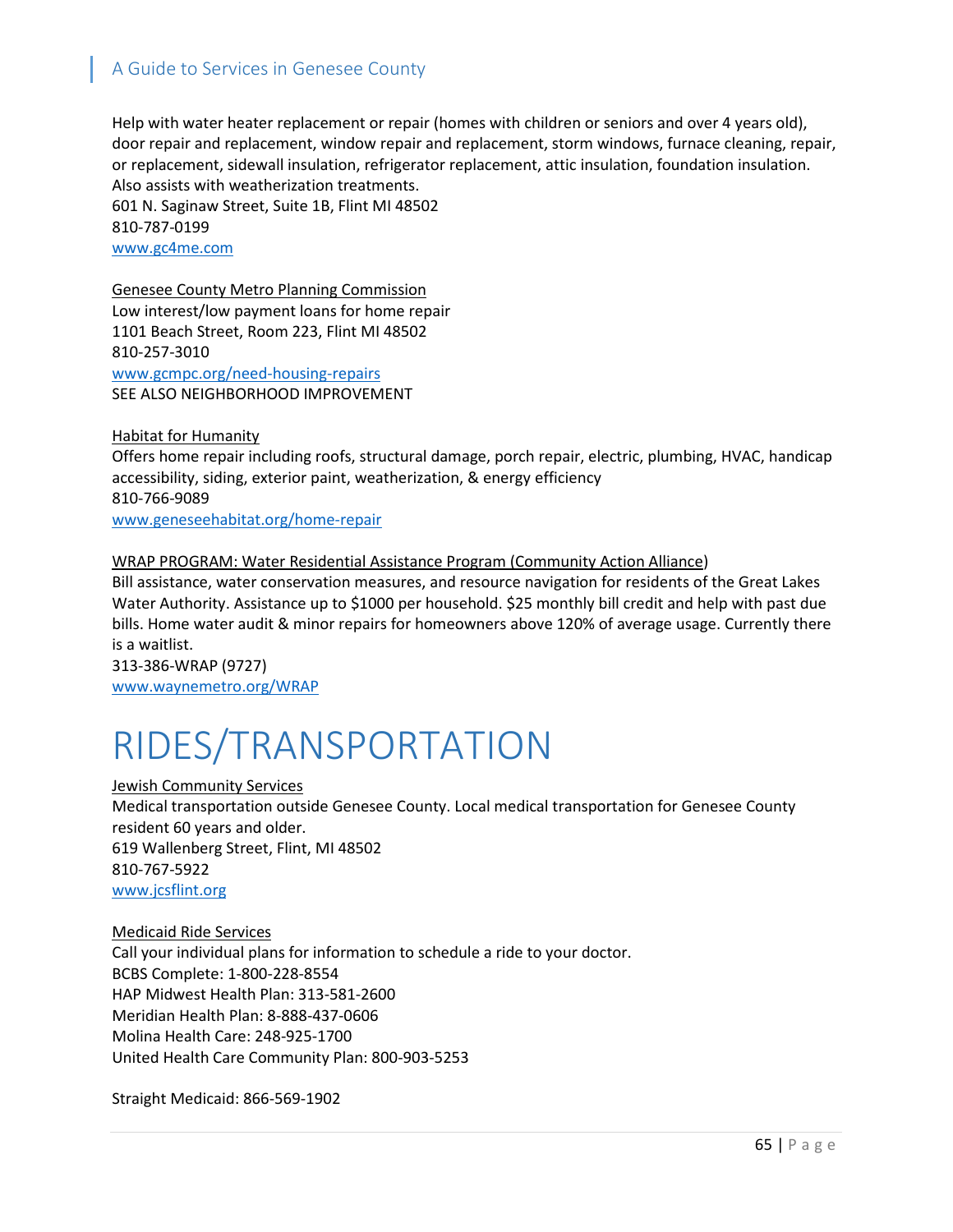Help with water heater replacement or repair (homes with children or seniors and over 4 years old), door repair and replacement, window repair and replacement, storm windows, furnace cleaning, repair, or replacement, sidewall insulation, refrigerator replacement, attic insulation, foundation insulation. Also assists with weatherization treatments.
601 N. Saginaw Street, Suite 1B, Flint MI 48502
810-787-0199
www.gc4me.com

Genesee County Metro Planning Commission
Low interest/low payment loans for home repair
1101 Beach Street, Room 223, Flint MI 48502
810-257-3010
www.gcmpc.org/need-housing-repairs
SEE ALSO NEIGHBORHOOD IMPROVEMENT

Habitat for Humanity
Offers home repair including roofs, structural damage, porch repair, electric, plumbing, HVAC, handicap accessibility, siding, exterior paint, weatherization, & energy efficiency
810-766-9089
www.geneseehabitat.org/home-repair

WRAP PROGRAM: Water Residential Assistance Program (Community Action Alliance)
Bill assistance, water conservation measures, and resource navigation for residents of the Great Lakes Water Authority. Assistance up to $1000 per household. $25 monthly bill credit and help with past due bills. Home water audit & minor repairs for homeowners above 120% of average usage. Currently there is a waitlist.
313-386-WRAP (9727)
www.waynemetro.org/WRAP

# RIDES/TRANSPORTATION

Jewish Community Services
Medical transportation outside Genesee County. Local medical transportation for Genesee County resident 60 years and older.
619 Wallenberg Street, Flint, MI 48502
810-767-5922
www.jcsflint.org

Medicaid Ride Services
Call your individual plans for information to schedule a ride to your doctor.
BCBS Complete: 1-800-228-8554
HAP Midwest Health Plan: 313-581-2600
Meridian Health Plan: 8-888-437-0606
Molina Health Care: 248-925-1700
United Health Care Community Plan: 800-903-5253

Straight Medicaid: 866-569-1902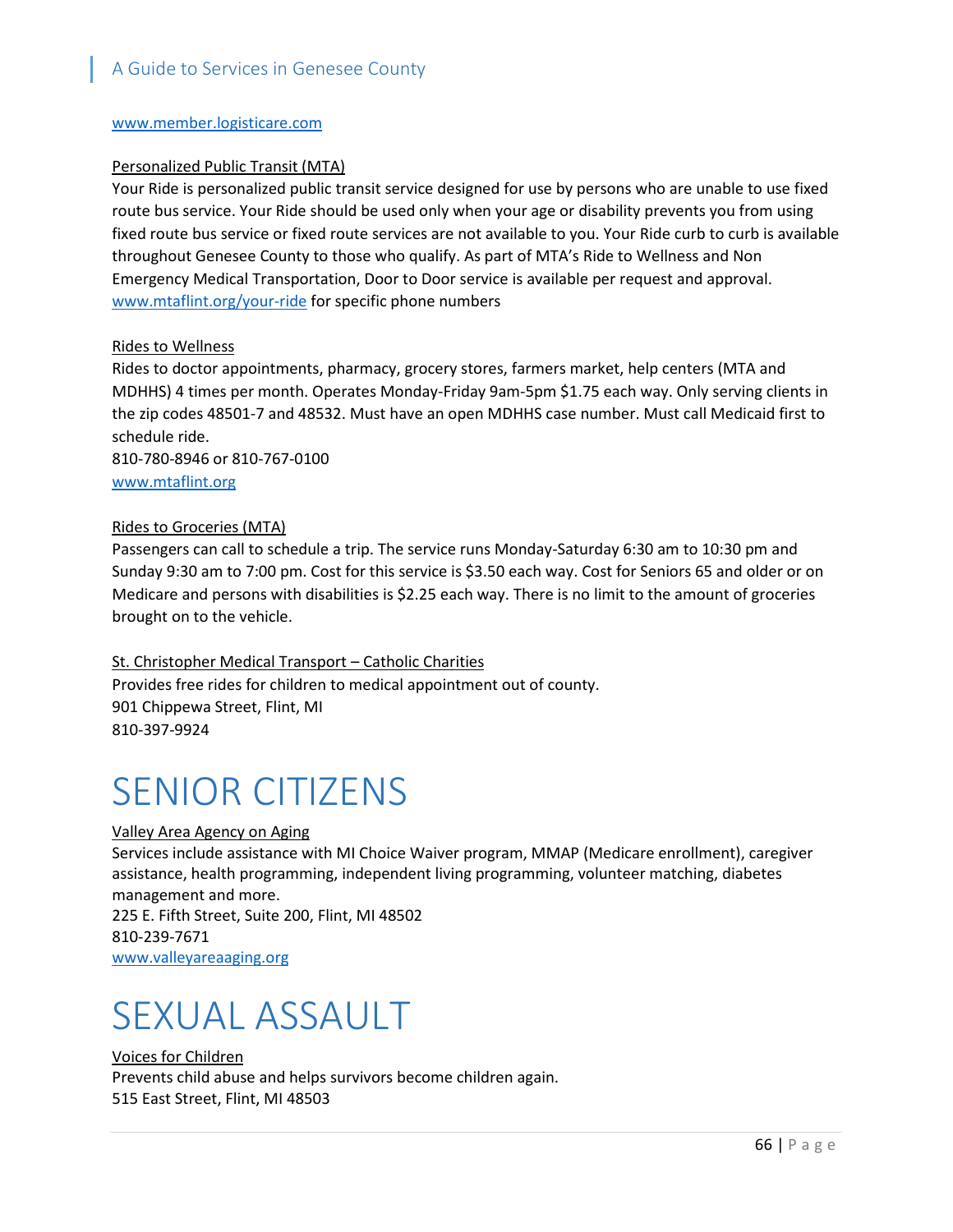www.member.logisticare.com

Personalized Public Transit (MTA)

Your Ride is personalized public transit service designed for use by persons who are unable to use fixed route bus service. Your Ride should be used only when your age or disability prevents you from using fixed route bus service or fixed route services are not available to you. Your Ride curb to curb is available throughout Genesee County to those who qualify. As part of MTA's Ride to Wellness and Non Emergency Medical Transportation, Door to Door service is available per request and approval.
www.mtaflint.org/your-ride for specific phone numbers

Rides to Wellness

Rides to doctor appointments, pharmacy, grocery stores, farmers market, help centers (MTA and MDHHS) 4 times per month. Operates Monday-Friday 9am-5pm $1.75 each way. Only serving clients in the zip codes 48501-7 and 48532. Must have an open MDHHS case number. Must call Medicaid first to schedule ride.
810-780-8946 or 810-767-0100
www.mtaflint.org

Rides to Groceries (MTA)

Passengers can call to schedule a trip. The service runs Monday-Saturday 6:30 am to 10:30 pm and Sunday 9:30 am to 7:00 pm. Cost for this service is $3.50 each way. Cost for Seniors 65 and older or on Medicare and persons with disabilities is $2.25 each way. There is no limit to the amount of groceries brought on to the vehicle.

St. Christopher Medical Transport – Catholic Charities

Provides free rides for children to medical appointment out of county.
901 Chippewa Street, Flint, MI
810-397-9924

# SENIOR CITIZENS

Valley Area Agency on Aging

Services include assistance with MI Choice Waiver program, MMAP (Medicare enrollment), caregiver assistance, health programming, independent living programming, volunteer matching, diabetes management and more.
225 E. Fifth Street, Suite 200, Flint, MI 48502
810-239-7671
www.valleyareaaging.org

# SEXUAL ASSAULT

Voices for Children

Prevents child abuse and helps survivors become children again.
515 East Street, Flint, MI 48503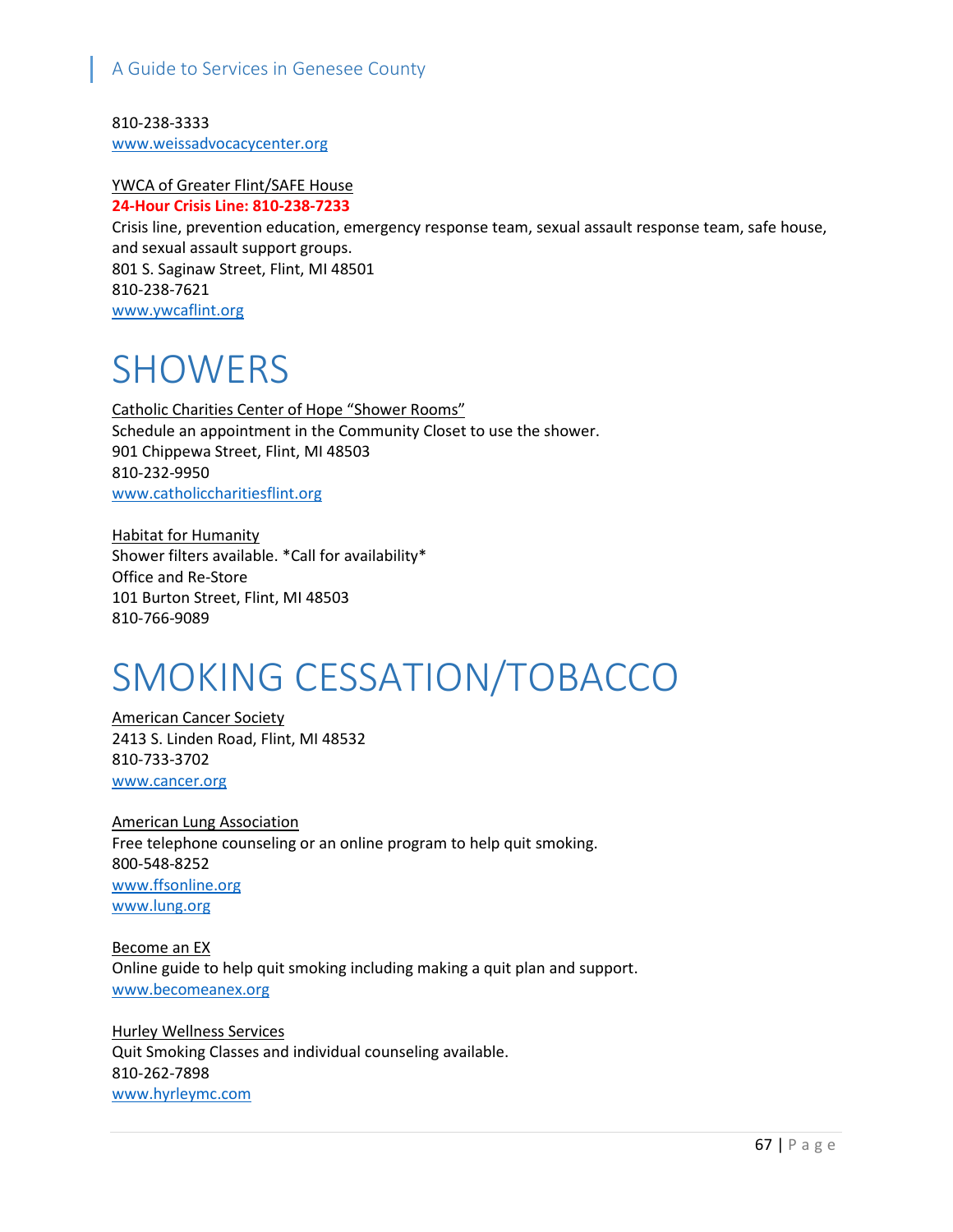810-238-3333
www.weissadvocacycenter.org

YWCA of Greater Flint/SAFE House
**24-Hour Crisis Line: 810-238-7233**
Crisis line, prevention education, emergency response team, sexual assault response team, safe house, and sexual assault support groups.
801 S. Saginaw Street, Flint, MI 48501
810-238-7621
www.ywcaflint.org

# SHOWERS

Catholic Charities Center of Hope "Shower Rooms"
Schedule an appointment in the Community Closet to use the shower.
901 Chippewa Street, Flint, MI 48503
810-232-9950
www.catholiccharitiesflint.org

Habitat for Humanity
Shower filters available. *Call for availability*
Office and Re-Store
101 Burton Street, Flint, MI 48503
810-766-9089

# SMOKING CESSATION/TOBACCO

American Cancer Society
2413 S. Linden Road, Flint, MI 48532
810-733-3702
www.cancer.org

American Lung Association
Free telephone counseling or an online program to help quit smoking.
800-548-8252
www.ffsonline.org
www.lung.org

Become an EX
Online guide to help quit smoking including making a quit plan and support.
www.becomeanex.org

Hurley Wellness Services
Quit Smoking Classes and individual counseling available.
810-262-7898
www.hyrleymc.com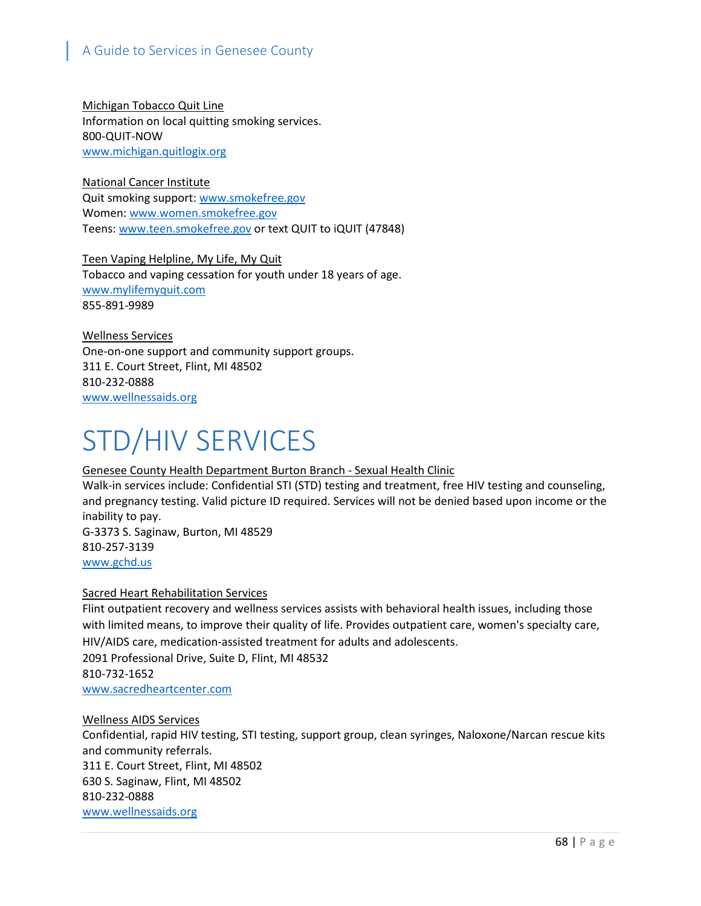Michigan Tobacco Quit Line
Information on local quitting smoking services.
800-QUIT-NOW
www.michigan.quitlogix.org

National Cancer Institute
Quit smoking support: www.smokefree.gov
Women: www.women.smokefree.gov
Teens: www.teen.smokefree.gov or text QUIT to iQUIT (47848)

Teen Vaping Helpline, My Life, My Quit
Tobacco and vaping cessation for youth under 18 years of age.
www.mylifemyquit.com
855-891-9989

Wellness Services
One-on-one support and community support groups.
311 E. Court Street, Flint, MI 48502
810-232-0888
www.wellnessaids.org

# STD/HIV SERVICES

Genesee County Health Department Burton Branch - Sexual Health Clinic
Walk-in services include: Confidential STI (STD) testing and treatment, free HIV testing and counseling, and pregnancy testing. Valid picture ID required. Services will not be denied based upon income or the inability to pay.
G-3373 S. Saginaw, Burton, MI 48529
810-257-3139
www.gchd.us

Sacred Heart Rehabilitation Services
Flint outpatient recovery and wellness services assists with behavioral health issues, including those with limited means, to improve their quality of life. Provides outpatient care, women's specialty care, HIV/AIDS care, medication-assisted treatment for adults and adolescents.
2091 Professional Drive, Suite D, Flint, MI 48532
810-732-1652
www.sacredheartcenter.com

Wellness AIDS Services
Confidential, rapid HIV testing, STI testing, support group, clean syringes, Naloxone/Narcan rescue kits and community referrals.
311 E. Court Street, Flint, MI 48502
630 S. Saginaw, Flint, MI 48502
810-232-0888
www.wellnessaids.org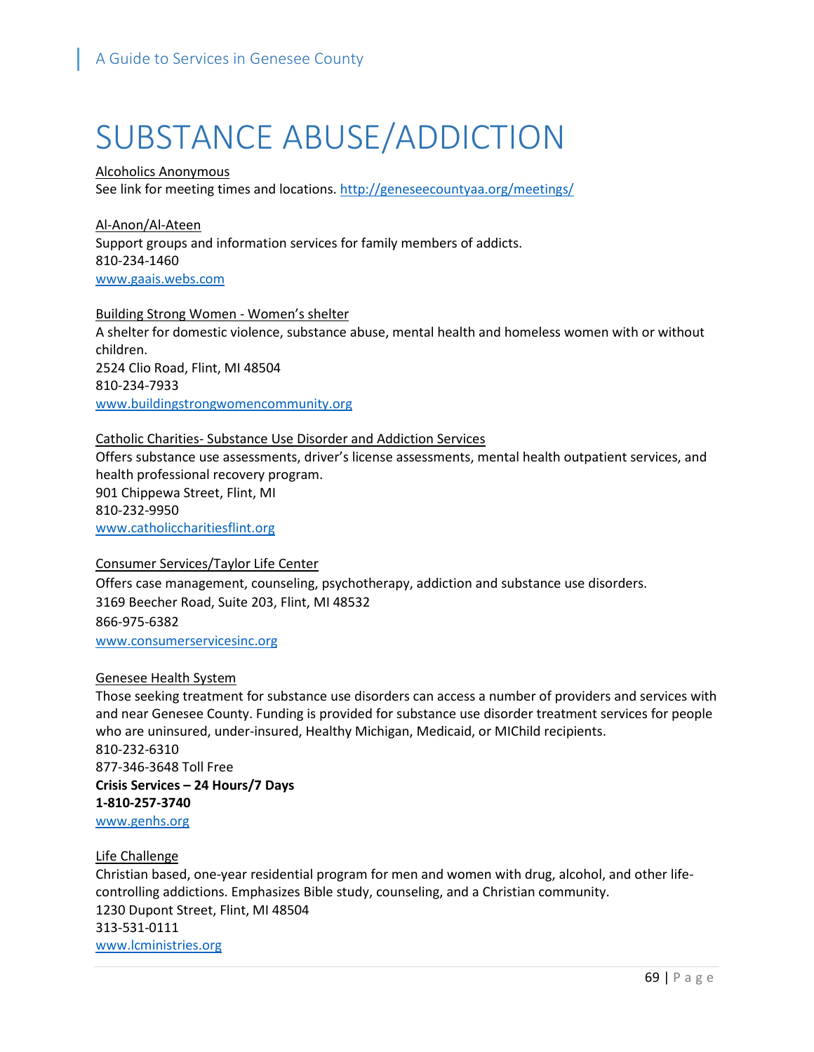# SUBSTANCE ABUSE/ADDICTION

Alcoholics Anonymous
See link for meeting times and locations. http://geneseecountyaa.org/meetings/

Al-Anon/Al-Ateen
Support groups and information services for family members of addicts.
810-234-1460
www.gaais.webs.com

Building Strong Women - Women's shelter
A shelter for domestic violence, substance abuse, mental health and homeless women with or without children.
2524 Clio Road, Flint, MI 48504
810-234-7933
www.buildingstrongwomencommunity.org

Catholic Charities- Substance Use Disorder and Addiction Services
Offers substance use assessments, driver's license assessments, mental health outpatient services, and health professional recovery program.
901 Chippewa Street, Flint, MI
810-232-9950
www.catholiccharitiesflint.org

Consumer Services/Taylor Life Center
Offers case management, counseling, psychotherapy, addiction and substance use disorders.
3169 Beecher Road, Suite 203, Flint, MI 48532
866-975-6382
www.consumerservicesinc.org

Genesee Health System
Those seeking treatment for substance use disorders can access a number of providers and services with and near Genesee County. Funding is provided for substance use disorder treatment services for people who are uninsured, under-insured, Healthy Michigan, Medicaid, or MIChild recipients.
810-232-6310
877-346-3648 Toll Free
**Crisis Services – 24 Hours/7 Days**
**1-810-257-3740**
www.genhs.org

Life Challenge
Christian based, one-year residential program for men and women with drug, alcohol, and other life-controlling addictions. Emphasizes Bible study, counseling, and a Christian community.
1230 Dupont Street, Flint, MI 48504
313-531-0111
www.lcministries.org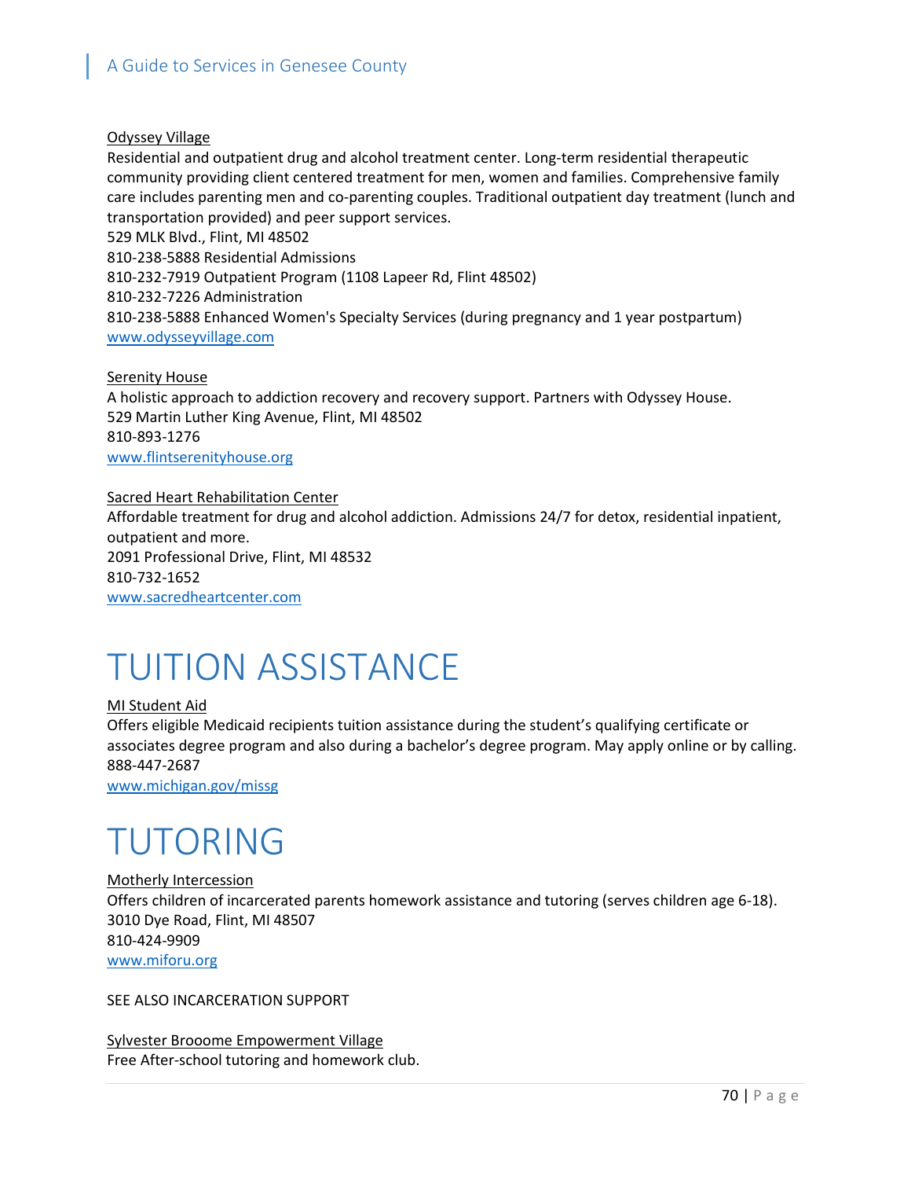Odyssey Village

Residential and outpatient drug and alcohol treatment center. Long-term residential therapeutic community providing client centered treatment for men, women and families. Comprehensive family care includes parenting men and co-parenting couples. Traditional outpatient day treatment (lunch and transportation provided) and peer support services.

529 MLK Blvd., Flint, MI 48502

810-238-5888 Residential Admissions

810-232-7919 Outpatient Program (1108 Lapeer Rd, Flint 48502)

810-232-7226 Administration

810-238-5888 Enhanced Women's Specialty Services (during pregnancy and 1 year postpartum)

www.odysseyvillage.com

Serenity House

A holistic approach to addiction recovery and recovery support. Partners with Odyssey House.

529 Martin Luther King Avenue, Flint, MI 48502

810-893-1276

www.flintserenityhouse.org

Sacred Heart Rehabilitation Center

Affordable treatment for drug and alcohol addiction. Admissions 24/7 for detox, residential inpatient, outpatient and more.

2091 Professional Drive, Flint, MI 48532

810-732-1652

www.sacredheartcenter.com

# TUITION ASSISTANCE

MI Student Aid

Offers eligible Medicaid recipients tuition assistance during the student's qualifying certificate or associates degree program and also during a bachelor's degree program. May apply online or by calling.

888-447-2687

www.michigan.gov/missg

# TUTORING

Motherly Intercession

Offers children of incarcerated parents homework assistance and tutoring (serves children age 6-18).

3010 Dye Road, Flint, MI 48507

810-424-9909

www.miforu.org

SEE ALSO INCARCERATION SUPPORT

Sylvester Brooome Empowerment Village

Free After-school tutoring and homework club.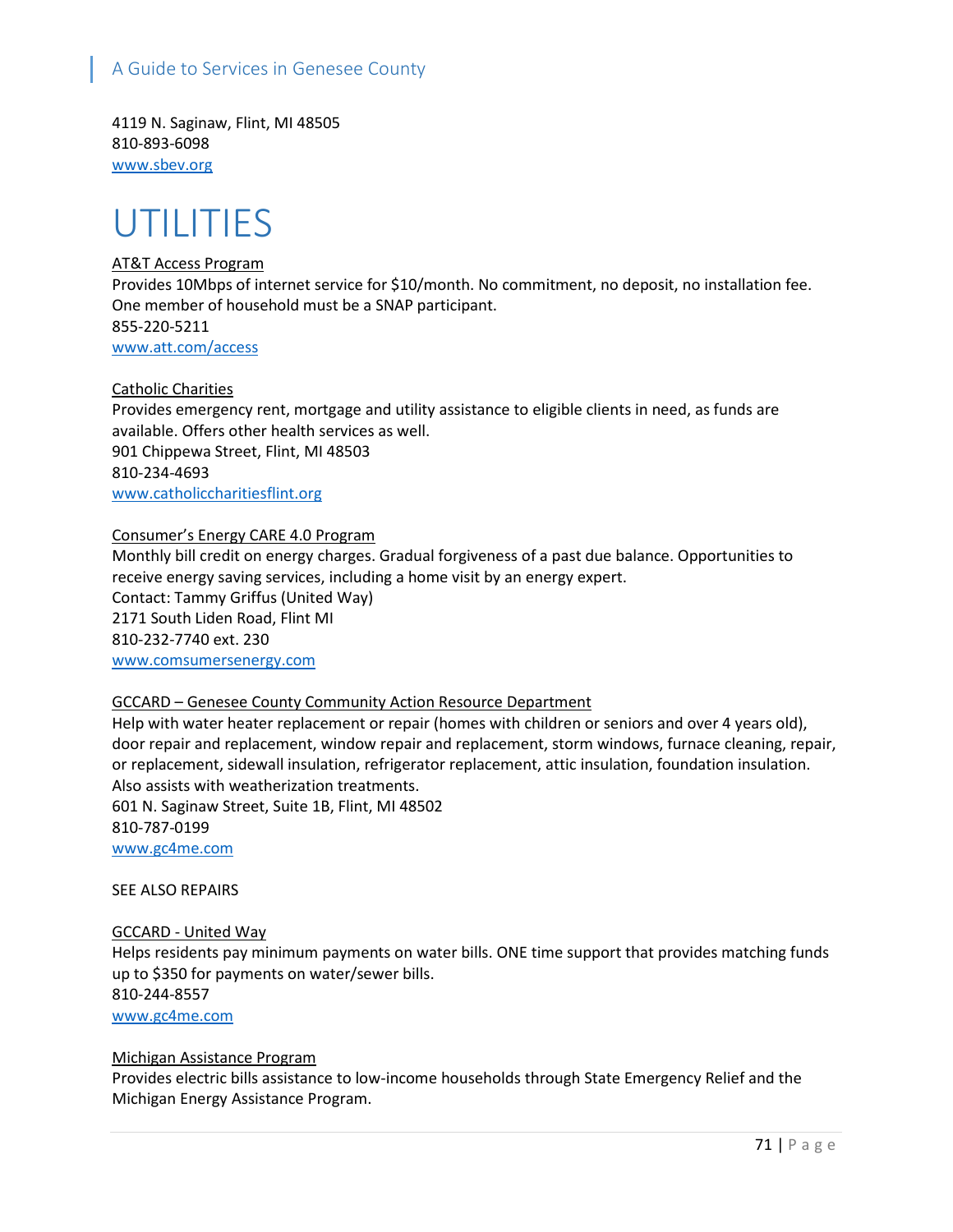4119 N. Saginaw, Flint, MI 48505
810-893-6098
www.sbev.org

# UTILITIES

AT&T Access Program
Provides 10Mbps of internet service for $10/month. No commitment, no deposit, no installation fee. One member of household must be a SNAP participant.
855-220-5211
www.att.com/access

Catholic Charities
Provides emergency rent, mortgage and utility assistance to eligible clients in need, as funds are available. Offers other health services as well.
901 Chippewa Street, Flint, MI 48503
810-234-4693
www.catholiccharitiesflint.org

Consumer's Energy CARE 4.0 Program
Monthly bill credit on energy charges. Gradual forgiveness of a past due balance. Opportunities to receive energy saving services, including a home visit by an energy expert.
Contact: Tammy Griffus (United Way)
2171 South Liden Road, Flint MI
810-232-7740 ext. 230
www.comsumersenergy.com

GCCARD – Genesee County Community Action Resource Department
Help with water heater replacement or repair (homes with children or seniors and over 4 years old), door repair and replacement, window repair and replacement, storm windows, furnace cleaning, repair, or replacement, sidewall insulation, refrigerator replacement, attic insulation, foundation insulation. Also assists with weatherization treatments.
601 N. Saginaw Street, Suite 1B, Flint, MI 48502
810-787-0199
www.gc4me.com

SEE ALSO REPAIRS

GCCARD - United Way
Helps residents pay minimum payments on water bills. ONE time support that provides matching funds up to $350 for payments on water/sewer bills.
810-244-8557
www.gc4me.com

Michigan Assistance Program
Provides electric bills assistance to low-income households through State Emergency Relief and the Michigan Energy Assistance Program.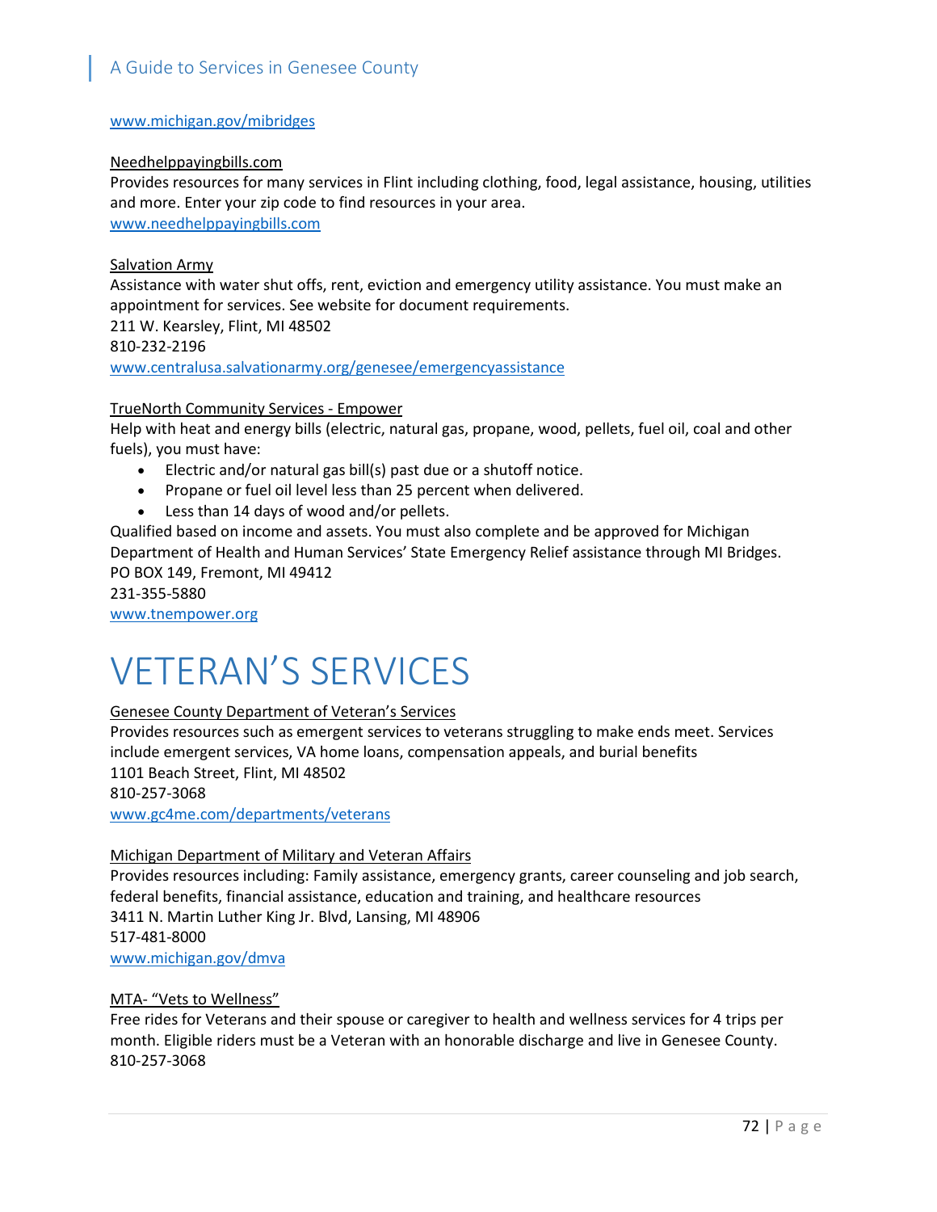www.michigan.gov/mibridges

Needhelppayingbills.com
Provides resources for many services in Flint including clothing, food, legal assistance, housing, utilities and more. Enter your zip code to find resources in your area.
www.needhelppayingbills.com

Salvation Army
Assistance with water shut offs, rent, eviction and emergency utility assistance. You must make an appointment for services. See website for document requirements.
211 W. Kearsley, Flint, MI 48502
810-232-2196
www.centralusa.salvationarmy.org/genesee/emergencyassistance

TrueNorth Community Services - Empower
Help with heat and energy bills (electric, natural gas, propane, wood, pellets, fuel oil, coal and other fuels), you must have:

- Electric and/or natural gas bill(s) past due or a shutoff notice.
- Propane or fuel oil level less than 25 percent when delivered.
- Less than 14 days of wood and/or pellets.

Qualified based on income and assets. You must also complete and be approved for Michigan Department of Health and Human Services' State Emergency Relief assistance through MI Bridges.
PO BOX 149, Fremont, MI 49412
231-355-5880
www.tnempower.org

# VETERAN'S SERVICES

Genesee County Department of Veteran's Services
Provides resources such as emergent services to veterans struggling to make ends meet. Services include emergent services, VA home loans, compensation appeals, and burial benefits
1101 Beach Street, Flint, MI 48502
810-257-3068
www.gc4me.com/departments/veterans

Michigan Department of Military and Veteran Affairs
Provides resources including: Family assistance, emergency grants, career counseling and job search, federal benefits, financial assistance, education and training, and healthcare resources
3411 N. Martin Luther King Jr. Blvd, Lansing, MI 48906
517-481-8000
www.michigan.gov/dmva

MTA- "Vets to Wellness"
Free rides for Veterans and their spouse or caregiver to health and wellness services for 4 trips per month. Eligible riders must be a Veteran with an honorable discharge and live in Genesee County.
810-257-3068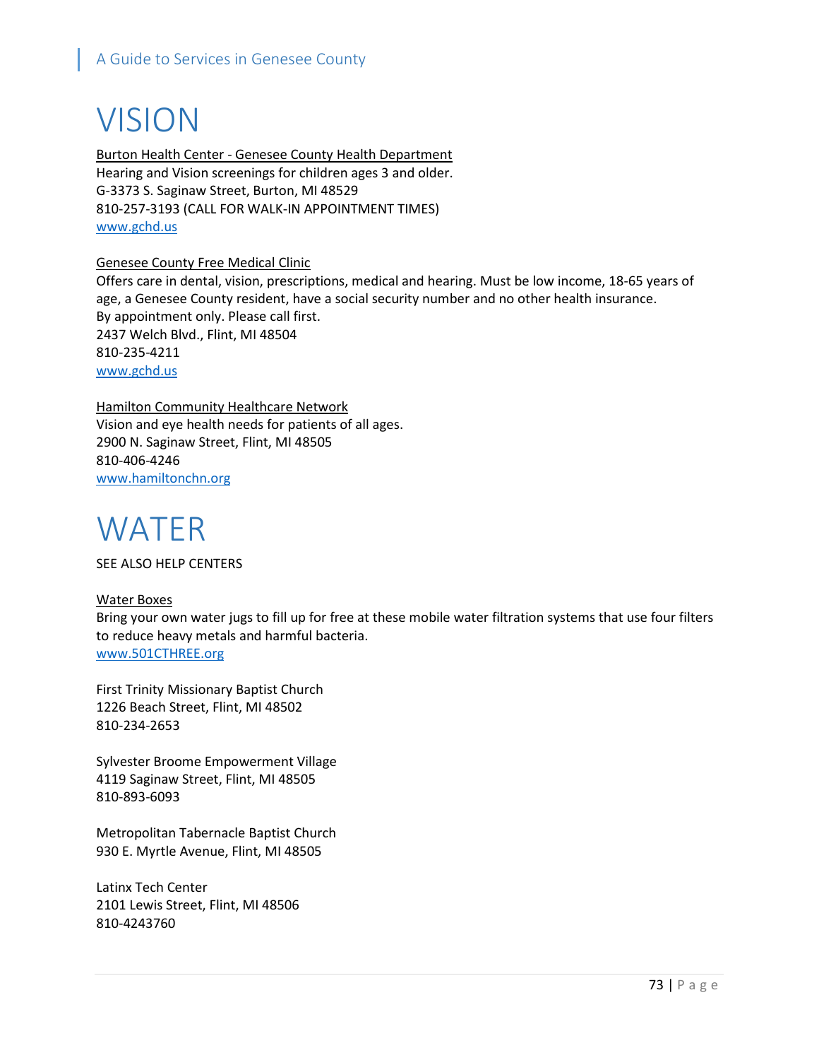# VISION

Burton Health Center - Genesee County Health Department
Hearing and Vision screenings for children ages 3 and older.
G-3373 S. Saginaw Street, Burton, MI 48529
810-257-3193 (CALL FOR WALK-IN APPOINTMENT TIMES)
www.gchd.us

Genesee County Free Medical Clinic
Offers care in dental, vision, prescriptions, medical and hearing. Must be low income, 18-65 years of age, a Genesee County resident, have a social security number and no other health insurance.
By appointment only. Please call first.
2437 Welch Blvd., Flint, MI 48504
810-235-4211
www.gchd.us

Hamilton Community Healthcare Network
Vision and eye health needs for patients of all ages.
2900 N. Saginaw Street, Flint, MI 48505
810-406-4246
www.hamiltonchn.org

# WATER

SEE ALSO HELP CENTERS

Water Boxes
Bring your own water jugs to fill up for free at these mobile water filtration systems that use four filters to reduce heavy metals and harmful bacteria.
www.501CTHREE.org

First Trinity Missionary Baptist Church
1226 Beach Street, Flint, MI 48502
810-234-2653

Sylvester Broome Empowerment Village
4119 Saginaw Street, Flint, MI 48505
810-893-6093

Metropolitan Tabernacle Baptist Church
930 E. Myrtle Avenue, Flint, MI 48505

Latinx Tech Center
2101 Lewis Street, Flint, MI 48506
810-4243760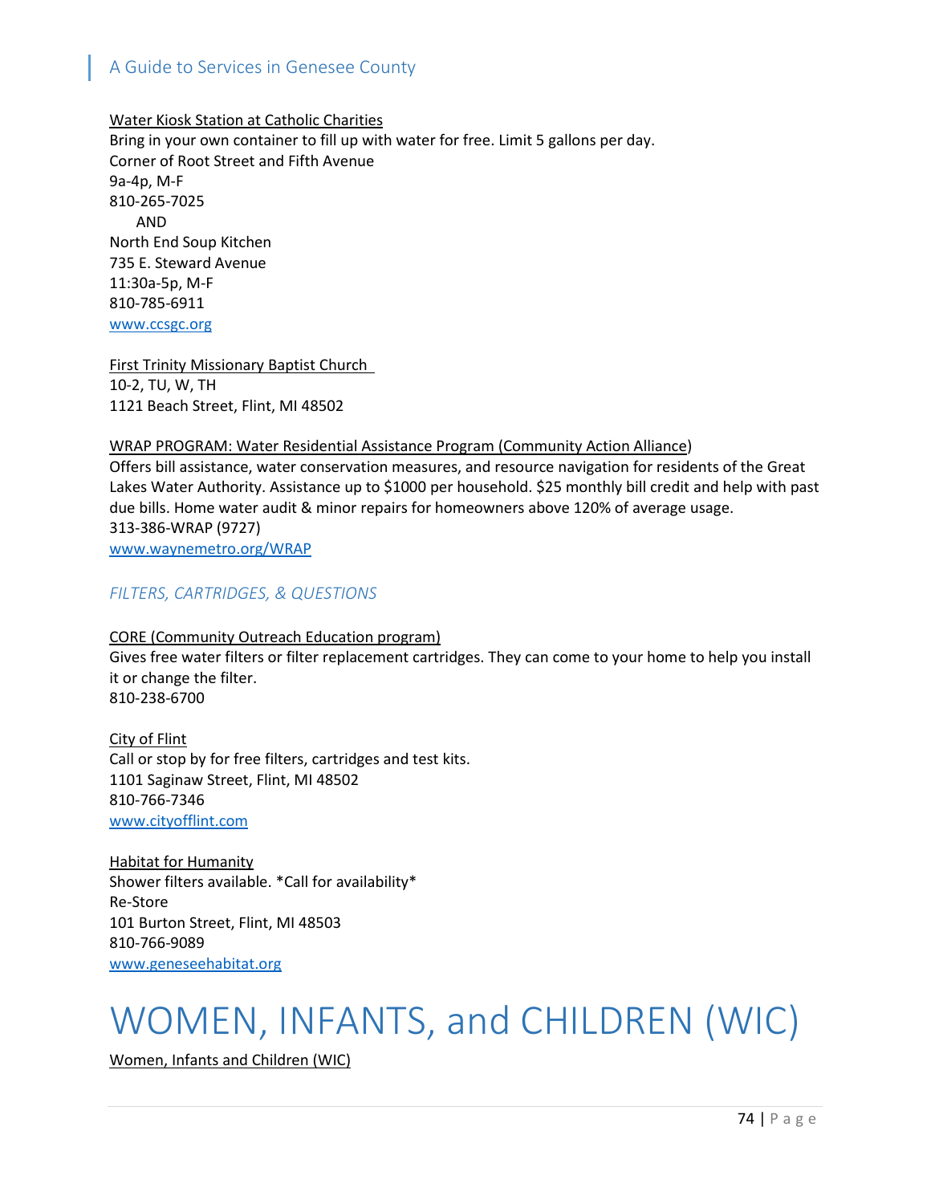Water Kiosk Station at Catholic Charities
Bring in your own container to fill up with water for free. Limit 5 gallons per day.
Corner of Root Street and Fifth Avenue
9a-4p, M-F
810-265-7025
AND
North End Soup Kitchen
735 E. Steward Avenue
11:30a-5p, M-F
810-785-6911
www.ccsgc.org

First Trinity Missionary Baptist Church
10-2, TU, W, TH
1121 Beach Street, Flint, MI 48502

WRAP PROGRAM: Water Residential Assistance Program (Community Action Alliance)
Offers bill assistance, water conservation measures, and resource navigation for residents of the Great Lakes Water Authority. Assistance up to $1000 per household. $25 monthly bill credit and help with past due bills. Home water audit & minor repairs for homeowners above 120% of average usage.
313-386-WRAP (9727)
www.waynemetro.org/WRAP

### *FILTERS, CARTRIDGES, & QUESTIONS*

CORE (Community Outreach Education program)
Gives free water filters or filter replacement cartridges. They can come to your home to help you install it or change the filter.
810-238-6700

City of Flint
Call or stop by for free filters, cartridges and test kits.
1101 Saginaw Street, Flint, MI 48502
810-766-7346
www.cityofflint.com

Habitat for Humanity
Shower filters available. *Call for availability*
Re-Store
101 Burton Street, Flint, MI 48503
810-766-9089
www.geneseehabitat.org

# WOMEN, INFANTS, and CHILDREN (WIC)

Women, Infants and Children (WIC)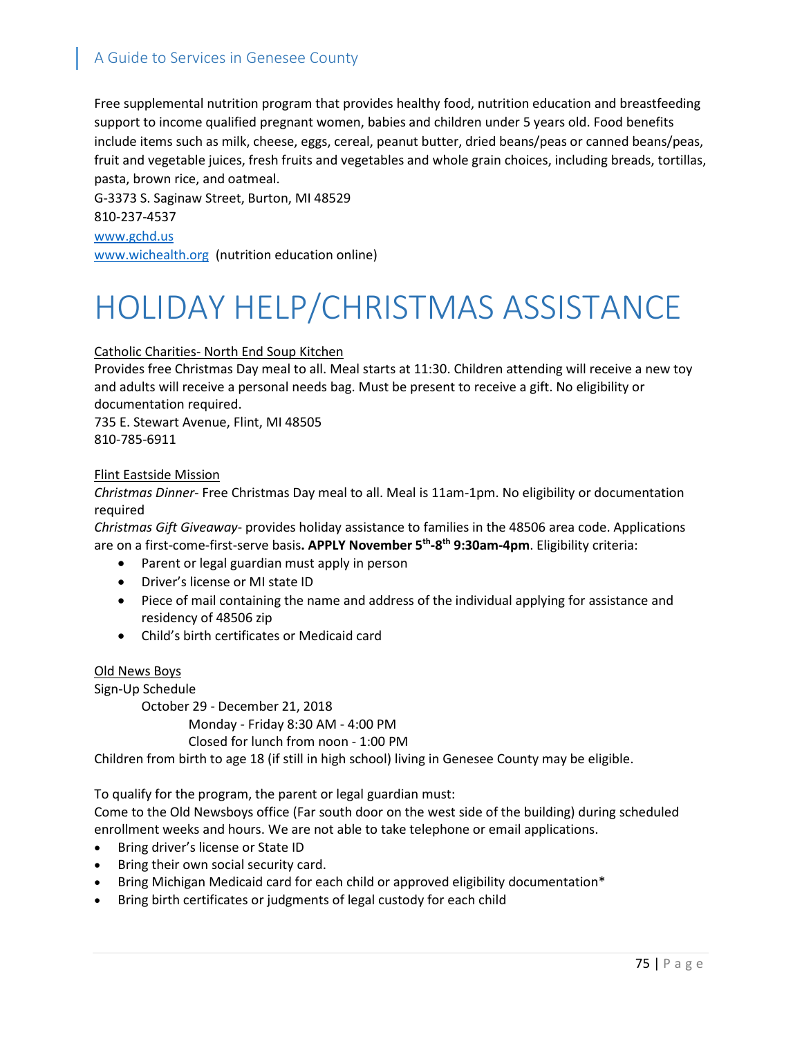Free supplemental nutrition program that provides healthy food, nutrition education and breastfeeding support to income qualified pregnant women, babies and children under 5 years old. Food benefits include items such as milk, cheese, eggs, cereal, peanut butter, dried beans/peas or canned beans/peas, fruit and vegetable juices, fresh fruits and vegetables and whole grain choices, including breads, tortillas, pasta, brown rice, and oatmeal.
G-3373 S. Saginaw Street, Burton, MI 48529
810-237-4537
www.gchd.us
www.wichealth.org (nutrition education online)

# HOLIDAY HELP/CHRISTMAS ASSISTANCE

Catholic Charities- North End Soup Kitchen
Provides free Christmas Day meal to all. Meal starts at 11:30. Children attending will receive a new toy and adults will receive a personal needs bag. Must be present to receive a gift. No eligibility or documentation required.
735 E. Stewart Avenue, Flint, MI 48505
810-785-6911

Flint Eastside Mission
*Christmas Dinner*- Free Christmas Day meal to all. Meal is 11am-1pm. No eligibility or documentation required
*Christmas Gift Giveaway*- provides holiday assistance to families in the 48506 area code. Applications are on a first-come-first-serve basis**. APPLY November 5th-8th 9:30am-4pm**. Eligibility criteria:

- Parent or legal guardian must apply in person
- Driver's license or MI state ID
- Piece of mail containing the name and address of the individual applying for assistance and residency of 48506 zip
- Child's birth certificates or Medicaid card

Old News Boys
Sign-Up Schedule
October 29 - December 21, 2018
Monday - Friday 8:30 AM - 4:00 PM
Closed for lunch from noon - 1:00 PM
Children from birth to age 18 (if still in high school) living in Genesee County may be eligible.

To qualify for the program, the parent or legal guardian must:
Come to the Old Newsboys office (Far south door on the west side of the building) during scheduled enrollment weeks and hours. We are not able to take telephone or email applications.

- Bring driver's license or State ID
- Bring their own social security card.
- Bring Michigan Medicaid card for each child or approved eligibility documentation*
- Bring birth certificates or judgments of legal custody for each child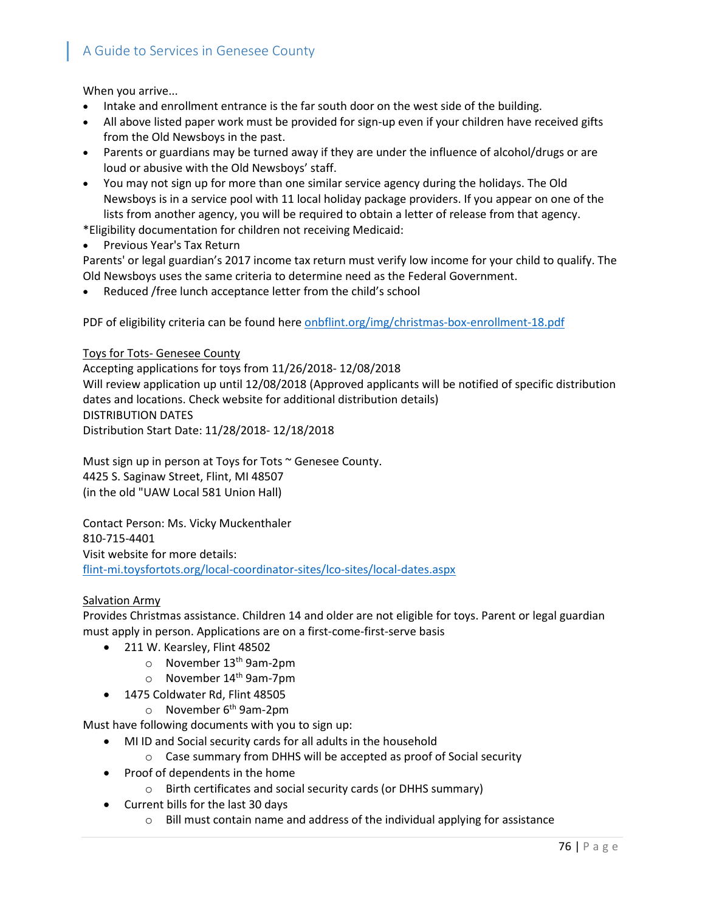When you arrive...

- Intake and enrollment entrance is the far south door on the west side of the building.
- All above listed paper work must be provided for sign-up even if your children have received gifts from the Old Newsboys in the past.
- Parents or guardians may be turned away if they are under the influence of alcohol/drugs or are loud or abusive with the Old Newsboys' staff.
- You may not sign up for more than one similar service agency during the holidays. The Old Newsboys is in a service pool with 11 local holiday package providers. If you appear on one of the lists from another agency, you will be required to obtain a letter of release from that agency.

*Eligibility documentation for children not receiving Medicaid:

- Previous Year's Tax Return

Parents' or legal guardian's 2017 income tax return must verify low income for your child to qualify. The Old Newsboys uses the same criteria to determine need as the Federal Government.

- Reduced /free lunch acceptance letter from the child's school

PDF of eligibility criteria can be found here onbflint.org/img/christmas-box-enrollment-18.pdf

Toys for Tots- Genesee County

Accepting applications for toys from 11/26/2018- 12/08/2018
Will review application up until 12/08/2018 (Approved applicants will be notified of specific distribution dates and locations. Check website for additional distribution details)
DISTRIBUTION DATES
Distribution Start Date: 11/28/2018- 12/18/2018

Must sign up in person at Toys for Tots ~ Genesee County.
4425 S. Saginaw Street, Flint, MI 48507
(in the old "UAW Local 581 Union Hall)

Contact Person: Ms. Vicky Muckenthaler
810-715-4401
Visit website for more details:
flint-mi.toysfortots.org/local-coordinator-sites/lco-sites/local-dates.aspx

Salvation Army

Provides Christmas assistance. Children 14 and older are not eligible for toys. Parent or legal guardian must apply in person. Applications are on a first-come-first-serve basis

- 211 W. Kearsley, Flint 48502
  - November 13th 9am-2pm
  - November 14th 9am-7pm
- 1475 Coldwater Rd, Flint 48505
  - November 6th 9am-2pm

Must have following documents with you to sign up:

- MI ID and Social security cards for all adults in the household
  - Case summary from DHHS will be accepted as proof of Social security
- Proof of dependents in the home
  - Birth certificates and social security cards (or DHHS summary)
- Current bills for the last 30 days
  - Bill must contain name and address of the individual applying for assistance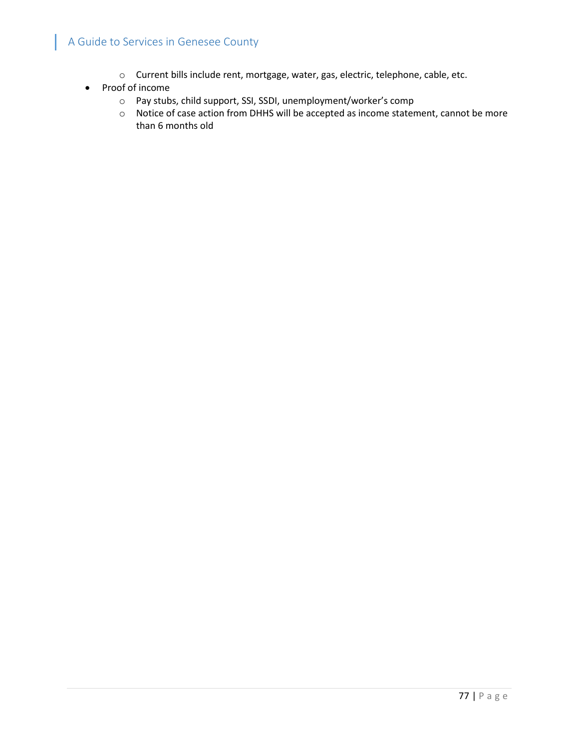- Current bills include rent, mortgage, water, gas, electric, telephone, cable, etc.
- Proof of income
  - Pay stubs, child support, SSI, SSDI, unemployment/worker's comp
  - Notice of case action from DHHS will be accepted as income statement, cannot be more than 6 months old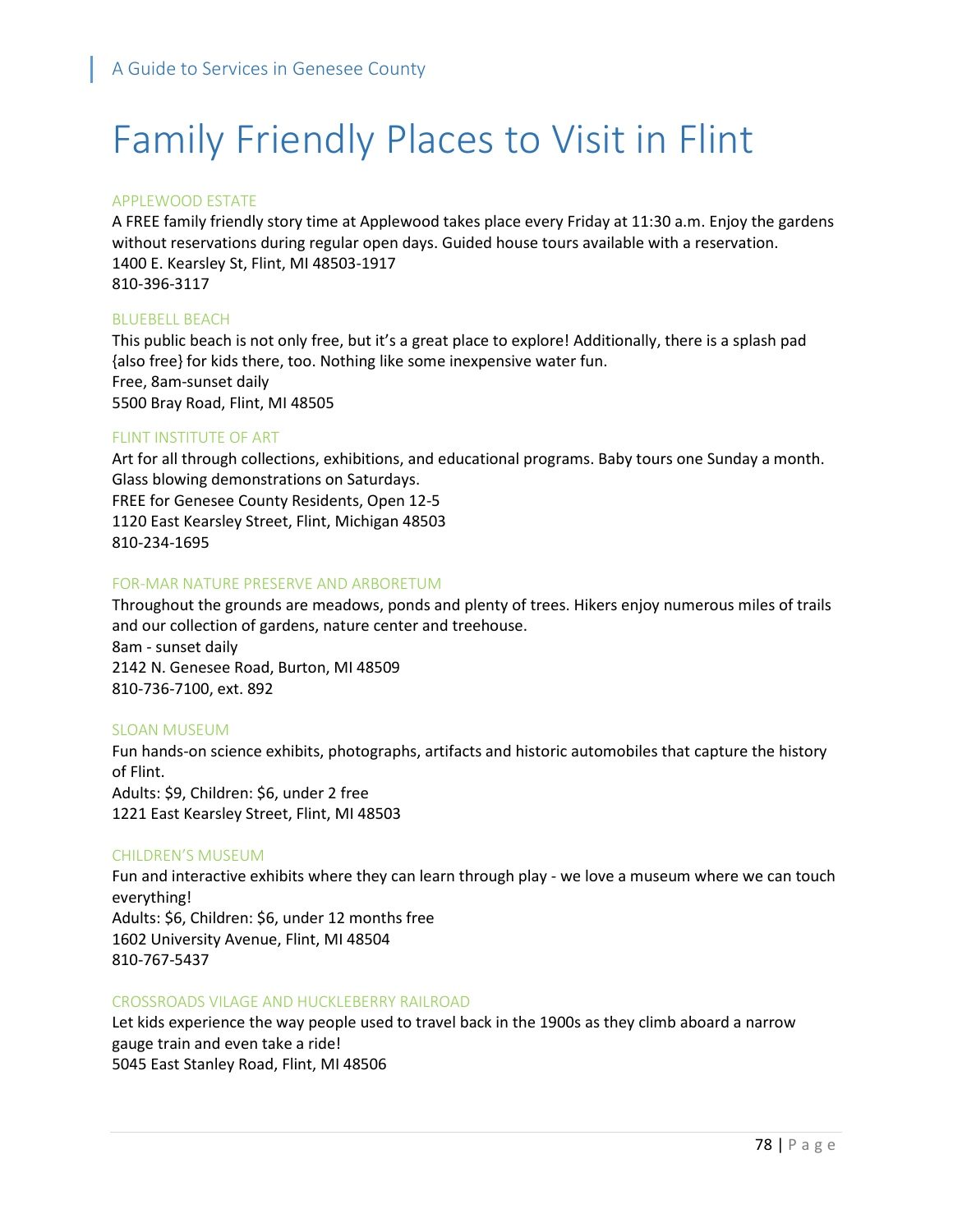# Family Friendly Places to Visit in Flint

### APPLEWOOD ESTATE

A FREE family friendly story time at Applewood takes place every Friday at 11:30 a.m. Enjoy the gardens without reservations during regular open days. Guided house tours available with a reservation.
1400 E. Kearsley St, Flint, MI 48503-1917
810-396-3117

### BLUEBELL BEACH

This public beach is not only free, but it's a great place to explore! Additionally, there is a splash pad {also free} for kids there, too. Nothing like some inexpensive water fun.
Free, 8am-sunset daily
5500 Bray Road, Flint, MI 48505

### FLINT INSTITUTE OF ART

Art for all through collections, exhibitions, and educational programs. Baby tours one Sunday a month. Glass blowing demonstrations on Saturdays.
FREE for Genesee County Residents, Open 12-5
1120 East Kearsley Street, Flint, Michigan 48503
810-234-1695

### FOR-MAR NATURE PRESERVE AND ARBORETUM

Throughout the grounds are meadows, ponds and plenty of trees. Hikers enjoy numerous miles of trails and our collection of gardens, nature center and treehouse.
8am - sunset daily
2142 N. Genesee Road, Burton, MI 48509
810-736-7100, ext. 892

### SLOAN MUSEUM

Fun hands-on science exhibits, photographs, artifacts and historic automobiles that capture the history of Flint.
Adults: $9, Children: $6, under 2 free
1221 East Kearsley Street, Flint, MI 48503

### CHILDREN'S MUSEUM

Fun and interactive exhibits where they can learn through play - we love a museum where we can touch everything!
Adults: $6, Children: $6, under 12 months free
1602 University Avenue, Flint, MI 48504
810-767-5437

### CROSSROADS VILAGE AND HUCKLEBERRY RAILROAD

Let kids experience the way people used to travel back in the 1900s as they climb aboard a narrow gauge train and even take a ride!
5045 East Stanley Road, Flint, MI 48506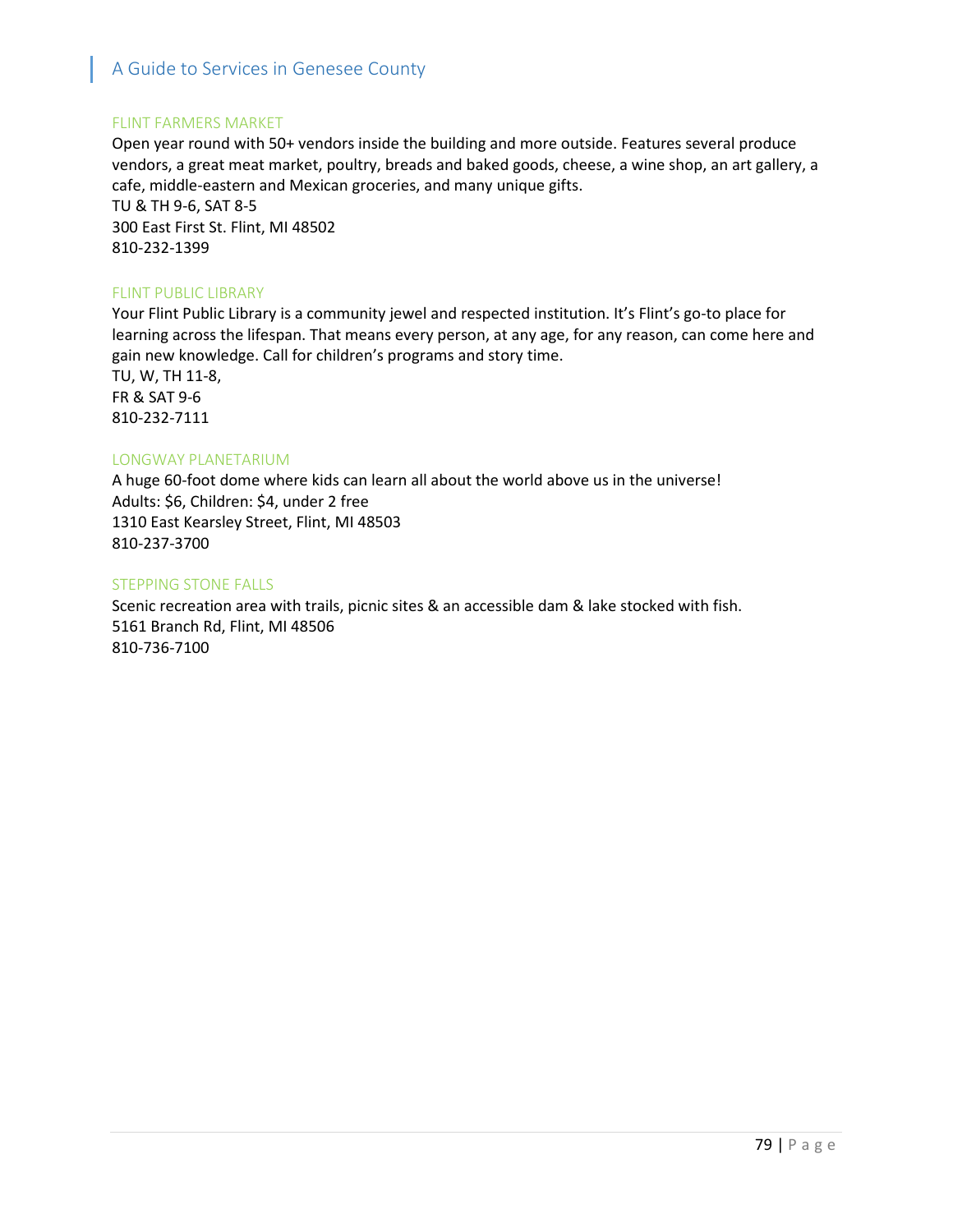### FLINT FARMERS MARKET

Open year round with 50+ vendors inside the building and more outside. Features several produce vendors, a great meat market, poultry, breads and baked goods, cheese, a wine shop, an art gallery, a cafe, middle-eastern and Mexican groceries, and many unique gifts.
TU & TH 9-6, SAT 8-5
300 East First St. Flint, MI 48502
810-232-1399

### FLINT PUBLIC LIBRARY

Your Flint Public Library is a community jewel and respected institution. It's Flint's go-to place for learning across the lifespan. That means every person, at any age, for any reason, can come here and gain new knowledge. Call for children's programs and story time.
TU, W, TH 11-8,
FR & SAT 9-6
810-232-7111

### LONGWAY PLANETARIUM

A huge 60-foot dome where kids can learn all about the world above us in the universe!
Adults: $6, Children: $4, under 2 free
1310 East Kearsley Street, Flint, MI 48503
810-237-3700

### STEPPING STONE FALLS

Scenic recreation area with trails, picnic sites & an accessible dam & lake stocked with fish.
5161 Branch Rd, Flint, MI 48506
810-736-7100